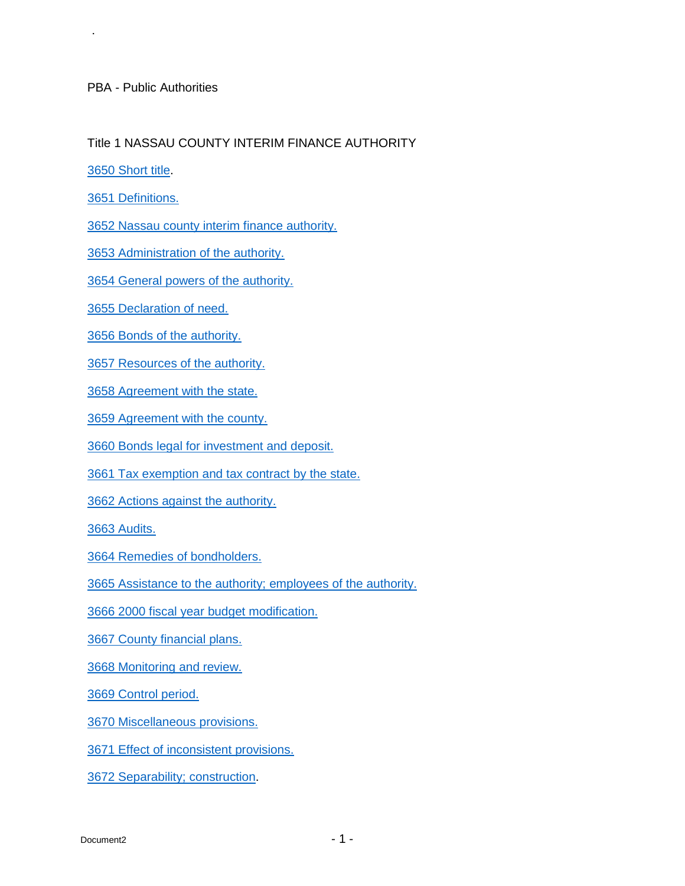.

PBA - Public Authorities

## Title 1 NASSAU COUNTY INTERIM FINANCE AUTHORITY

3650 Short title.

3651 Definitions.

3652 Nassau county interim finance authority.

3653 Administration of the authority.

3654 General powers of the authority.

3655 Declaration of need.

3656 Bonds of the authority.

3657 Resources of the authority.

3658 Agreement with the state.

3659 Agreement with the county.

3660 Bonds legal for investment and deposit.

3661 Tax exemption and tax contract by the state.

3662 Actions against the authority.

3663 Audits.

3664 Remedies of bondholders.

3665 Assistance to the authority; employees of the authority.

3666 2000 fiscal year budget modification.

3667 County financial plans.

3668 Monitoring and review.

3669 Control period.

3670 Miscellaneous provisions.

3671 Effect of inconsistent provisions.

3672 Separability; construction.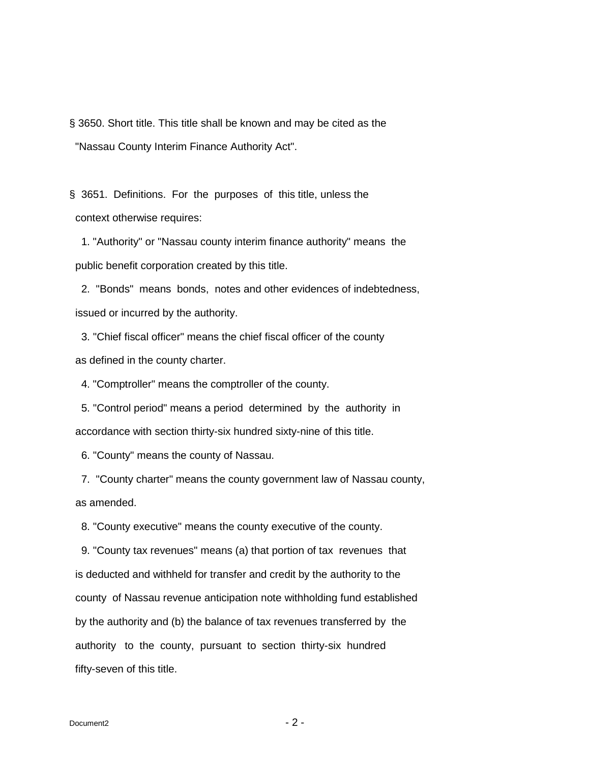§ 3650. Short title. This title shall be known and may be cited as the "Nassau County Interim Finance Authority Act".

§ 3651. Definitions. For the purposes of this title, unless the context otherwise requires:

1. "Authority" or "Nassau county interim finance authority" means the public benefit corporation created by this title.

2. "Bonds" means bonds, notes and other evidences of indebtedness, issued or incurred by the authority.

3. "Chief fiscal officer" means the chief fiscal officer of the county as defined in the county charter.

4. "Comptroller" means the comptroller of the county.

5. "Control period" means a period determined by the authority in accordance with section thirty-six hundred sixty-nine of this title.

6. "County" means the county of Nassau.

7. "County charter" means the county government law of Nassau county, as amended.

8. "County executive" means the county executive of the county.

9. "County tax revenues" means (a) that portion of tax revenues that is deducted and withheld for transfer and credit by the authority to the county of Nassau revenue anticipation note withholding fund established by the authority and (b) the balance of tax revenues transferred by the authority to the county, pursuant to section thirty-six hundred fifty-seven of this title.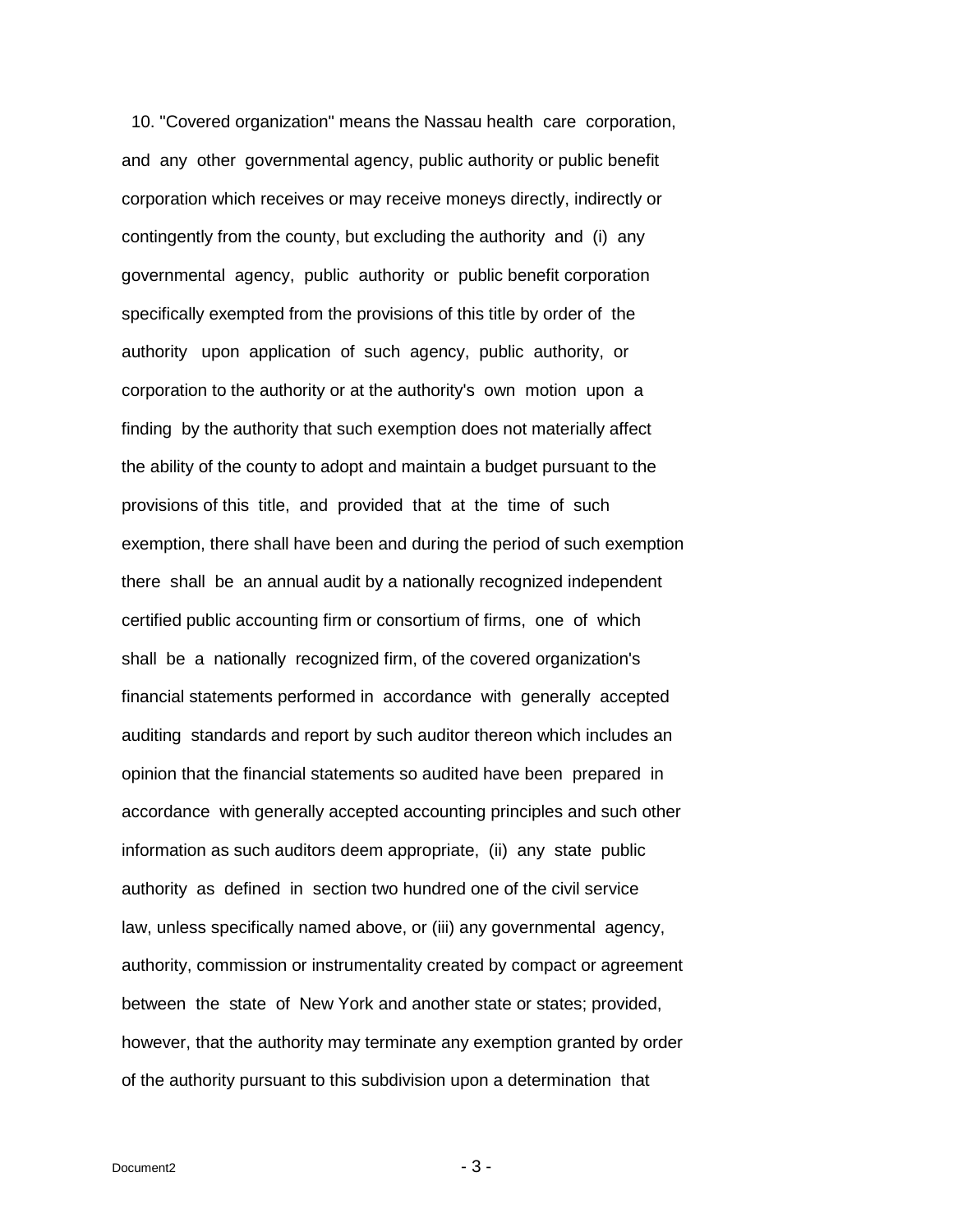10. "Covered organization" means the Nassau health care corporation, and any other governmental agency, public authority or public benefit corporation which receives or may receive moneys directly, indirectly or contingently from the county, but excluding the authority and (i) any governmental agency, public authority or public benefit corporation specifically exempted from the provisions of this title by order of the authority upon application of such agency, public authority, or corporation to the authority or at the authority's own motion upon a finding by the authority that such exemption does not materially affect the ability of the county to adopt and maintain a budget pursuant to the provisions of this title, and provided that at the time of such exemption, there shall have been and during the period of such exemption there shall be an annual audit by a nationally recognized independent certified public accounting firm or consortium of firms, one of which shall be a nationally recognized firm, of the covered organization's financial statements performed in accordance with generally accepted auditing standards and report by such auditor thereon which includes an opinion that the financial statements so audited have been prepared in accordance with generally accepted accounting principles and such other information as such auditors deem appropriate, (ii) any state public authority as defined in section two hundred one of the civil service law, unless specifically named above, or (iii) any governmental agency, authority, commission or instrumentality created by compact or agreement between the state of New York and another state or states; provided, however, that the authority may terminate any exemption granted by order of the authority pursuant to this subdivision upon a determination that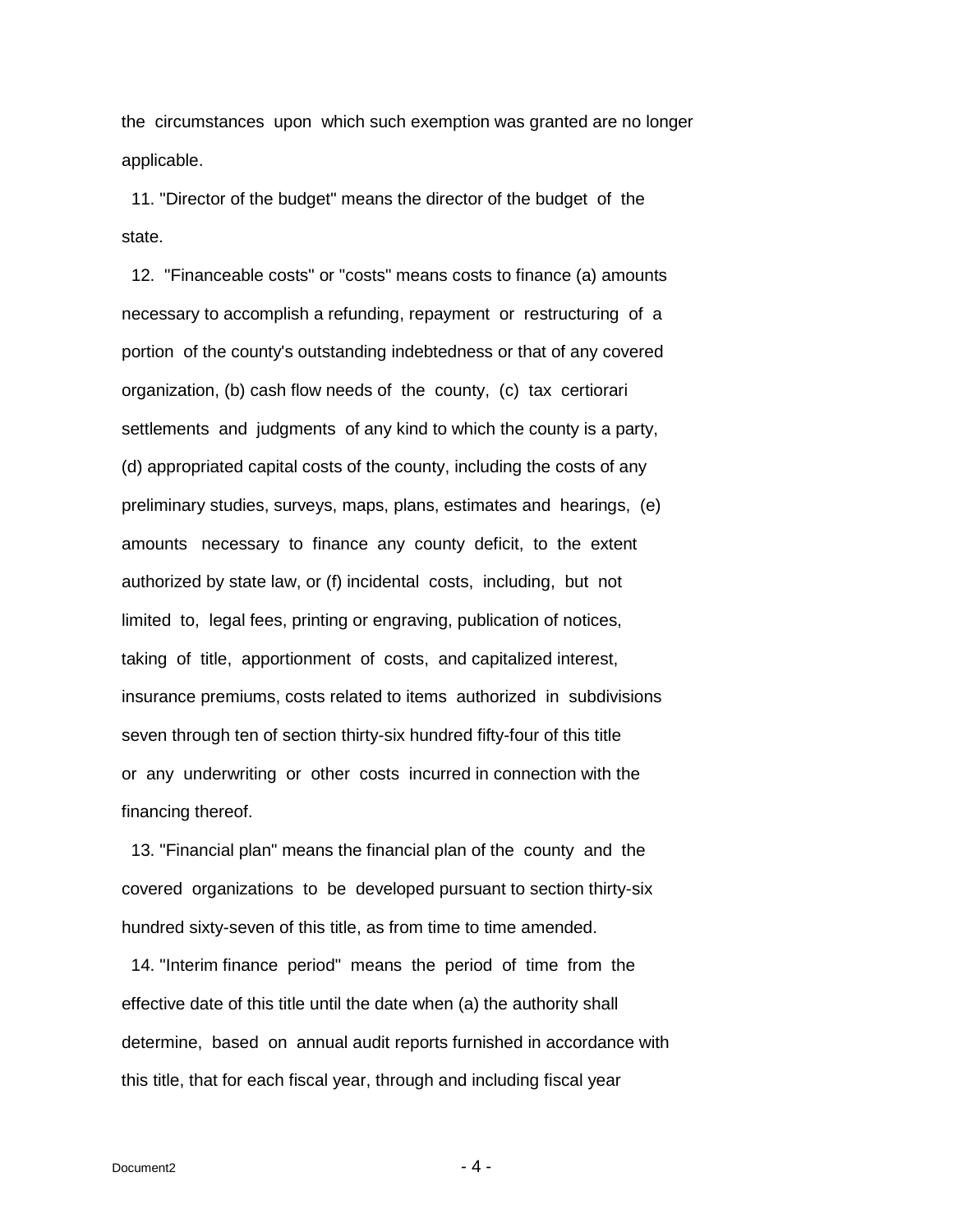the circumstances upon which such exemption was granted are no longer applicable.

11. "Director of the budget" means the director of the budget of the state.

12. "Financeable costs" or "costs" means costs to finance (a) amounts necessary to accomplish a refunding, repayment or restructuring of a portion of the county's outstanding indebtedness or that of any covered organization, (b) cash flow needs of the county, (c) tax certiorari settlements and judgments of any kind to which the county is a party, (d) appropriated capital costs of the county, including the costs of any preliminary studies, surveys, maps, plans, estimates and hearings, (e) amounts necessary to finance any county deficit, to the extent authorized by state law, or (f) incidental costs, including, but not limited to, legal fees, printing or engraving, publication of notices, taking of title, apportionment of costs, and capitalized interest, insurance premiums, costs related to items authorized in subdivisions seven through ten of section thirty-six hundred fifty-four of this title or any underwriting or other costs incurred in connection with the financing thereof.

13. "Financial plan" means the financial plan of the county and the covered organizations to be developed pursuant to section thirty-six hundred sixty-seven of this title, as from time to time amended.

14. "Interim finance period" means the period of time from the effective date of this title until the date when (a) the authority shall determine, based on annual audit reports furnished in accordance with this title, that for each fiscal year, through and including fiscal year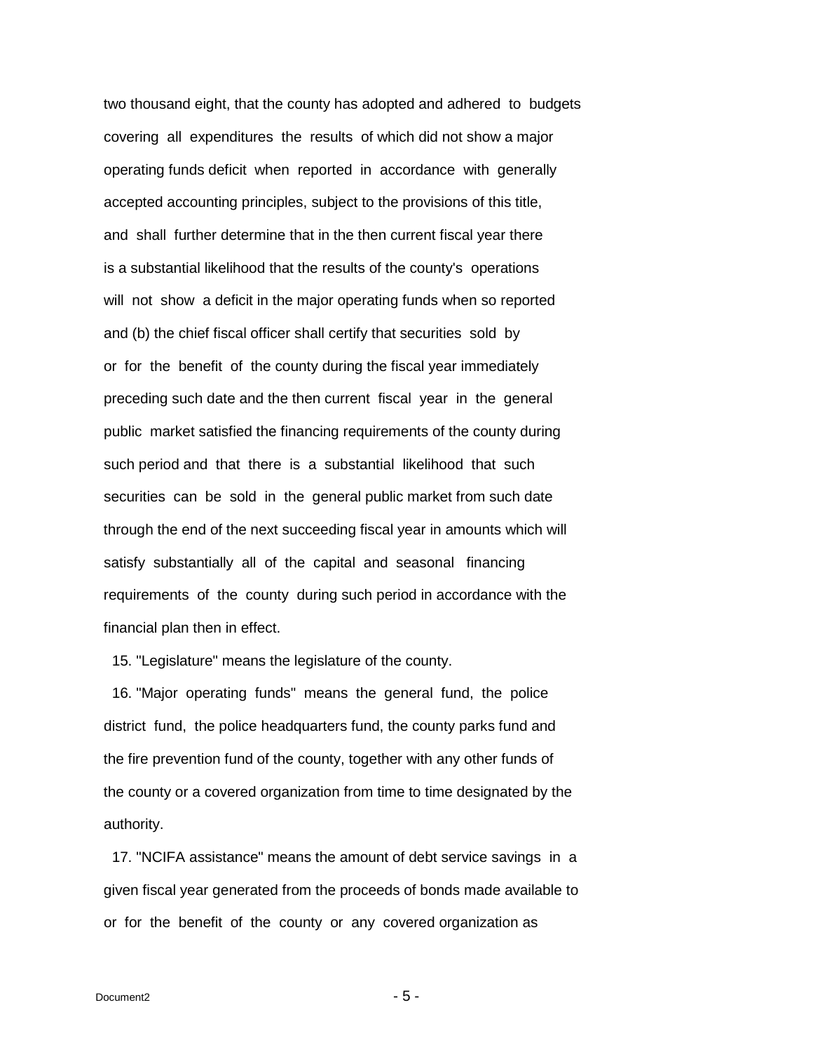two thousand eight, that the county has adopted and adhered to budgets covering all expenditures the results of which did not show a major operating funds deficit when reported in accordance with generally accepted accounting principles, subject to the provisions of this title, and shall further determine that in the then current fiscal year there is a substantial likelihood that the results of the county's operations will not show a deficit in the major operating funds when so reported and (b) the chief fiscal officer shall certify that securities sold by or for the benefit of the county during the fiscal year immediately preceding such date and the then current fiscal year in the general public market satisfied the financing requirements of the county during such period and that there is a substantial likelihood that such securities can be sold in the general public market from such date through the end of the next succeeding fiscal year in amounts which will satisfy substantially all of the capital and seasonal financing requirements of the county during such period in accordance with the financial plan then in effect.

15. "Legislature" means the legislature of the county.

16. "Major operating funds" means the general fund, the police district fund, the police headquarters fund, the county parks fund and the fire prevention fund of the county, together with any other funds of the county or a covered organization from time to time designated by the authority.

17. "NCIFA assistance" means the amount of debt service savings in a given fiscal year generated from the proceeds of bonds made available to or for the benefit of the county or any covered organization as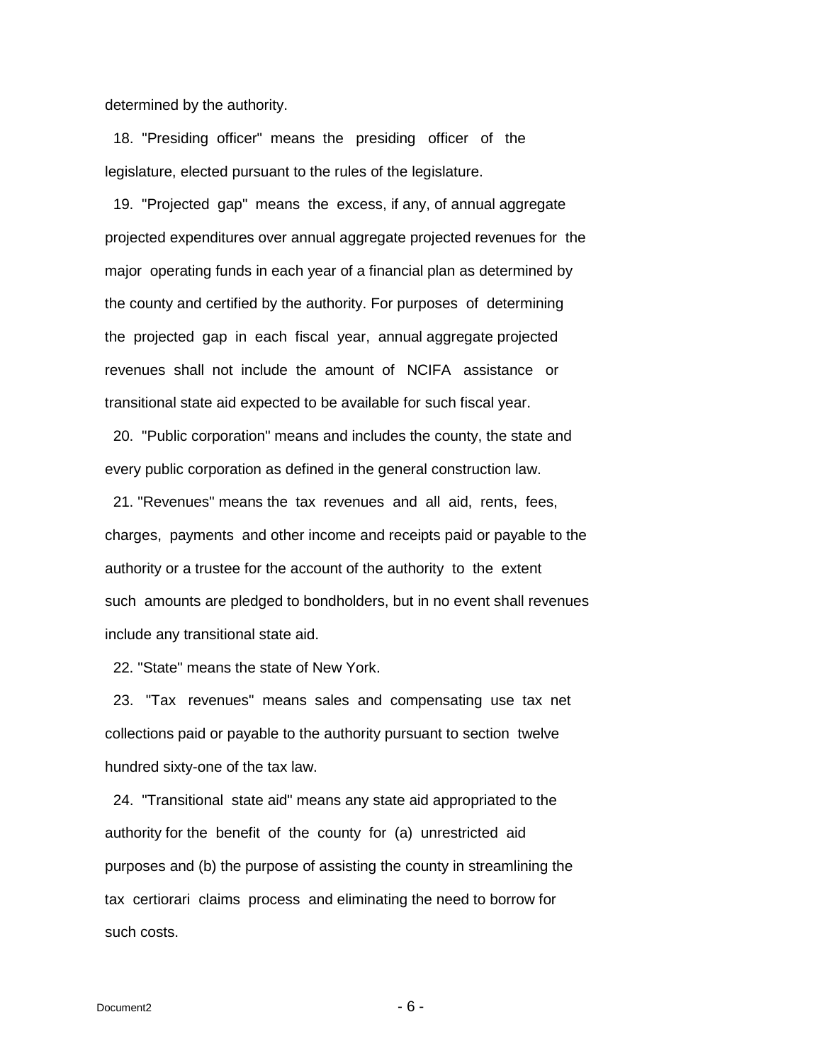determined by the authority.

18. "Presiding officer" means the presiding officer of the legislature, elected pursuant to the rules of the legislature.

19. "Projected gap" means the excess, if any, of annual aggregate projected expenditures over annual aggregate projected revenues for the major operating funds in each year of a financial plan as determined by the county and certified by the authority. For purposes of determining the projected gap in each fiscal year, annual aggregate projected revenues shall not include the amount of NCIFA assistance or transitional state aid expected to be available for such fiscal year.

20. "Public corporation" means and includes the county, the state and every public corporation as defined in the general construction law.

21. "Revenues" means the tax revenues and all aid, rents, fees, charges, payments and other income and receipts paid or payable to the authority or a trustee for the account of the authority to the extent such amounts are pledged to bondholders, but in no event shall revenues include any transitional state aid.

22. "State" means the state of New York.

23. "Tax revenues" means sales and compensating use tax net collections paid or payable to the authority pursuant to section twelve hundred sixty-one of the tax law.

24. "Transitional state aid" means any state aid appropriated to the authority for the benefit of the county for (a) unrestricted aid purposes and (b) the purpose of assisting the county in streamlining the tax certiorari claims process and eliminating the need to borrow for such costs.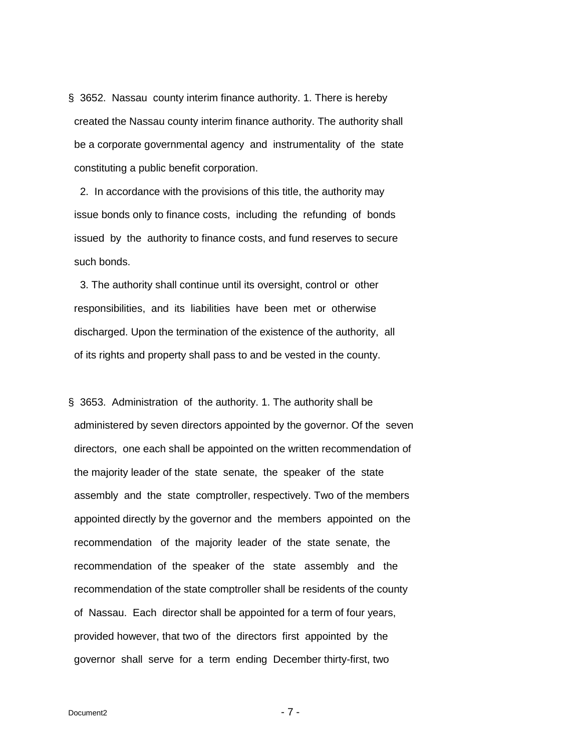§ 3652. Nassau county interim finance authority. 1. There is hereby created the Nassau county interim finance authority. The authority shall be a corporate governmental agency and instrumentality of the state constituting a public benefit corporation.

2. In accordance with the provisions of this title, the authority may issue bonds only to finance costs, including the refunding of bonds issued by the authority to finance costs, and fund reserves to secure such bonds.

3. The authority shall continue until its oversight, control or other responsibilities, and its liabilities have been met or otherwise discharged. Upon the termination of the existence of the authority, all of its rights and property shall pass to and be vested in the county.

§ 3653. Administration of the authority. 1. The authority shall be administered by seven directors appointed by the governor. Of the seven directors, one each shall be appointed on the written recommendation of the majority leader of the state senate, the speaker of the state assembly and the state comptroller, respectively. Two of the members appointed directly by the governor and the members appointed on the recommendation of the majority leader of the state senate, the recommendation of the speaker of the state assembly and the recommendation of the state comptroller shall be residents of the county of Nassau. Each director shall be appointed for a term of four years, provided however, that two of the directors first appointed by the governor shall serve for a term ending December thirty-first, two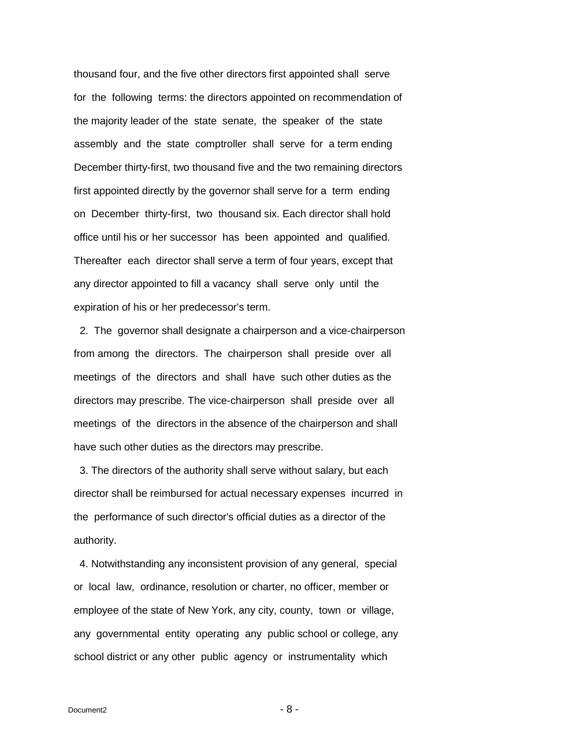thousand four, and the five other directors first appointed shall serve for the following terms: the directors appointed on recommendation of the majority leader of the state senate, the speaker of the state assembly and the state comptroller shall serve for a term ending December thirty-first, two thousand five and the two remaining directors first appointed directly by the governor shall serve for a term ending on December thirty-first, two thousand six. Each director shall hold office until his or her successor has been appointed and qualified. Thereafter each director shall serve a term of four years, except that any director appointed to fill a vacancy shall serve only until the expiration of his or her predecessor's term.

2. The governor shall designate a chairperson and a vice-chairperson from among the directors. The chairperson shall preside over all meetings of the directors and shall have such other duties as the directors may prescribe. The vice-chairperson shall preside over all meetings of the directors in the absence of the chairperson and shall have such other duties as the directors may prescribe.

3. The directors of the authority shall serve without salary, but each director shall be reimbursed for actual necessary expenses incurred in the performance of such director's official duties as a director of the authority.

4. Notwithstanding any inconsistent provision of any general, special or local law, ordinance, resolution or charter, no officer, member or employee of the state of New York, any city, county, town or village, any governmental entity operating any public school or college, any school district or any other public agency or instrumentality which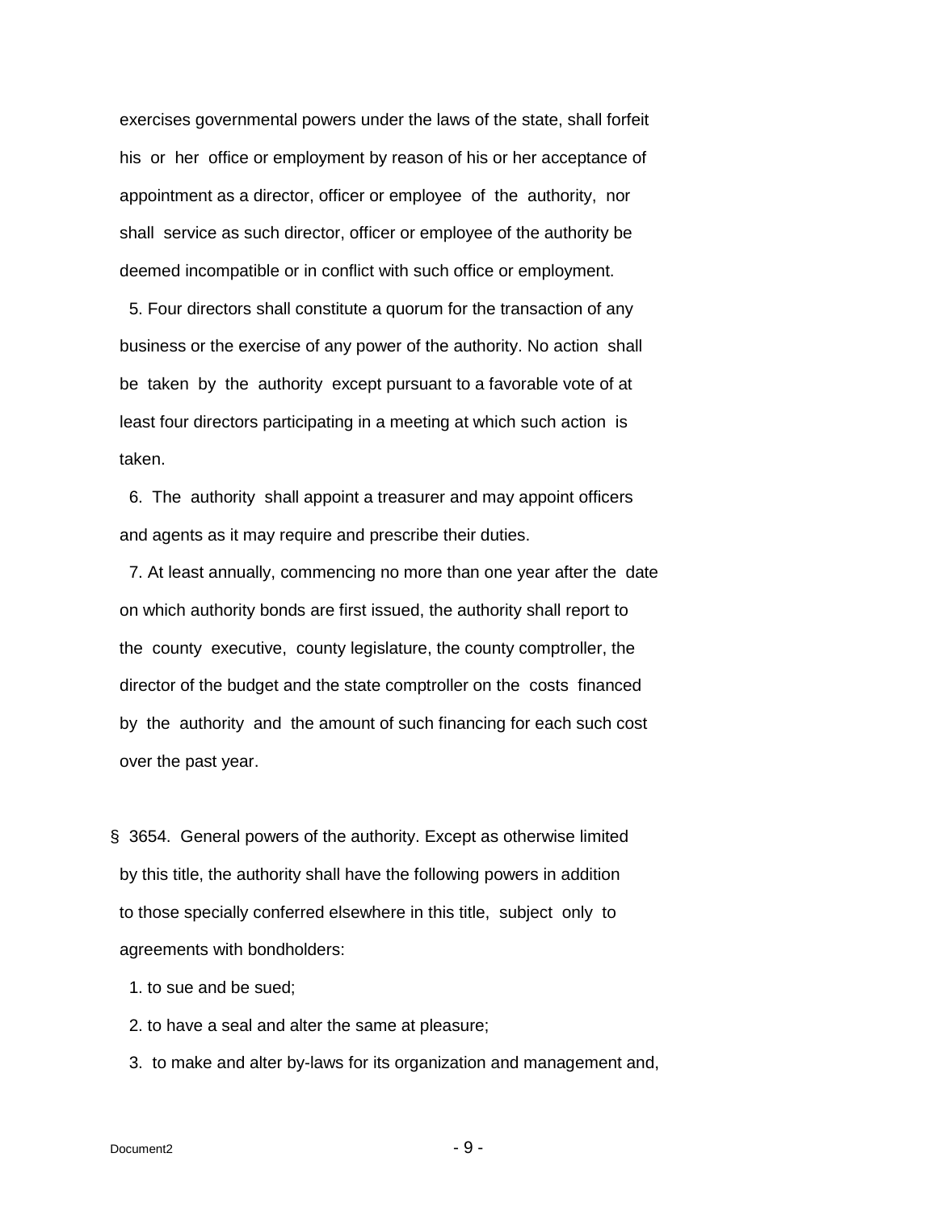exercises governmental powers under the laws of the state, shall forfeit his or her office or employment by reason of his or her acceptance of appointment as a director, officer or employee of the authority, nor shall service as such director, officer or employee of the authority be deemed incompatible or in conflict with such office or employment.

5. Four directors shall constitute a quorum for the transaction of any business or the exercise of any power of the authority. No action shall be taken by the authority except pursuant to a favorable vote of at least four directors participating in a meeting at which such action is taken.

6. The authority shall appoint a treasurer and may appoint officers and agents as it may require and prescribe their duties.

7. At least annually, commencing no more than one year after the date on which authority bonds are first issued, the authority shall report to the county executive, county legislature, the county comptroller, the director of the budget and the state comptroller on the costs financed by the authority and the amount of such financing for each such cost over the past year.

§ 3654. General powers of the authority. Except as otherwise limited by this title, the authority shall have the following powers in addition to those specially conferred elsewhere in this title, subject only to agreements with bondholders:

1. to sue and be sued;

2. to have a seal and alter the same at pleasure;

3. to make and alter by-laws for its organization and management and,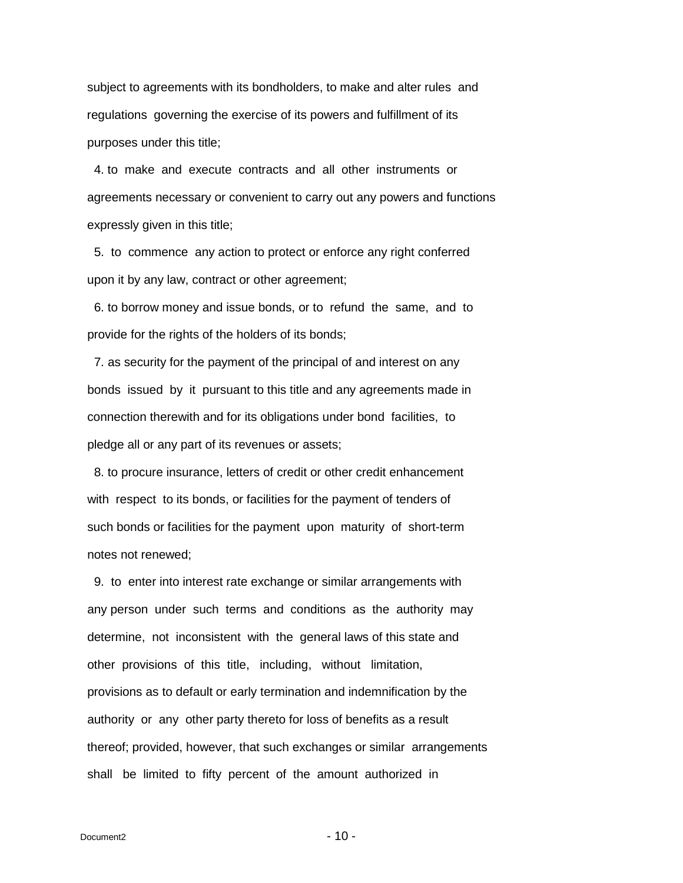subject to agreements with its bondholders, to make and alter rules and regulations governing the exercise of its powers and fulfillment of its purposes under this title;

4. to make and execute contracts and all other instruments or agreements necessary or convenient to carry out any powers and functions expressly given in this title;

5. to commence any action to protect or enforce any right conferred upon it by any law, contract or other agreement;

6. to borrow money and issue bonds, or to refund the same, and to provide for the rights of the holders of its bonds;

7. as security for the payment of the principal of and interest on any bonds issued by it pursuant to this title and any agreements made in connection therewith and for its obligations under bond facilities, to pledge all or any part of its revenues or assets;

8. to procure insurance, letters of credit or other credit enhancement with respect to its bonds, or facilities for the payment of tenders of such bonds or facilities for the payment upon maturity of short-term notes not renewed;

9. to enter into interest rate exchange or similar arrangements with any person under such terms and conditions as the authority may determine, not inconsistent with the general laws of this state and other provisions of this title, including, without limitation, provisions as to default or early termination and indemnification by the authority or any other party thereto for loss of benefits as a result thereof; provided, however, that such exchanges or similar arrangements shall be limited to fifty percent of the amount authorized in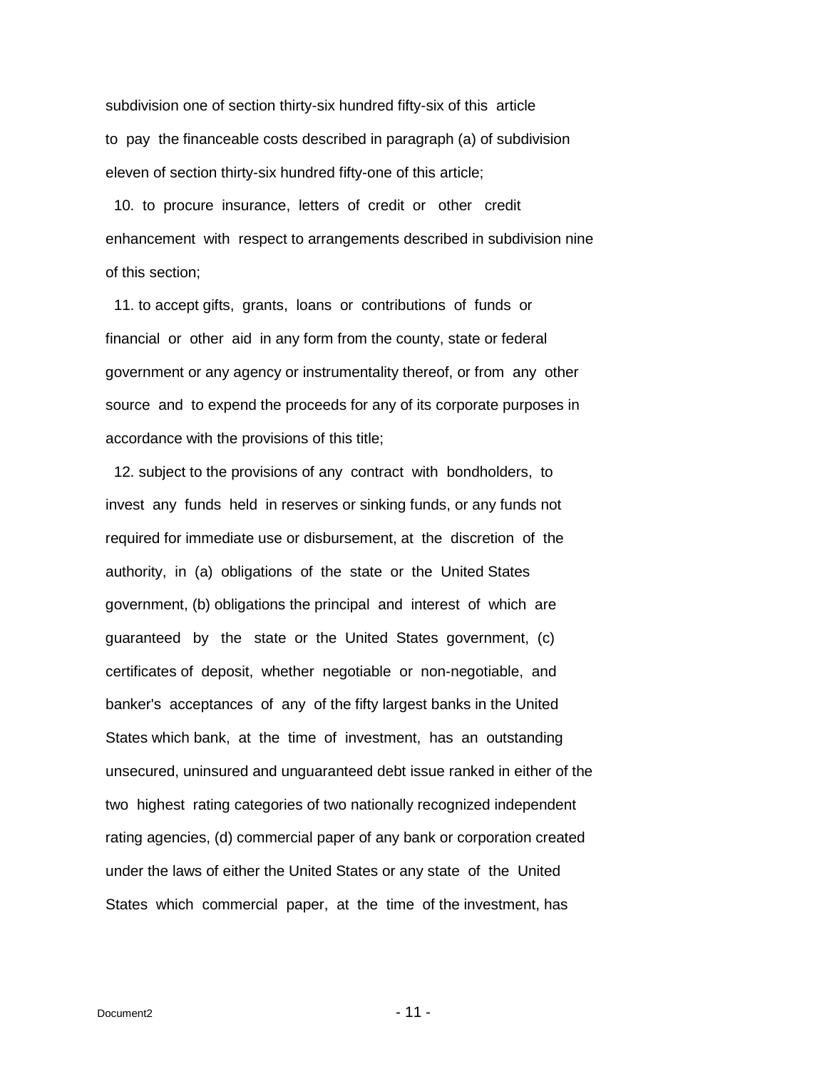subdivision one of section thirty-six hundred fifty-six of this article to pay the financeable costs described in paragraph (a) of subdivision eleven of section thirty-six hundred fifty-one of this article;

10. to procure insurance, letters of credit or other credit enhancement with respect to arrangements described in subdivision nine of this section;

11. to accept gifts, grants, loans or contributions of funds or financial or other aid in any form from the county, state or federal government or any agency or instrumentality thereof, or from any other source and to expend the proceeds for any of its corporate purposes in accordance with the provisions of this title;

12. subject to the provisions of any contract with bondholders, to invest any funds held in reserves or sinking funds, or any funds not required for immediate use or disbursement, at the discretion of the authority, in (a) obligations of the state or the United States government, (b) obligations the principal and interest of which are guaranteed by the state or the United States government, (c) certificates of deposit, whether negotiable or non-negotiable, and banker's acceptances of any of the fifty largest banks in the United States which bank, at the time of investment, has an outstanding unsecured, uninsured and unguaranteed debt issue ranked in either of the two highest rating categories of two nationally recognized independent rating agencies, (d) commercial paper of any bank or corporation created under the laws of either the United States or any state of the United States which commercial paper, at the time of the investment, has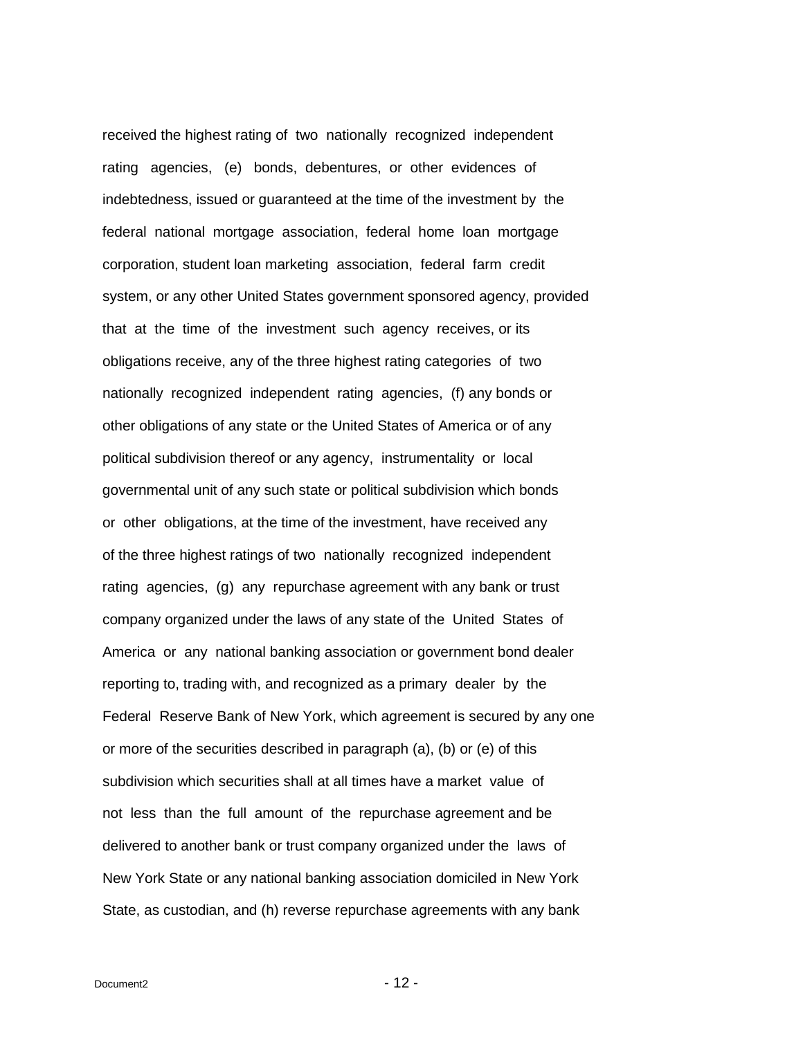received the highest rating of two nationally recognized independent rating agencies, (e) bonds, debentures, or other evidences of indebtedness, issued or guaranteed at the time of the investment by the federal national mortgage association, federal home loan mortgage corporation, student loan marketing association, federal farm credit system, or any other United States government sponsored agency, provided that at the time of the investment such agency receives, or its obligations receive, any of the three highest rating categories of two nationally recognized independent rating agencies, (f) any bonds or other obligations of any state or the United States of America or of any political subdivision thereof or any agency, instrumentality or local governmental unit of any such state or political subdivision which bonds or other obligations, at the time of the investment, have received any of the three highest ratings of two nationally recognized independent rating agencies, (g) any repurchase agreement with any bank or trust company organized under the laws of any state of the United States of America or any national banking association or government bond dealer reporting to, trading with, and recognized as a primary dealer by the Federal Reserve Bank of New York, which agreement is secured by any one or more of the securities described in paragraph (a), (b) or (e) of this subdivision which securities shall at all times have a market value of not less than the full amount of the repurchase agreement and be delivered to another bank or trust company organized under the laws of New York State or any national banking association domiciled in New York State, as custodian, and (h) reverse repurchase agreements with any bank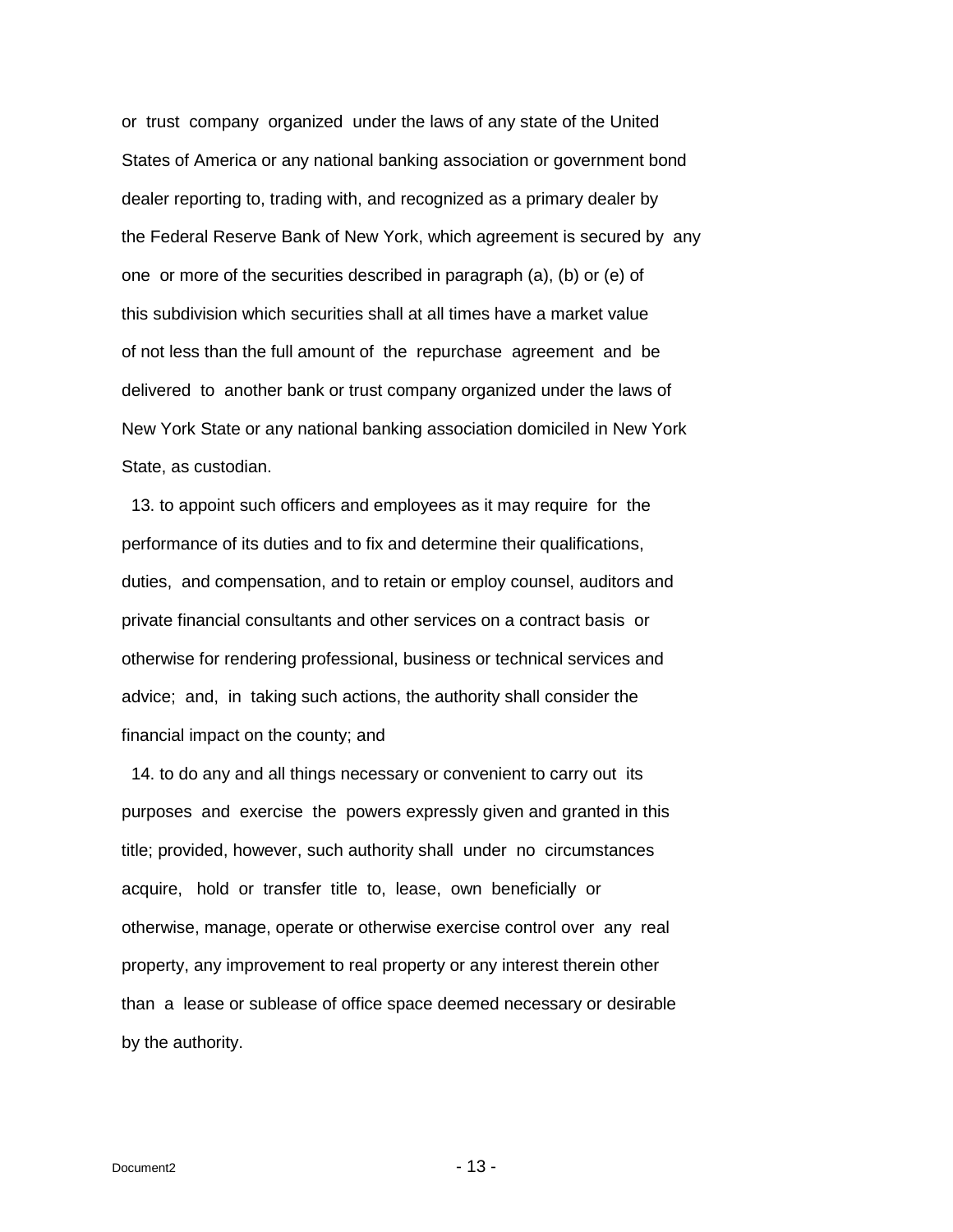or trust company organized under the laws of any state of the United States of America or any national banking association or government bond dealer reporting to, trading with, and recognized as a primary dealer by the Federal Reserve Bank of New York, which agreement is secured by any one or more of the securities described in paragraph (a), (b) or (e) of this subdivision which securities shall at all times have a market value of not less than the full amount of the repurchase agreement and be delivered to another bank or trust company organized under the laws of New York State or any national banking association domiciled in New York State, as custodian.

13. to appoint such officers and employees as it may require for the performance of its duties and to fix and determine their qualifications, duties, and compensation, and to retain or employ counsel, auditors and private financial consultants and other services on a contract basis or otherwise for rendering professional, business or technical services and advice; and, in taking such actions, the authority shall consider the financial impact on the county; and

14. to do any and all things necessary or convenient to carry out its purposes and exercise the powers expressly given and granted in this title; provided, however, such authority shall under no circumstances acquire, hold or transfer title to, lease, own beneficially or otherwise, manage, operate or otherwise exercise control over any real property, any improvement to real property or any interest therein other than a lease or sublease of office space deemed necessary or desirable by the authority.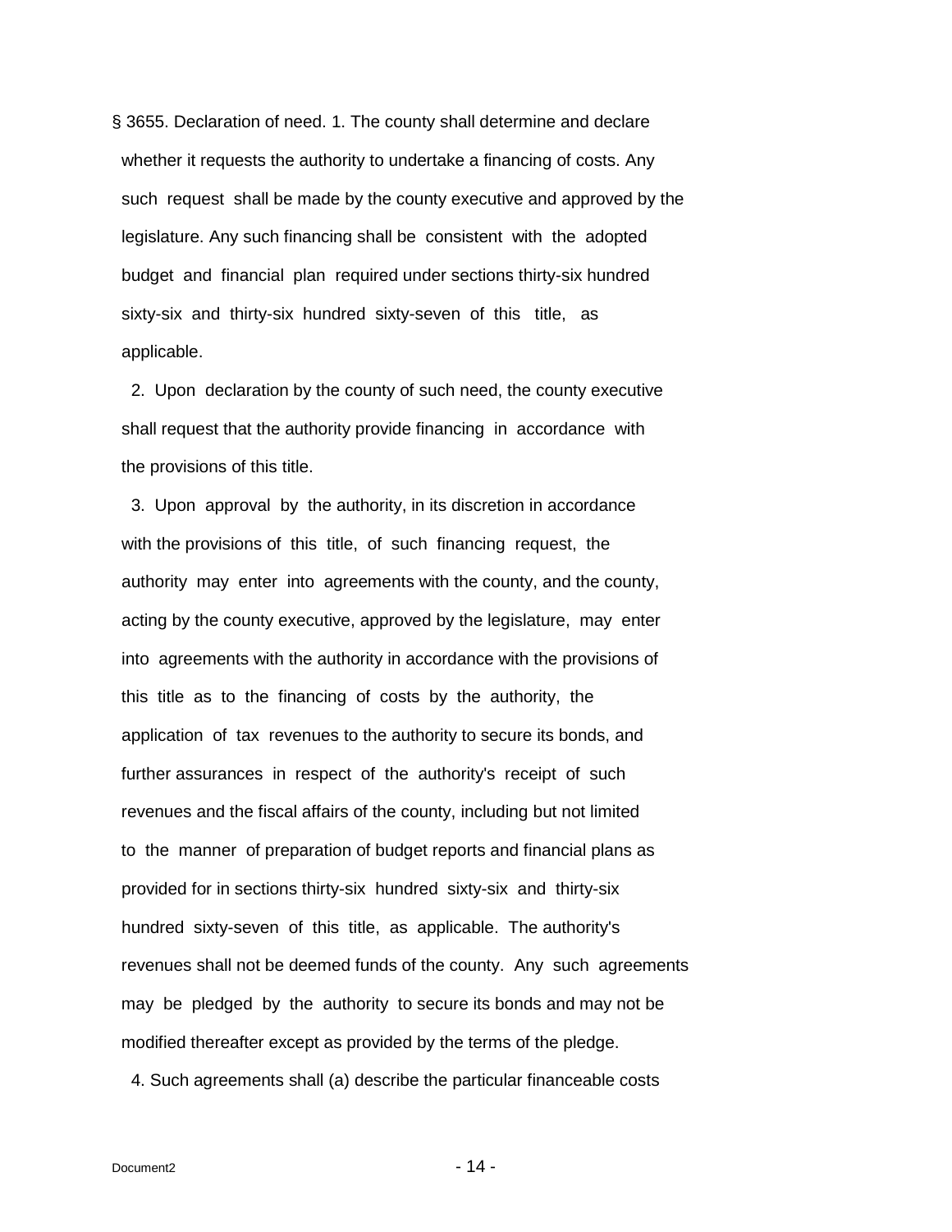§ 3655. Declaration of need. 1. The county shall determine and declare whether it requests the authority to undertake a financing of costs. Any such request shall be made by the county executive and approved by the legislature. Any such financing shall be consistent with the adopted budget and financial plan required under sections thirty-six hundred sixty-six and thirty-six hundred sixty-seven of this title, as applicable.

2. Upon declaration by the county of such need, the county executive shall request that the authority provide financing in accordance with the provisions of this title.

3. Upon approval by the authority, in its discretion in accordance with the provisions of this title, of such financing request, the authority may enter into agreements with the county, and the county, acting by the county executive, approved by the legislature, may enter into agreements with the authority in accordance with the provisions of this title as to the financing of costs by the authority, the application of tax revenues to the authority to secure its bonds, and further assurances in respect of the authority's receipt of such revenues and the fiscal affairs of the county, including but not limited to the manner of preparation of budget reports and financial plans as provided for in sections thirty-six hundred sixty-six and thirty-six hundred sixty-seven of this title, as applicable. The authority's revenues shall not be deemed funds of the county. Any such agreements may be pledged by the authority to secure its bonds and may not be modified thereafter except as provided by the terms of the pledge.

4. Such agreements shall (a) describe the particular financeable costs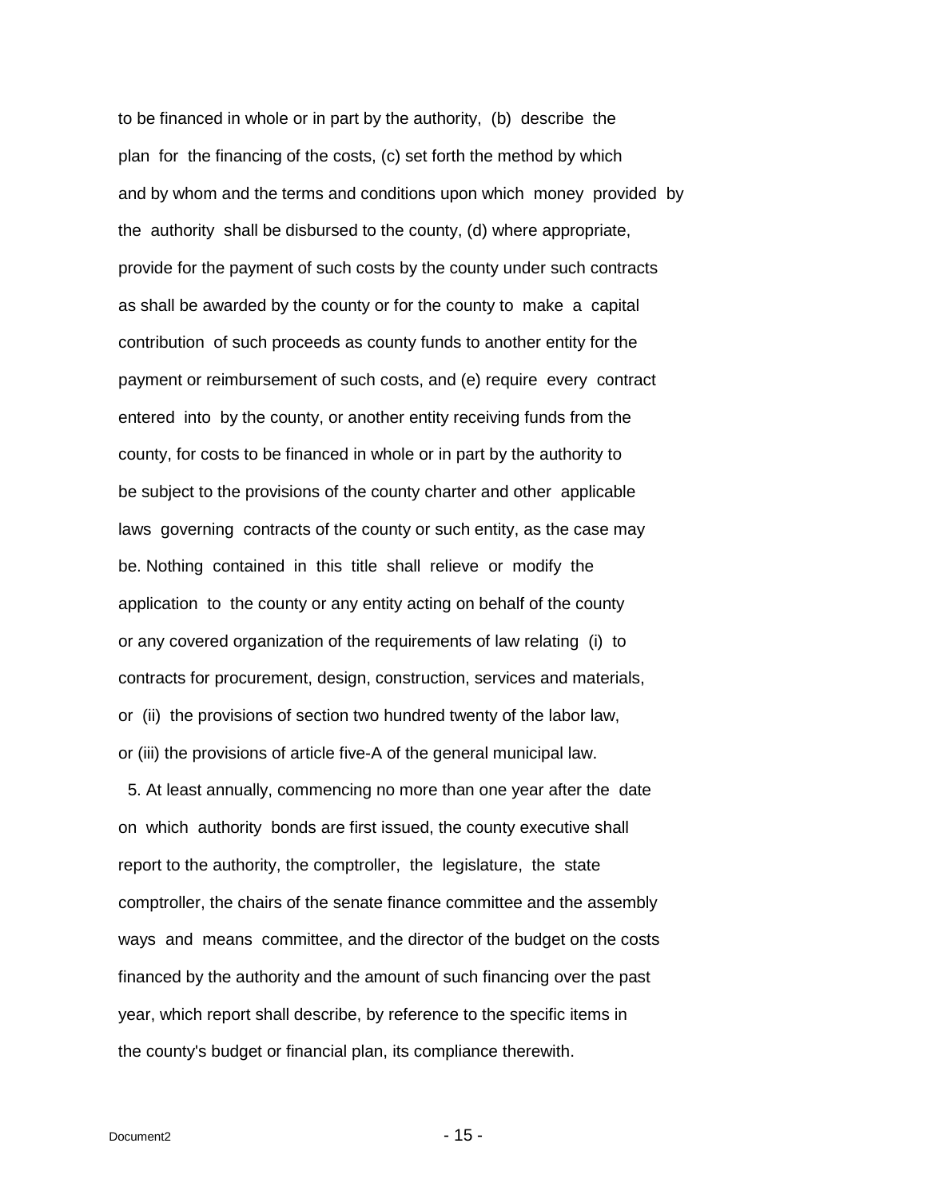to be financed in whole or in part by the authority, (b) describe the plan for the financing of the costs, (c) set forth the method by which and by whom and the terms and conditions upon which money provided by the authority shall be disbursed to the county, (d) where appropriate, provide for the payment of such costs by the county under such contracts as shall be awarded by the county or for the county to make a capital contribution of such proceeds as county funds to another entity for the payment or reimbursement of such costs, and (e) require every contract entered into by the county, or another entity receiving funds from the county, for costs to be financed in whole or in part by the authority to be subject to the provisions of the county charter and other applicable laws governing contracts of the county or such entity, as the case may be. Nothing contained in this title shall relieve or modify the application to the county or any entity acting on behalf of the county or any covered organization of the requirements of law relating (i) to contracts for procurement, design, construction, services and materials, or (ii) the provisions of section two hundred twenty of the labor law, or (iii) the provisions of article five-A of the general municipal law.

5. At least annually, commencing no more than one year after the date on which authority bonds are first issued, the county executive shall report to the authority, the comptroller, the legislature, the state comptroller, the chairs of the senate finance committee and the assembly ways and means committee, and the director of the budget on the costs financed by the authority and the amount of such financing over the past year, which report shall describe, by reference to the specific items in the county's budget or financial plan, its compliance therewith.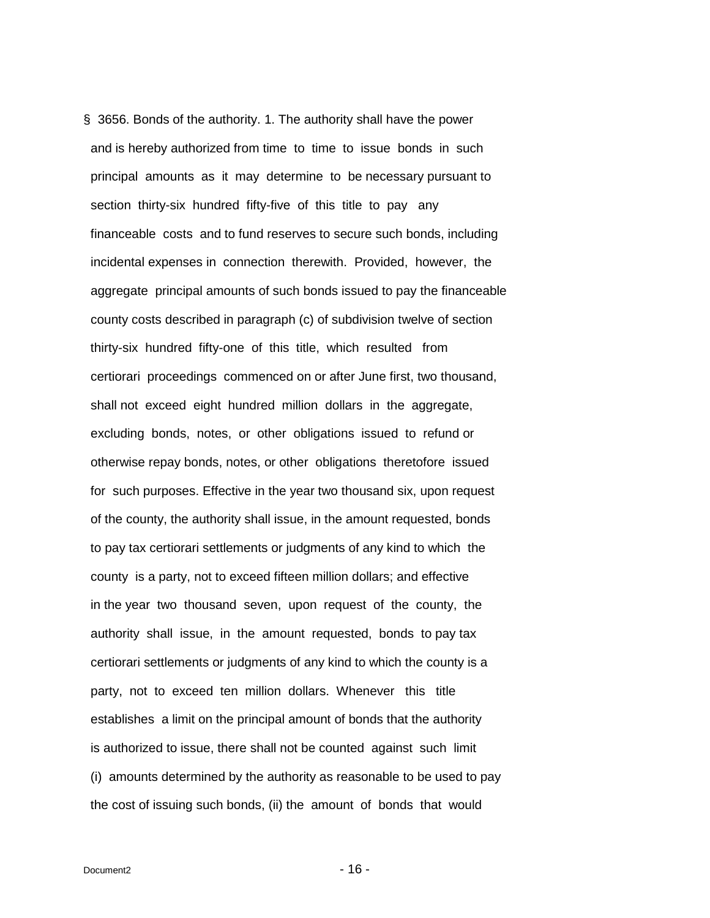§ 3656. Bonds of the authority. 1. The authority shall have the power and is hereby authorized from time to time to issue bonds in such principal amounts as it may determine to be necessary pursuant to section thirty-six hundred fifty-five of this title to pay any financeable costs and to fund reserves to secure such bonds, including incidental expenses in connection therewith. Provided, however, the aggregate principal amounts of such bonds issued to pay the financeable county costs described in paragraph (c) of subdivision twelve of section thirty-six hundred fifty-one of this title, which resulted from certiorari proceedings commenced on or after June first, two thousand, shall not exceed eight hundred million dollars in the aggregate, excluding bonds, notes, or other obligations issued to refund or otherwise repay bonds, notes, or other obligations theretofore issued for such purposes. Effective in the year two thousand six, upon request of the county, the authority shall issue, in the amount requested, bonds to pay tax certiorari settlements or judgments of any kind to which the county is a party, not to exceed fifteen million dollars; and effective in the year two thousand seven, upon request of the county, the authority shall issue, in the amount requested, bonds to pay tax certiorari settlements or judgments of any kind to which the county is a party, not to exceed ten million dollars. Whenever this title establishes a limit on the principal amount of bonds that the authority is authorized to issue, there shall not be counted against such limit (i) amounts determined by the authority as reasonable to be used to pay the cost of issuing such bonds, (ii) the amount of bonds that would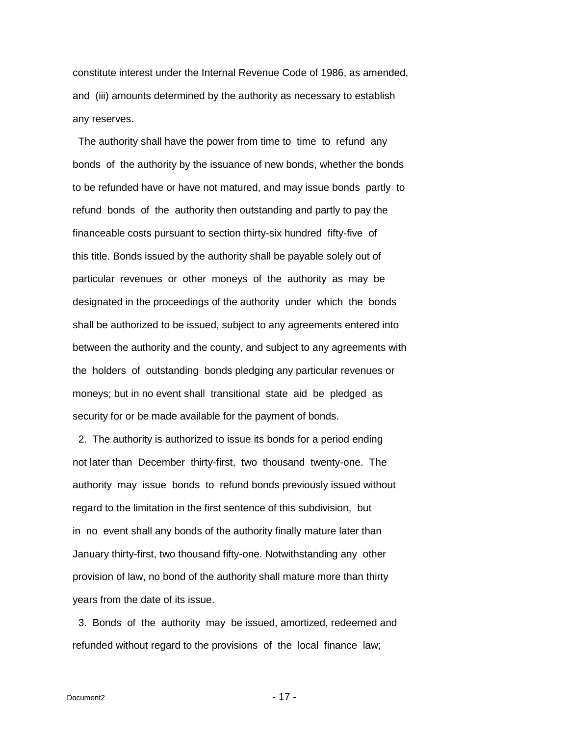constitute interest under the Internal Revenue Code of 1986, as amended, and (iii) amounts determined by the authority as necessary to establish any reserves.

The authority shall have the power from time to time to refund any bonds of the authority by the issuance of new bonds, whether the bonds to be refunded have or have not matured, and may issue bonds partly to refund bonds of the authority then outstanding and partly to pay the financeable costs pursuant to section thirty-six hundred fifty-five of this title. Bonds issued by the authority shall be payable solely out of particular revenues or other moneys of the authority as may be designated in the proceedings of the authority under which the bonds shall be authorized to be issued, subject to any agreements entered into between the authority and the county, and subject to any agreements with the holders of outstanding bonds pledging any particular revenues or moneys; but in no event shall transitional state aid be pledged as security for or be made available for the payment of bonds.

2. The authority is authorized to issue its bonds for a period ending not later than December thirty-first, two thousand twenty-one. The authority may issue bonds to refund bonds previously issued without regard to the limitation in the first sentence of this subdivision, but in no event shall any bonds of the authority finally mature later than January thirty-first, two thousand fifty-one. Notwithstanding any other provision of law, no bond of the authority shall mature more than thirty years from the date of its issue.

3. Bonds of the authority may be issued, amortized, redeemed and refunded without regard to the provisions of the local finance law;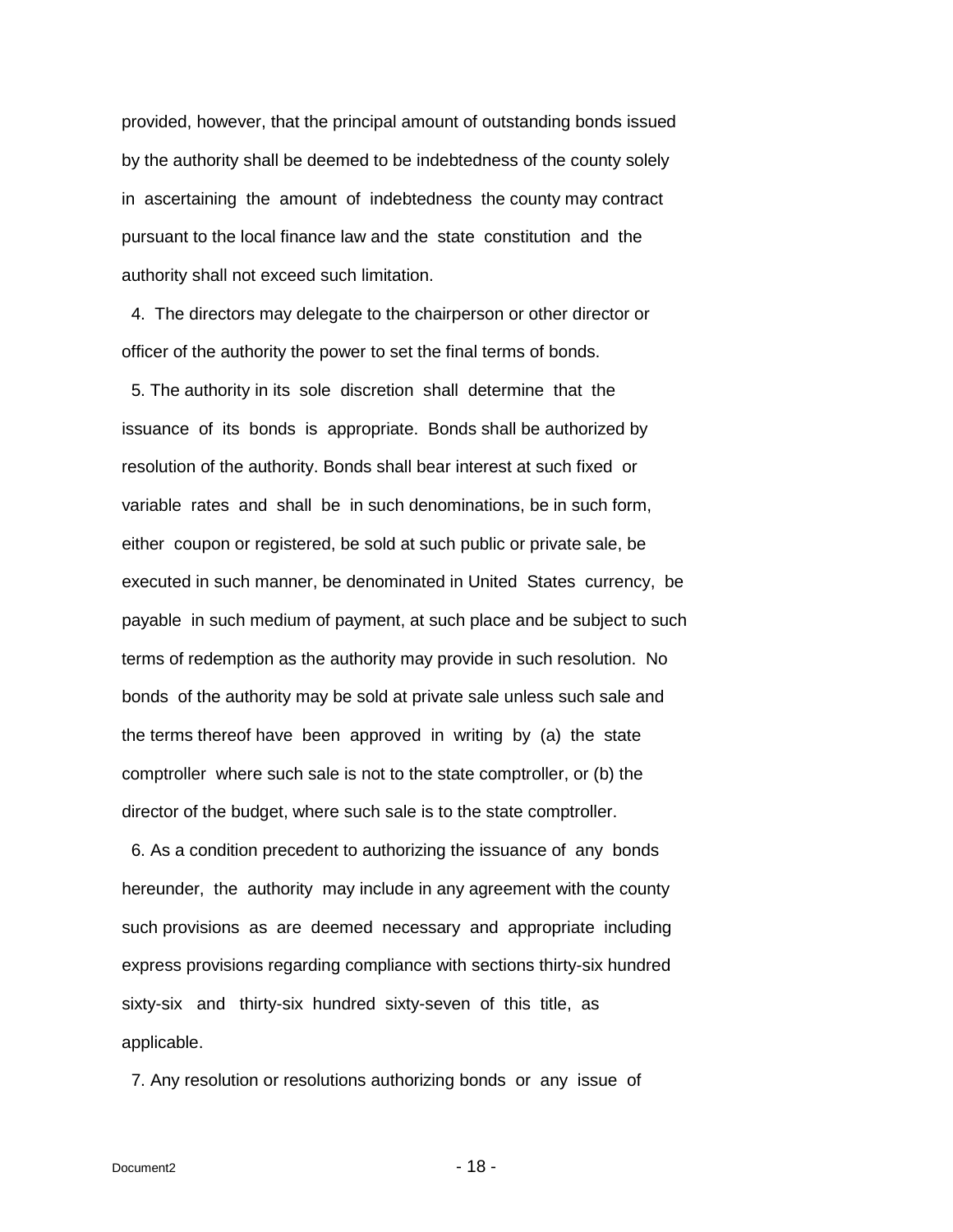provided, however, that the principal amount of outstanding bonds issued by the authority shall be deemed to be indebtedness of the county solely in ascertaining the amount of indebtedness the county may contract pursuant to the local finance law and the state constitution and the authority shall not exceed such limitation.

4. The directors may delegate to the chairperson or other director or officer of the authority the power to set the final terms of bonds.

5. The authority in its sole discretion shall determine that the issuance of its bonds is appropriate. Bonds shall be authorized by resolution of the authority. Bonds shall bear interest at such fixed or variable rates and shall be in such denominations, be in such form, either coupon or registered, be sold at such public or private sale, be executed in such manner, be denominated in United States currency, be payable in such medium of payment, at such place and be subject to such terms of redemption as the authority may provide in such resolution. No bonds of the authority may be sold at private sale unless such sale and the terms thereof have been approved in writing by (a) the state comptroller where such sale is not to the state comptroller, or (b) the director of the budget, where such sale is to the state comptroller.

6. As a condition precedent to authorizing the issuance of any bonds hereunder, the authority may include in any agreement with the county such provisions as are deemed necessary and appropriate including express provisions regarding compliance with sections thirty-six hundred sixty-six and thirty-six hundred sixty-seven of this title, as applicable.

7. Any resolution or resolutions authorizing bonds or any issue of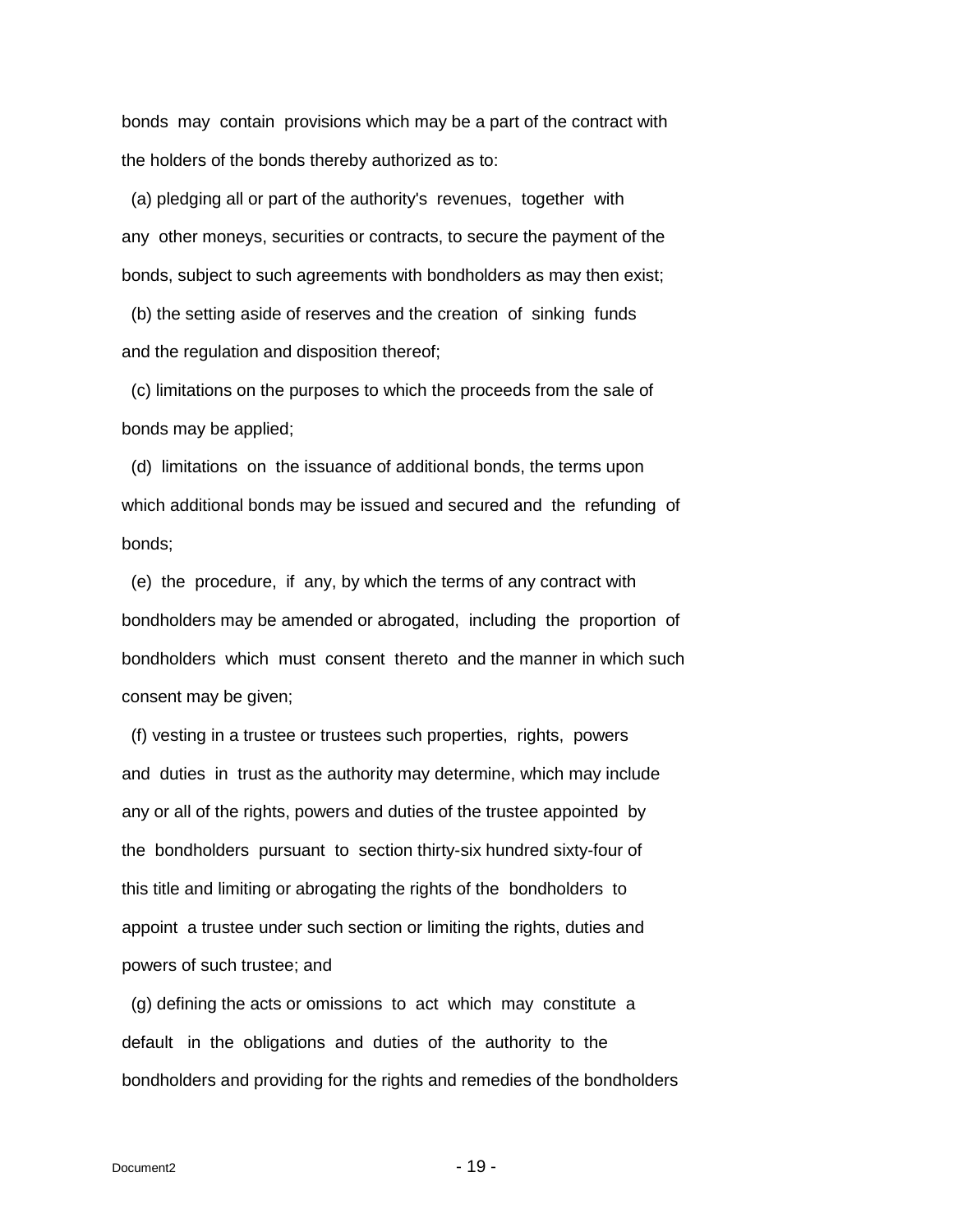bonds may contain provisions which may be a part of the contract with the holders of the bonds thereby authorized as to:

(a) pledging all or part of the authority's revenues, together with any other moneys, securities or contracts, to secure the payment of the bonds, subject to such agreements with bondholders as may then exist;

(b) the setting aside of reserves and the creation of sinking funds and the regulation and disposition thereof;

(c) limitations on the purposes to which the proceeds from the sale of bonds may be applied;

(d) limitations on the issuance of additional bonds, the terms upon which additional bonds may be issued and secured and the refunding of bonds;

(e) the procedure, if any, by which the terms of any contract with bondholders may be amended or abrogated, including the proportion of bondholders which must consent thereto and the manner in which such consent may be given;

(f) vesting in a trustee or trustees such properties, rights, powers and duties in trust as the authority may determine, which may include any or all of the rights, powers and duties of the trustee appointed by the bondholders pursuant to section thirty-six hundred sixty-four of this title and limiting or abrogating the rights of the bondholders to appoint a trustee under such section or limiting the rights, duties and powers of such trustee; and

(g) defining the acts or omissions to act which may constitute a default in the obligations and duties of the authority to the bondholders and providing for the rights and remedies of the bondholders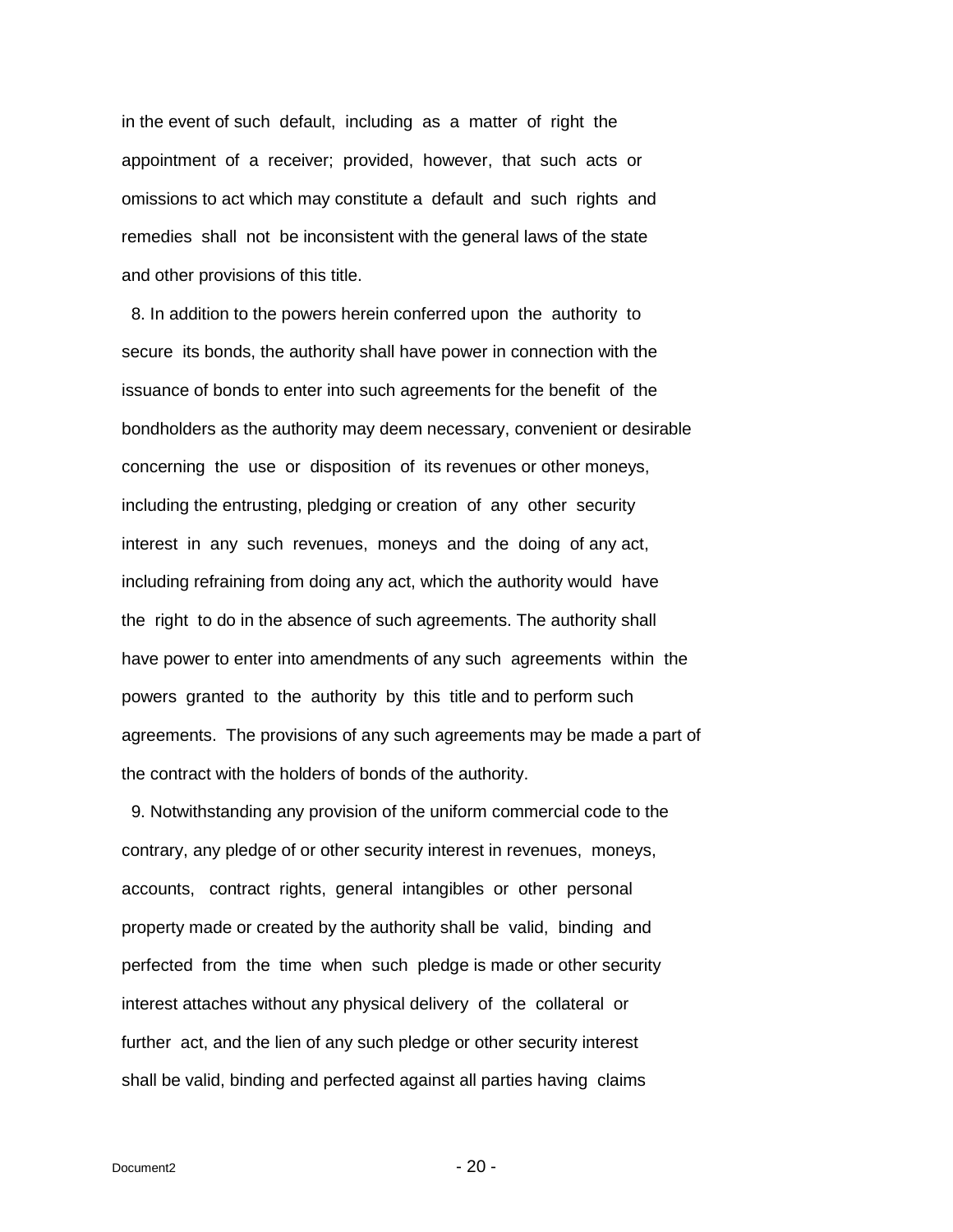in the event of such default, including as a matter of right the appointment of a receiver; provided, however, that such acts or omissions to act which may constitute a default and such rights and remedies shall not be inconsistent with the general laws of the state and other provisions of this title.

8. In addition to the powers herein conferred upon the authority to secure its bonds, the authority shall have power in connection with the issuance of bonds to enter into such agreements for the benefit of the bondholders as the authority may deem necessary, convenient or desirable concerning the use or disposition of its revenues or other moneys, including the entrusting, pledging or creation of any other security interest in any such revenues, moneys and the doing of any act, including refraining from doing any act, which the authority would have the right to do in the absence of such agreements. The authority shall have power to enter into amendments of any such agreements within the powers granted to the authority by this title and to perform such agreements. The provisions of any such agreements may be made a part of the contract with the holders of bonds of the authority.

9. Notwithstanding any provision of the uniform commercial code to the contrary, any pledge of or other security interest in revenues, moneys, accounts, contract rights, general intangibles or other personal property made or created by the authority shall be valid, binding and perfected from the time when such pledge is made or other security interest attaches without any physical delivery of the collateral or further act, and the lien of any such pledge or other security interest shall be valid, binding and perfected against all parties having claims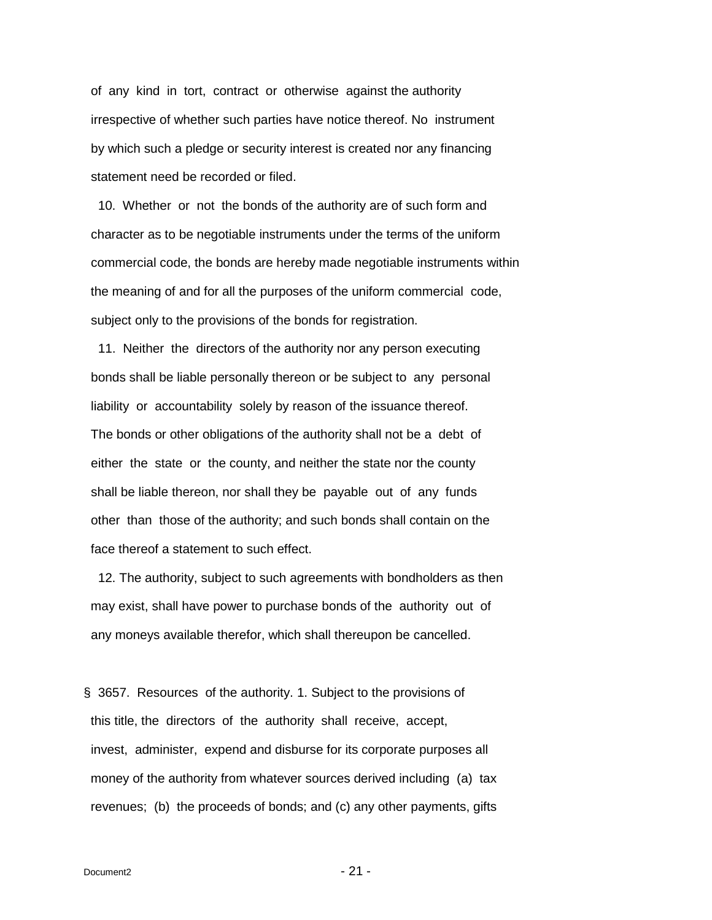of any kind in tort, contract or otherwise against the authority irrespective of whether such parties have notice thereof. No instrument by which such a pledge or security interest is created nor any financing statement need be recorded or filed.

10. Whether or not the bonds of the authority are of such form and character as to be negotiable instruments under the terms of the uniform commercial code, the bonds are hereby made negotiable instruments within the meaning of and for all the purposes of the uniform commercial code, subject only to the provisions of the bonds for registration.

11. Neither the directors of the authority nor any person executing bonds shall be liable personally thereon or be subject to any personal liability or accountability solely by reason of the issuance thereof. The bonds or other obligations of the authority shall not be a debt of either the state or the county, and neither the state nor the county shall be liable thereon, nor shall they be payable out of any funds other than those of the authority; and such bonds shall contain on the face thereof a statement to such effect.

12. The authority, subject to such agreements with bondholders as then may exist, shall have power to purchase bonds of the authority out of any moneys available therefor, which shall thereupon be cancelled.

§ 3657. Resources of the authority. 1. Subject to the provisions of this title, the directors of the authority shall receive, accept, invest, administer, expend and disburse for its corporate purposes all money of the authority from whatever sources derived including (a) tax revenues; (b) the proceeds of bonds; and (c) any other payments, gifts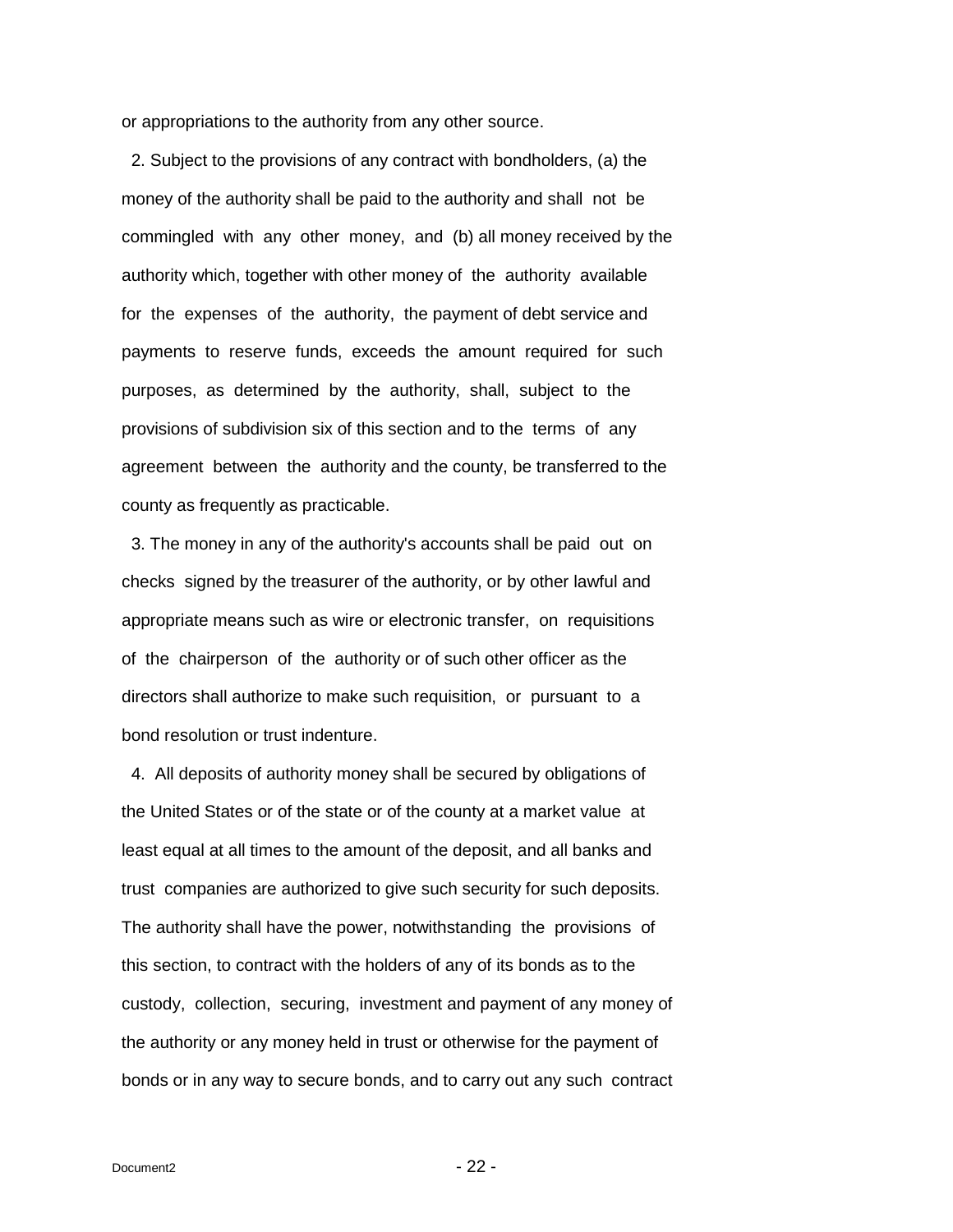or appropriations to the authority from any other source.

2. Subject to the provisions of any contract with bondholders, (a) the money of the authority shall be paid to the authority and shall not be commingled with any other money, and (b) all money received by the authority which, together with other money of the authority available for the expenses of the authority, the payment of debt service and payments to reserve funds, exceeds the amount required for such purposes, as determined by the authority, shall, subject to the provisions of subdivision six of this section and to the terms of any agreement between the authority and the county, be transferred to the county as frequently as practicable.

3. The money in any of the authority's accounts shall be paid out on checks signed by the treasurer of the authority, or by other lawful and appropriate means such as wire or electronic transfer, on requisitions of the chairperson of the authority or of such other officer as the directors shall authorize to make such requisition, or pursuant to a bond resolution or trust indenture.

4. All deposits of authority money shall be secured by obligations of the United States or of the state or of the county at a market value at least equal at all times to the amount of the deposit, and all banks and trust companies are authorized to give such security for such deposits. The authority shall have the power, notwithstanding the provisions of this section, to contract with the holders of any of its bonds as to the custody, collection, securing, investment and payment of any money of the authority or any money held in trust or otherwise for the payment of bonds or in any way to secure bonds, and to carry out any such contract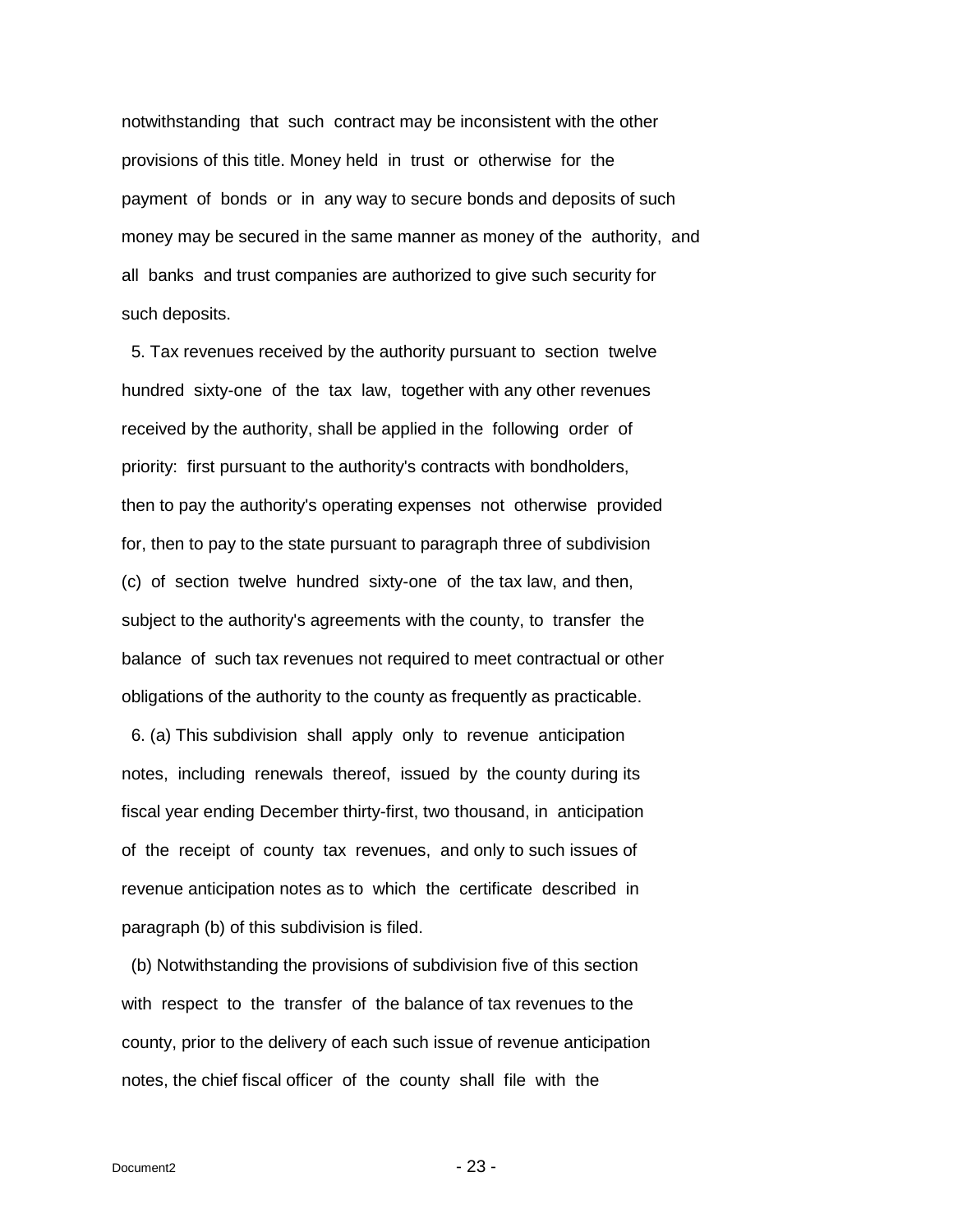notwithstanding that such contract may be inconsistent with the other provisions of this title. Money held in trust or otherwise for the payment of bonds or in any way to secure bonds and deposits of such money may be secured in the same manner as money of the authority, and all banks and trust companies are authorized to give such security for such deposits.

5. Tax revenues received by the authority pursuant to section twelve hundred sixty-one of the tax law, together with any other revenues received by the authority, shall be applied in the following order of priority: first pursuant to the authority's contracts with bondholders, then to pay the authority's operating expenses not otherwise provided for, then to pay to the state pursuant to paragraph three of subdivision (c) of section twelve hundred sixty-one of the tax law, and then, subject to the authority's agreements with the county, to transfer the balance of such tax revenues not required to meet contractual or other obligations of the authority to the county as frequently as practicable.

6. (a) This subdivision shall apply only to revenue anticipation notes, including renewals thereof, issued by the county during its fiscal year ending December thirty-first, two thousand, in anticipation of the receipt of county tax revenues, and only to such issues of revenue anticipation notes as to which the certificate described in paragraph (b) of this subdivision is filed.

(b) Notwithstanding the provisions of subdivision five of this section with respect to the transfer of the balance of tax revenues to the county, prior to the delivery of each such issue of revenue anticipation notes, the chief fiscal officer of the county shall file with the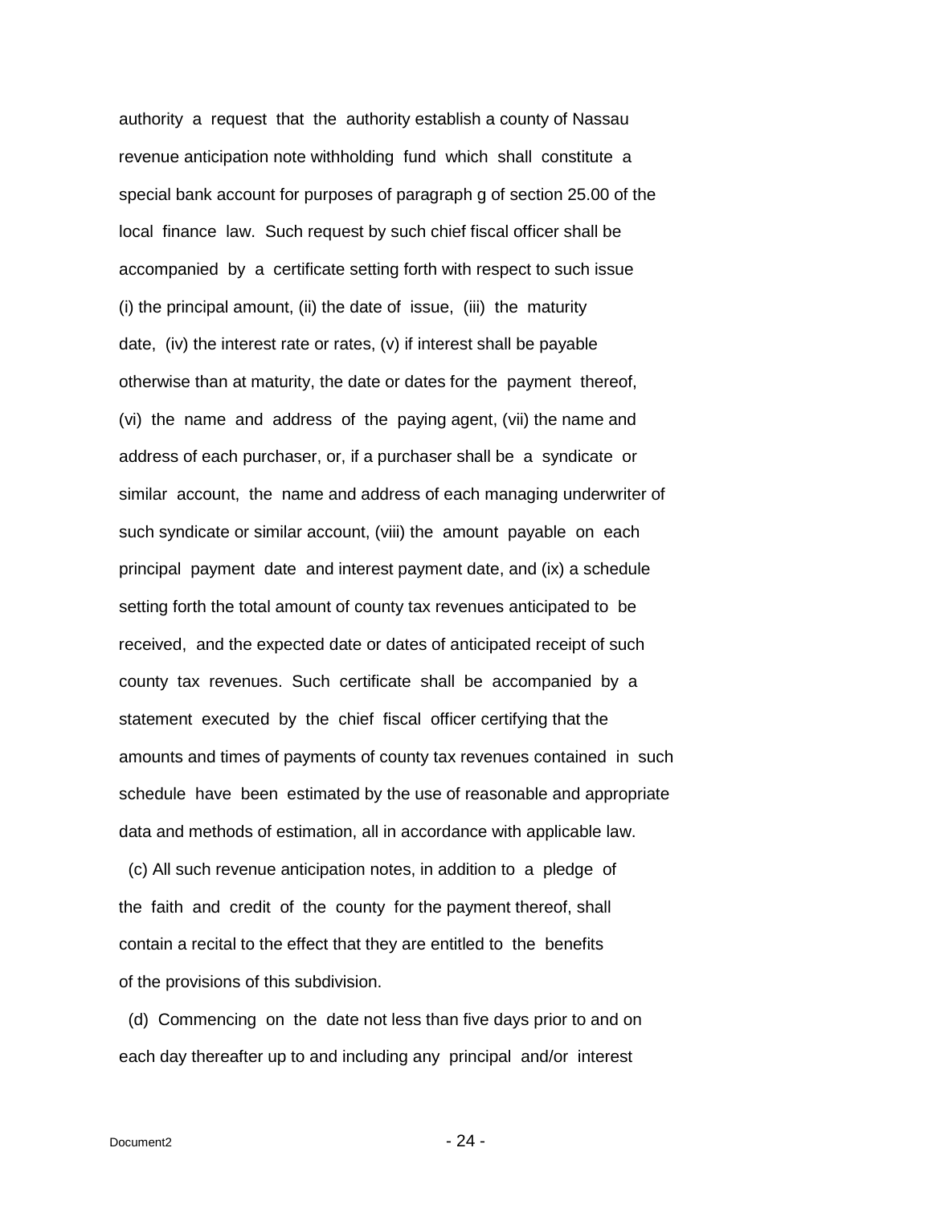authority a request that the authority establish a county of Nassau revenue anticipation note withholding fund which shall constitute a special bank account for purposes of paragraph g of section 25.00 of the local finance law. Such request by such chief fiscal officer shall be accompanied by a certificate setting forth with respect to such issue (i) the principal amount, (ii) the date of issue, (iii) the maturity date, (iv) the interest rate or rates, (v) if interest shall be payable otherwise than at maturity, the date or dates for the payment thereof, (vi) the name and address of the paying agent, (vii) the name and address of each purchaser, or, if a purchaser shall be a syndicate or similar account, the name and address of each managing underwriter of such syndicate or similar account, (viii) the amount payable on each principal payment date and interest payment date, and (ix) a schedule setting forth the total amount of county tax revenues anticipated to be received, and the expected date or dates of anticipated receipt of such county tax revenues. Such certificate shall be accompanied by a statement executed by the chief fiscal officer certifying that the amounts and times of payments of county tax revenues contained in such schedule have been estimated by the use of reasonable and appropriate data and methods of estimation, all in accordance with applicable law.

(c) All such revenue anticipation notes, in addition to a pledge of the faith and credit of the county for the payment thereof, shall contain a recital to the effect that they are entitled to the benefits of the provisions of this subdivision.

(d) Commencing on the date not less than five days prior to and on each day thereafter up to and including any principal and/or interest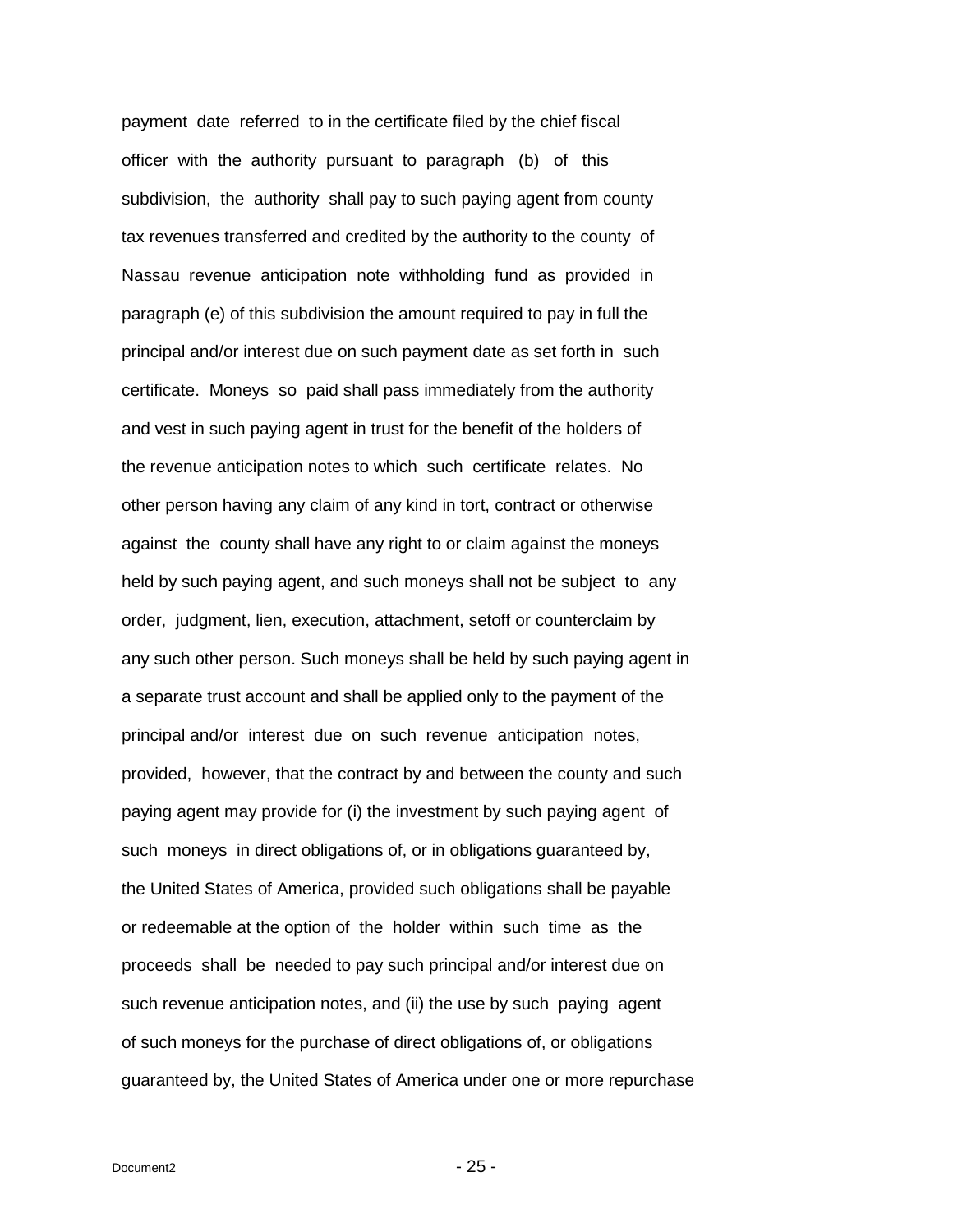payment date referred to in the certificate filed by the chief fiscal officer with the authority pursuant to paragraph (b) of this subdivision, the authority shall pay to such paying agent from county tax revenues transferred and credited by the authority to the county of Nassau revenue anticipation note withholding fund as provided in paragraph (e) of this subdivision the amount required to pay in full the principal and/or interest due on such payment date as set forth in such certificate. Moneys so paid shall pass immediately from the authority and vest in such paying agent in trust for the benefit of the holders of the revenue anticipation notes to which such certificate relates. No other person having any claim of any kind in tort, contract or otherwise against the county shall have any right to or claim against the moneys held by such paying agent, and such moneys shall not be subject to any order, judgment, lien, execution, attachment, setoff or counterclaim by any such other person. Such moneys shall be held by such paying agent in a separate trust account and shall be applied only to the payment of the principal and/or interest due on such revenue anticipation notes, provided, however, that the contract by and between the county and such paying agent may provide for (i) the investment by such paying agent of such moneys in direct obligations of, or in obligations guaranteed by, the United States of America, provided such obligations shall be payable or redeemable at the option of the holder within such time as the proceeds shall be needed to pay such principal and/or interest due on such revenue anticipation notes, and (ii) the use by such paying agent of such moneys for the purchase of direct obligations of, or obligations guaranteed by, the United States of America under one or more repurchase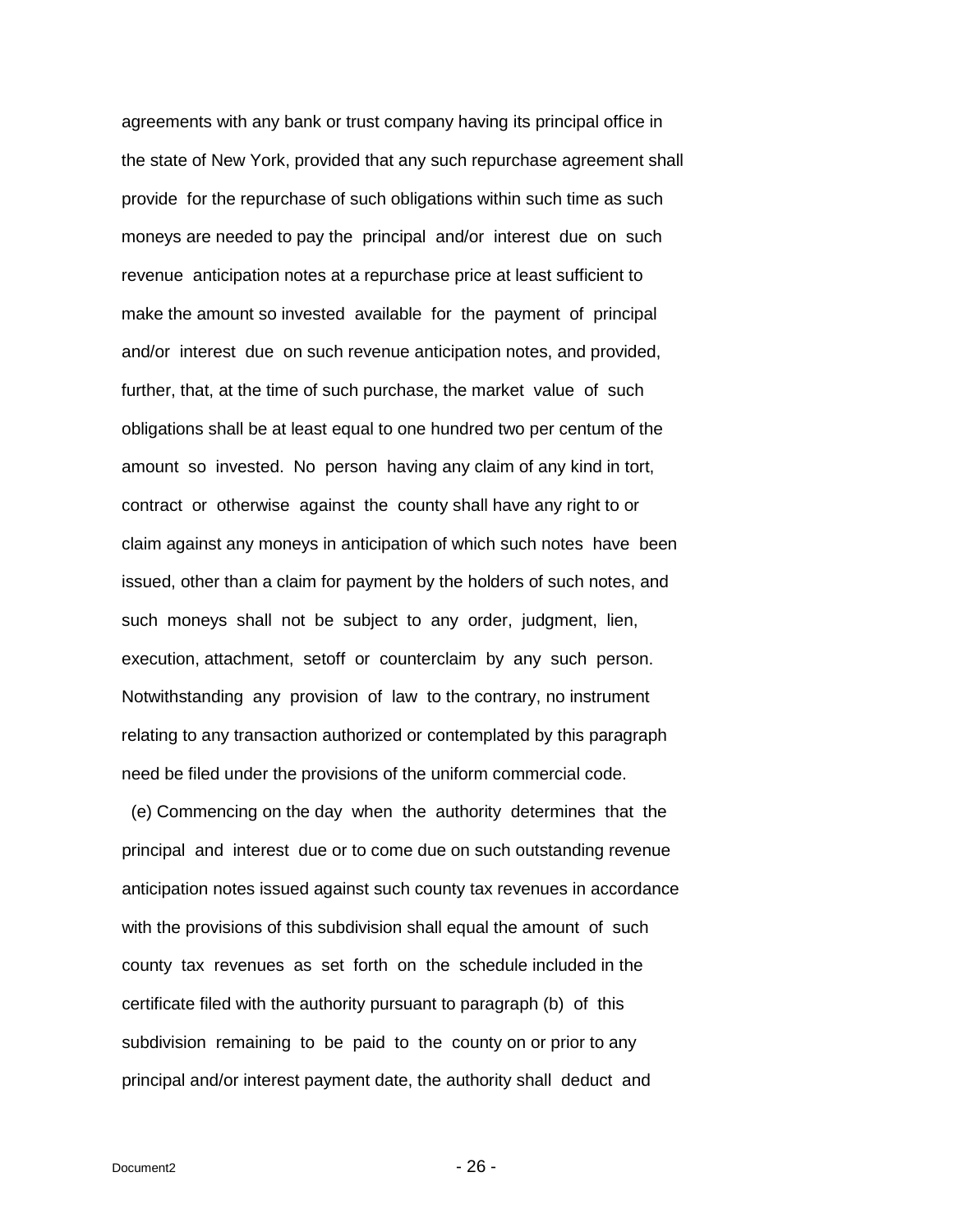agreements with any bank or trust company having its principal office in the state of New York, provided that any such repurchase agreement shall provide for the repurchase of such obligations within such time as such moneys are needed to pay the principal and/or interest due on such revenue anticipation notes at a repurchase price at least sufficient to make the amount so invested available for the payment of principal and/or interest due on such revenue anticipation notes, and provided, further, that, at the time of such purchase, the market value of such obligations shall be at least equal to one hundred two per centum of the amount so invested. No person having any claim of any kind in tort, contract or otherwise against the county shall have any right to or claim against any moneys in anticipation of which such notes have been issued, other than a claim for payment by the holders of such notes, and such moneys shall not be subject to any order, judgment, lien, execution, attachment, setoff or counterclaim by any such person. Notwithstanding any provision of law to the contrary, no instrument relating to any transaction authorized or contemplated by this paragraph need be filed under the provisions of the uniform commercial code.

(e) Commencing on the day when the authority determines that the principal and interest due or to come due on such outstanding revenue anticipation notes issued against such county tax revenues in accordance with the provisions of this subdivision shall equal the amount of such county tax revenues as set forth on the schedule included in the certificate filed with the authority pursuant to paragraph (b) of this subdivision remaining to be paid to the county on or prior to any principal and/or interest payment date, the authority shall deduct and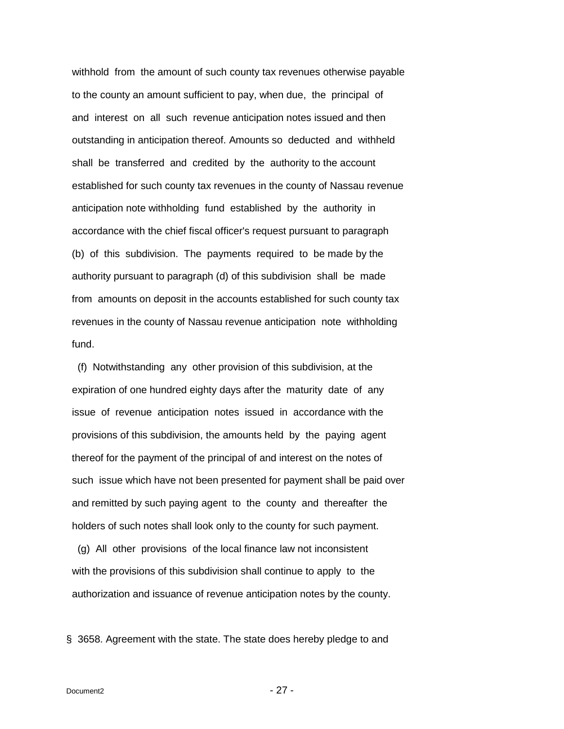withhold from the amount of such county tax revenues otherwise payable to the county an amount sufficient to pay, when due, the principal of and interest on all such revenue anticipation notes issued and then outstanding in anticipation thereof. Amounts so deducted and withheld shall be transferred and credited by the authority to the account established for such county tax revenues in the county of Nassau revenue anticipation note withholding fund established by the authority in accordance with the chief fiscal officer's request pursuant to paragraph (b) of this subdivision. The payments required to be made by the authority pursuant to paragraph (d) of this subdivision shall be made from amounts on deposit in the accounts established for such county tax revenues in the county of Nassau revenue anticipation note withholding fund.

(f) Notwithstanding any other provision of this subdivision, at the expiration of one hundred eighty days after the maturity date of any issue of revenue anticipation notes issued in accordance with the provisions of this subdivision, the amounts held by the paying agent thereof for the payment of the principal of and interest on the notes of such issue which have not been presented for payment shall be paid over and remitted by such paying agent to the county and thereafter the holders of such notes shall look only to the county for such payment.

(g) All other provisions of the local finance law not inconsistent with the provisions of this subdivision shall continue to apply to the authorization and issuance of revenue anticipation notes by the county.

§ 3658. Agreement with the state. The state does hereby pledge to and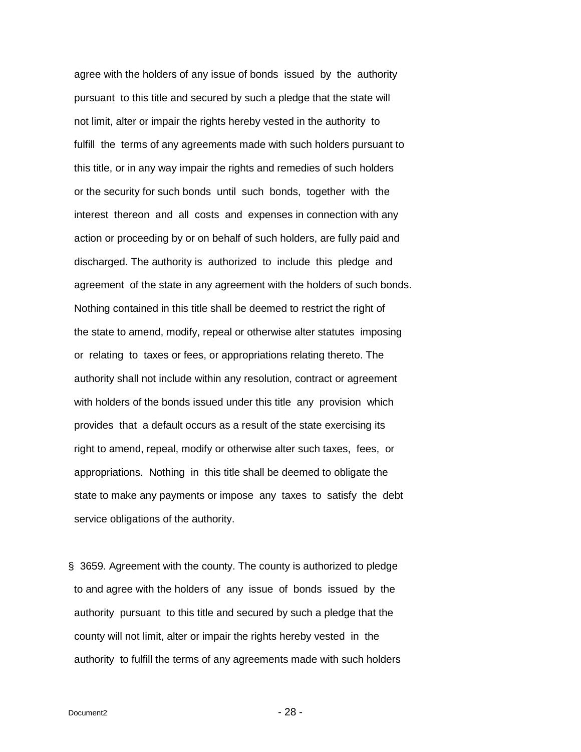agree with the holders of any issue of bonds issued by the authority pursuant to this title and secured by such a pledge that the state will not limit, alter or impair the rights hereby vested in the authority to fulfill the terms of any agreements made with such holders pursuant to this title, or in any way impair the rights and remedies of such holders or the security for such bonds until such bonds, together with the interest thereon and all costs and expenses in connection with any action or proceeding by or on behalf of such holders, are fully paid and discharged. The authority is authorized to include this pledge and agreement of the state in any agreement with the holders of such bonds. Nothing contained in this title shall be deemed to restrict the right of the state to amend, modify, repeal or otherwise alter statutes imposing or relating to taxes or fees, or appropriations relating thereto. The authority shall not include within any resolution, contract or agreement with holders of the bonds issued under this title any provision which provides that a default occurs as a result of the state exercising its right to amend, repeal, modify or otherwise alter such taxes, fees, or appropriations. Nothing in this title shall be deemed to obligate the state to make any payments or impose any taxes to satisfy the debt service obligations of the authority.

§ 3659. Agreement with the county. The county is authorized to pledge to and agree with the holders of any issue of bonds issued by the authority pursuant to this title and secured by such a pledge that the county will not limit, alter or impair the rights hereby vested in the authority to fulfill the terms of any agreements made with such holders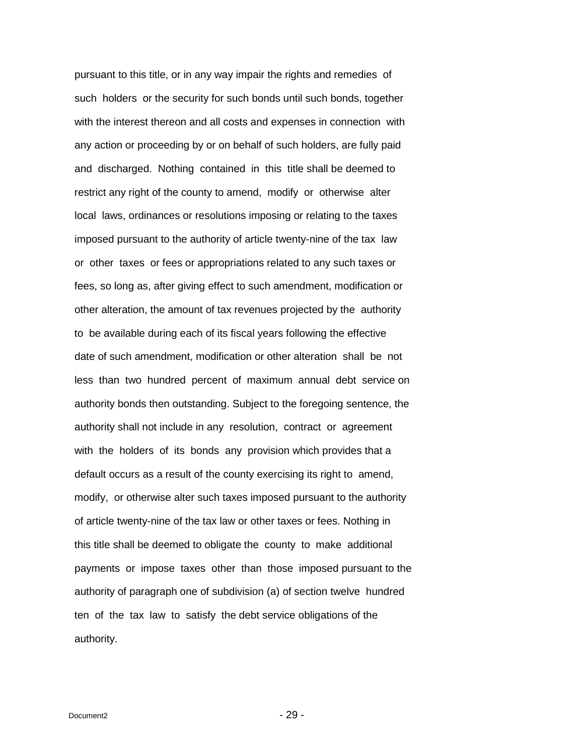pursuant to this title, or in any way impair the rights and remedies of such holders or the security for such bonds until such bonds, together with the interest thereon and all costs and expenses in connection with any action or proceeding by or on behalf of such holders, are fully paid and discharged. Nothing contained in this title shall be deemed to restrict any right of the county to amend, modify or otherwise alter local laws, ordinances or resolutions imposing or relating to the taxes imposed pursuant to the authority of article twenty-nine of the tax law or other taxes or fees or appropriations related to any such taxes or fees, so long as, after giving effect to such amendment, modification or other alteration, the amount of tax revenues projected by the authority to be available during each of its fiscal years following the effective date of such amendment, modification or other alteration shall be not less than two hundred percent of maximum annual debt service on authority bonds then outstanding. Subject to the foregoing sentence, the authority shall not include in any resolution, contract or agreement with the holders of its bonds any provision which provides that a default occurs as a result of the county exercising its right to amend, modify, or otherwise alter such taxes imposed pursuant to the authority of article twenty-nine of the tax law or other taxes or fees. Nothing in this title shall be deemed to obligate the county to make additional payments or impose taxes other than those imposed pursuant to the authority of paragraph one of subdivision (a) of section twelve hundred ten of the tax law to satisfy the debt service obligations of the authority.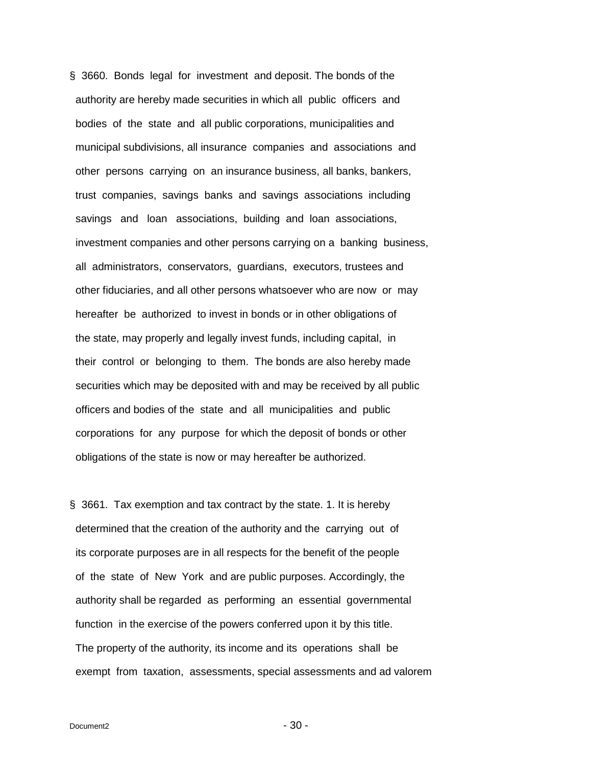§ 3660. Bonds legal for investment and deposit. The bonds of the authority are hereby made securities in which all public officers and bodies of the state and all public corporations, municipalities and municipal subdivisions, all insurance companies and associations and other persons carrying on an insurance business, all banks, bankers, trust companies, savings banks and savings associations including savings and loan associations, building and loan associations, investment companies and other persons carrying on a banking business, all administrators, conservators, guardians, executors, trustees and other fiduciaries, and all other persons whatsoever who are now or may hereafter be authorized to invest in bonds or in other obligations of the state, may properly and legally invest funds, including capital, in their control or belonging to them. The bonds are also hereby made securities which may be deposited with and may be received by all public officers and bodies of the state and all municipalities and public corporations for any purpose for which the deposit of bonds or other obligations of the state is now or may hereafter be authorized.

§ 3661. Tax exemption and tax contract by the state. 1. It is hereby determined that the creation of the authority and the carrying out of its corporate purposes are in all respects for the benefit of the people of the state of New York and are public purposes. Accordingly, the authority shall be regarded as performing an essential governmental function in the exercise of the powers conferred upon it by this title. The property of the authority, its income and its operations shall be exempt from taxation, assessments, special assessments and ad valorem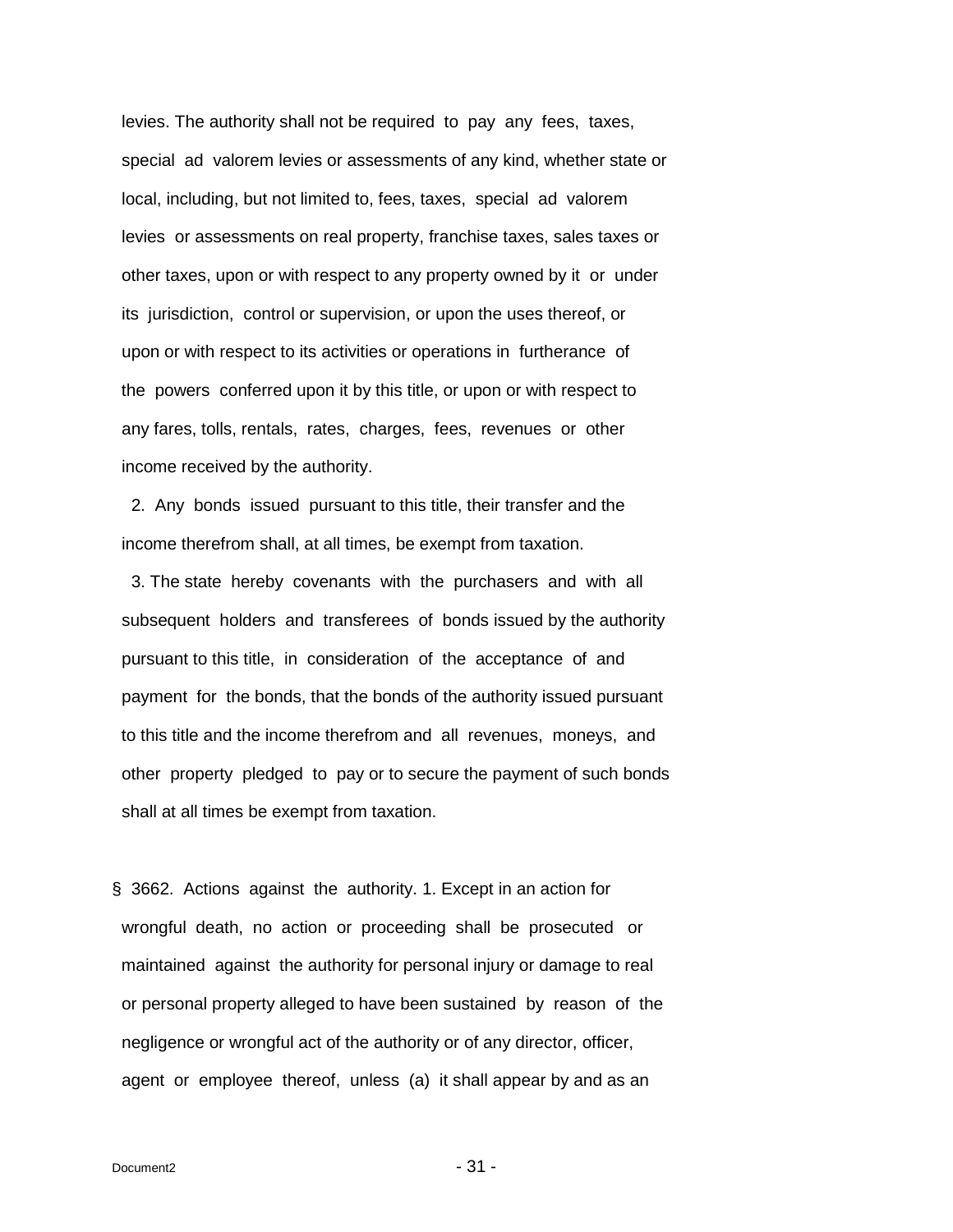levies. The authority shall not be required to pay any fees, taxes, special ad valorem levies or assessments of any kind, whether state or local, including, but not limited to, fees, taxes, special ad valorem levies or assessments on real property, franchise taxes, sales taxes or other taxes, upon or with respect to any property owned by it or under its jurisdiction, control or supervision, or upon the uses thereof, or upon or with respect to its activities or operations in furtherance of the powers conferred upon it by this title, or upon or with respect to any fares, tolls, rentals, rates, charges, fees, revenues or other income received by the authority.

2. Any bonds issued pursuant to this title, their transfer and the income therefrom shall, at all times, be exempt from taxation.

3. The state hereby covenants with the purchasers and with all subsequent holders and transferees of bonds issued by the authority pursuant to this title, in consideration of the acceptance of and payment for the bonds, that the bonds of the authority issued pursuant to this title and the income therefrom and all revenues, moneys, and other property pledged to pay or to secure the payment of such bonds shall at all times be exempt from taxation.

§ 3662. Actions against the authority. 1. Except in an action for wrongful death, no action or proceeding shall be prosecuted or maintained against the authority for personal injury or damage to real or personal property alleged to have been sustained by reason of the negligence or wrongful act of the authority or of any director, officer, agent or employee thereof, unless (a) it shall appear by and as an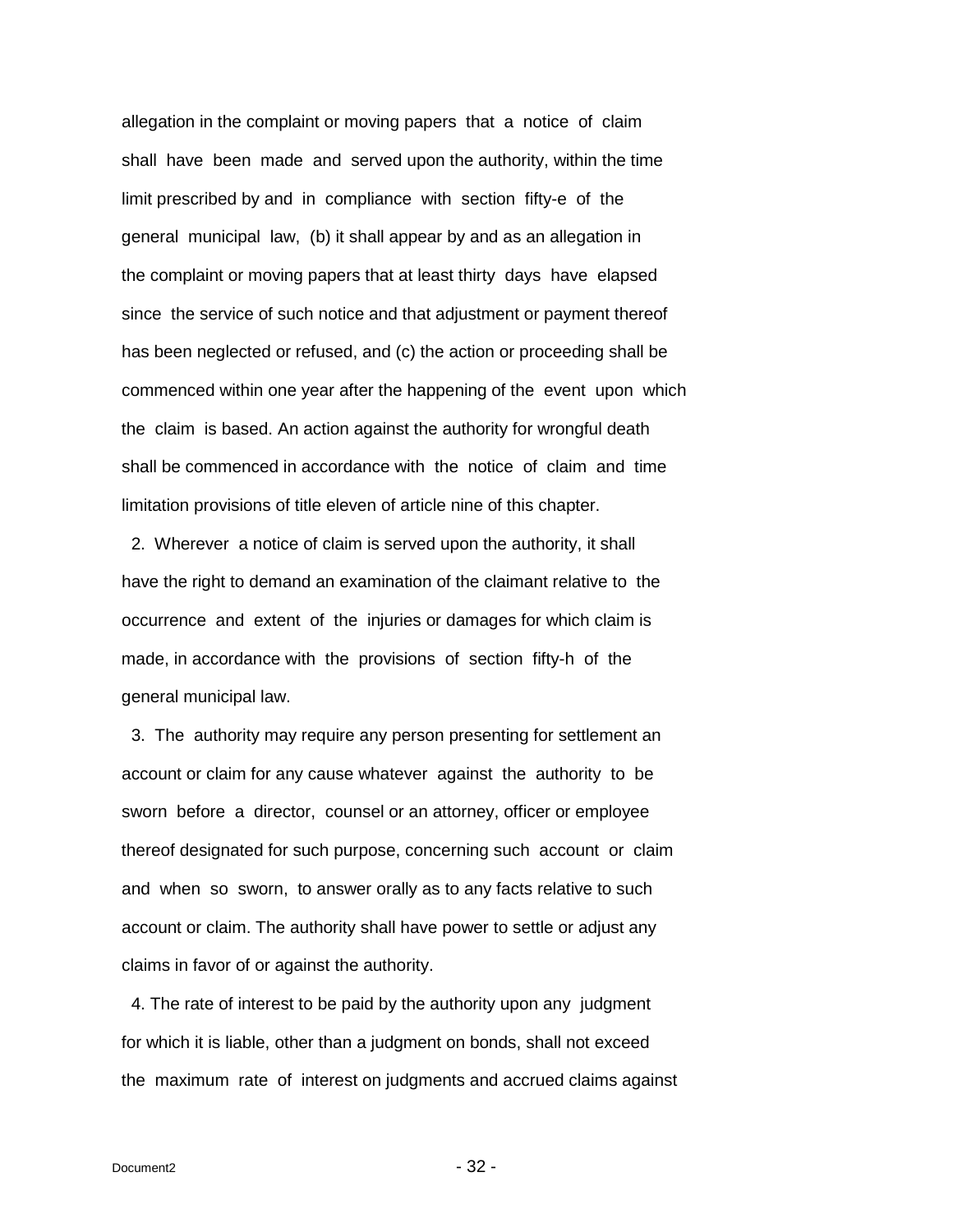allegation in the complaint or moving papers that a notice of claim shall have been made and served upon the authority, within the time limit prescribed by and in compliance with section fifty-e of the general municipal law, (b) it shall appear by and as an allegation in the complaint or moving papers that at least thirty days have elapsed since the service of such notice and that adjustment or payment thereof has been neglected or refused, and (c) the action or proceeding shall be commenced within one year after the happening of the event upon which the claim is based. An action against the authority for wrongful death shall be commenced in accordance with the notice of claim and time limitation provisions of title eleven of article nine of this chapter.

2. Wherever a notice of claim is served upon the authority, it shall have the right to demand an examination of the claimant relative to the occurrence and extent of the injuries or damages for which claim is made, in accordance with the provisions of section fifty-h of the general municipal law.

3. The authority may require any person presenting for settlement an account or claim for any cause whatever against the authority to be sworn before a director, counsel or an attorney, officer or employee thereof designated for such purpose, concerning such account or claim and when so sworn, to answer orally as to any facts relative to such account or claim. The authority shall have power to settle or adjust any claims in favor of or against the authority.

4. The rate of interest to be paid by the authority upon any judgment for which it is liable, other than a judgment on bonds, shall not exceed the maximum rate of interest on judgments and accrued claims against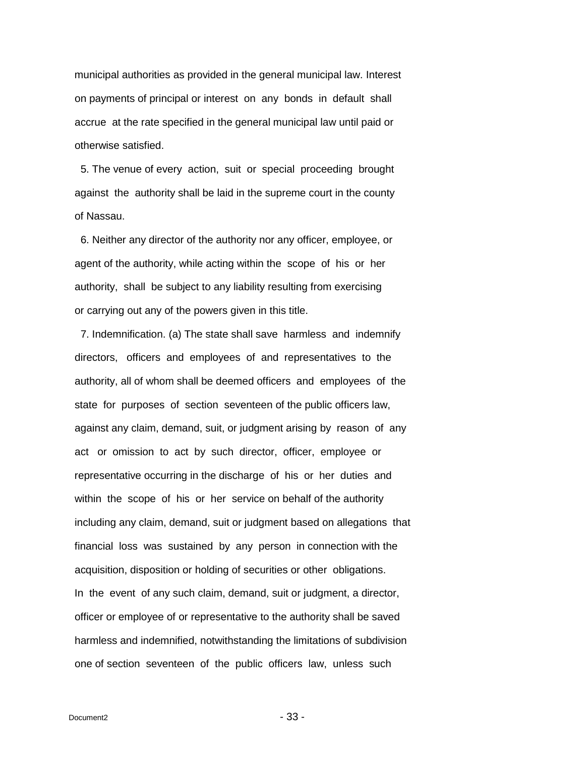municipal authorities as provided in the general municipal law. Interest on payments of principal or interest on any bonds in default shall accrue at the rate specified in the general municipal law until paid or otherwise satisfied.

5. The venue of every action, suit or special proceeding brought against the authority shall be laid in the supreme court in the county of Nassau.

6. Neither any director of the authority nor any officer, employee, or agent of the authority, while acting within the scope of his or her authority, shall be subject to any liability resulting from exercising or carrying out any of the powers given in this title.

7. Indemnification. (a) The state shall save harmless and indemnify directors, officers and employees of and representatives to the authority, all of whom shall be deemed officers and employees of the state for purposes of section seventeen of the public officers law, against any claim, demand, suit, or judgment arising by reason of any act or omission to act by such director, officer, employee or representative occurring in the discharge of his or her duties and within the scope of his or her service on behalf of the authority including any claim, demand, suit or judgment based on allegations that financial loss was sustained by any person in connection with the acquisition, disposition or holding of securities or other obligations. In the event of any such claim, demand, suit or judgment, a director, officer or employee of or representative to the authority shall be saved harmless and indemnified, notwithstanding the limitations of subdivision one of section seventeen of the public officers law, unless such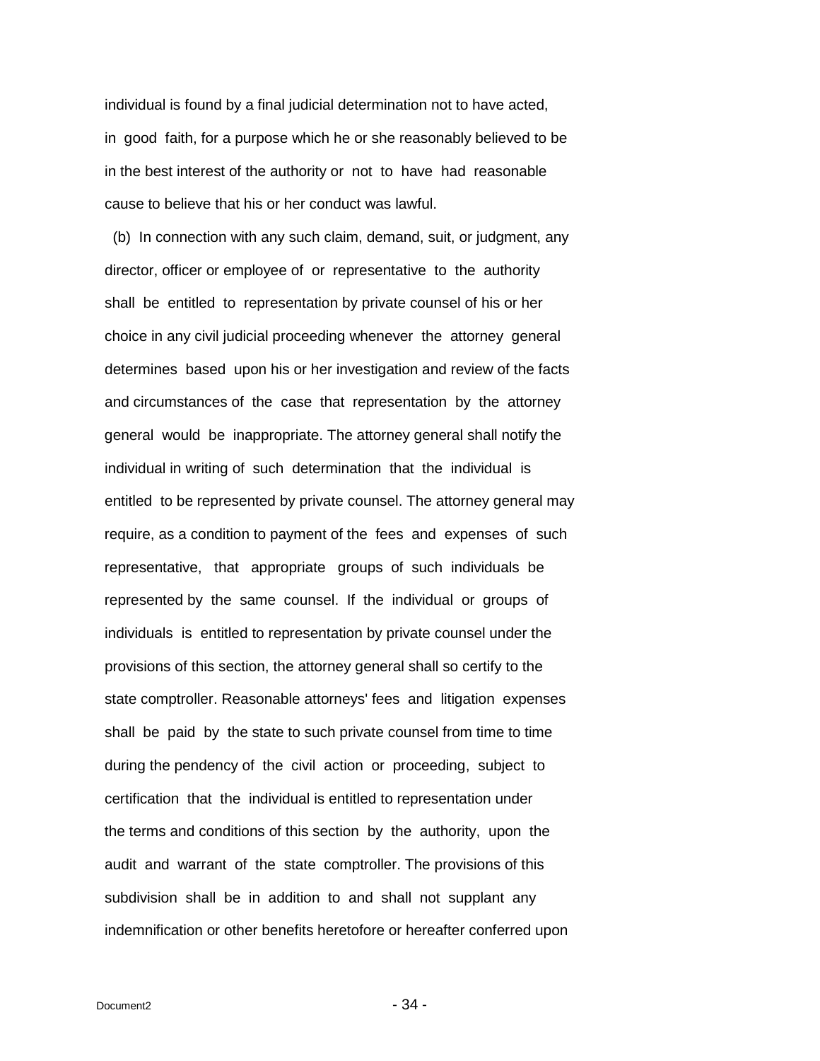individual is found by a final judicial determination not to have acted, in good faith, for a purpose which he or she reasonably believed to be in the best interest of the authority or not to have had reasonable cause to believe that his or her conduct was lawful.

(b) In connection with any such claim, demand, suit, or judgment, any director, officer or employee of or representative to the authority shall be entitled to representation by private counsel of his or her choice in any civil judicial proceeding whenever the attorney general determines based upon his or her investigation and review of the facts and circumstances of the case that representation by the attorney general would be inappropriate. The attorney general shall notify the individual in writing of such determination that the individual is entitled to be represented by private counsel. The attorney general may require, as a condition to payment of the fees and expenses of such representative, that appropriate groups of such individuals be represented by the same counsel. If the individual or groups of individuals is entitled to representation by private counsel under the provisions of this section, the attorney general shall so certify to the state comptroller. Reasonable attorneys' fees and litigation expenses shall be paid by the state to such private counsel from time to time during the pendency of the civil action or proceeding, subject to certification that the individual is entitled to representation under the terms and conditions of this section by the authority, upon the audit and warrant of the state comptroller. The provisions of this subdivision shall be in addition to and shall not supplant any indemnification or other benefits heretofore or hereafter conferred upon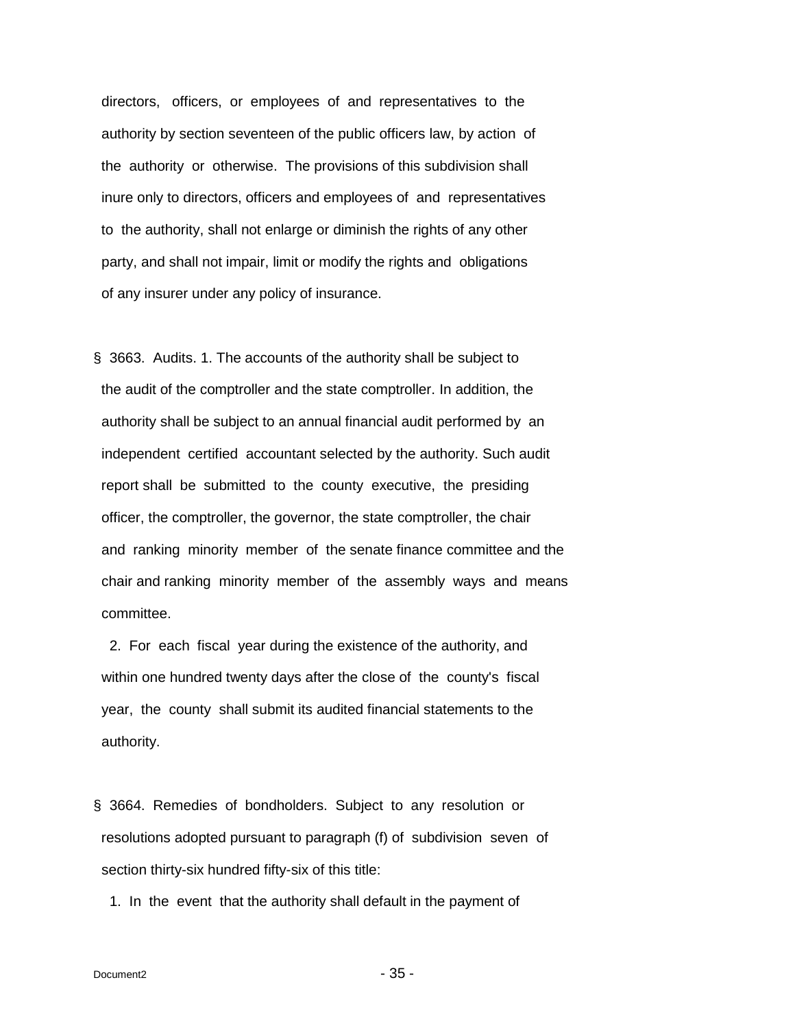directors, officers, or employees of and representatives to the authority by section seventeen of the public officers law, by action of the authority or otherwise. The provisions of this subdivision shall inure only to directors, officers and employees of and representatives to the authority, shall not enlarge or diminish the rights of any other party, and shall not impair, limit or modify the rights and obligations of any insurer under any policy of insurance.

§ 3663. Audits. 1. The accounts of the authority shall be subject to the audit of the comptroller and the state comptroller. In addition, the authority shall be subject to an annual financial audit performed by an independent certified accountant selected by the authority. Such audit report shall be submitted to the county executive, the presiding officer, the comptroller, the governor, the state comptroller, the chair and ranking minority member of the senate finance committee and the chair and ranking minority member of the assembly ways and means committee.

2. For each fiscal year during the existence of the authority, and within one hundred twenty days after the close of the county's fiscal year, the county shall submit its audited financial statements to the authority.

§ 3664. Remedies of bondholders. Subject to any resolution or resolutions adopted pursuant to paragraph (f) of subdivision seven of section thirty-six hundred fifty-six of this title:

1. In the event that the authority shall default in the payment of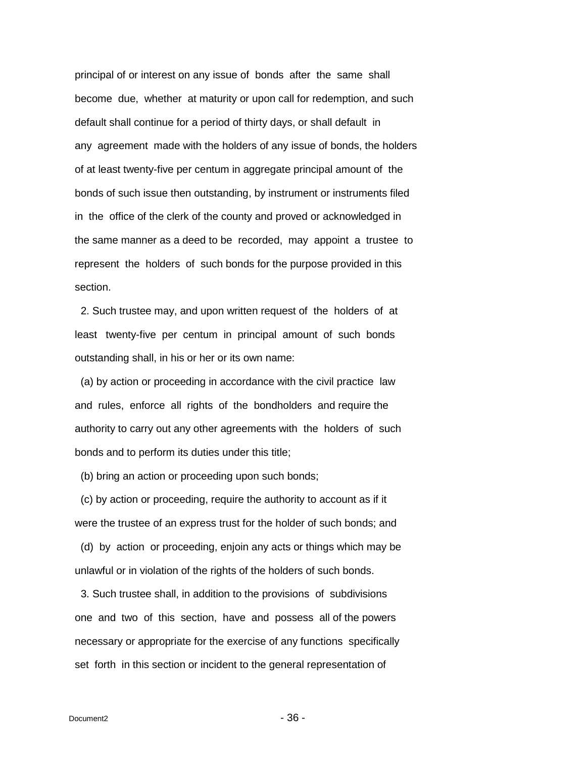principal of or interest on any issue of bonds after the same shall become due, whether at maturity or upon call for redemption, and such default shall continue for a period of thirty days, or shall default in any agreement made with the holders of any issue of bonds, the holders of at least twenty-five per centum in aggregate principal amount of the bonds of such issue then outstanding, by instrument or instruments filed in the office of the clerk of the county and proved or acknowledged in the same manner as a deed to be recorded, may appoint a trustee to represent the holders of such bonds for the purpose provided in this section.

2. Such trustee may, and upon written request of the holders of at least twenty-five per centum in principal amount of such bonds outstanding shall, in his or her or its own name:

(a) by action or proceeding in accordance with the civil practice law and rules, enforce all rights of the bondholders and require the authority to carry out any other agreements with the holders of such bonds and to perform its duties under this title;

(b) bring an action or proceeding upon such bonds;

(c) by action or proceeding, require the authority to account as if it were the trustee of an express trust for the holder of such bonds; and

(d) by action or proceeding, enjoin any acts or things which may be unlawful or in violation of the rights of the holders of such bonds.

3. Such trustee shall, in addition to the provisions of subdivisions one and two of this section, have and possess all of the powers necessary or appropriate for the exercise of any functions specifically set forth in this section or incident to the general representation of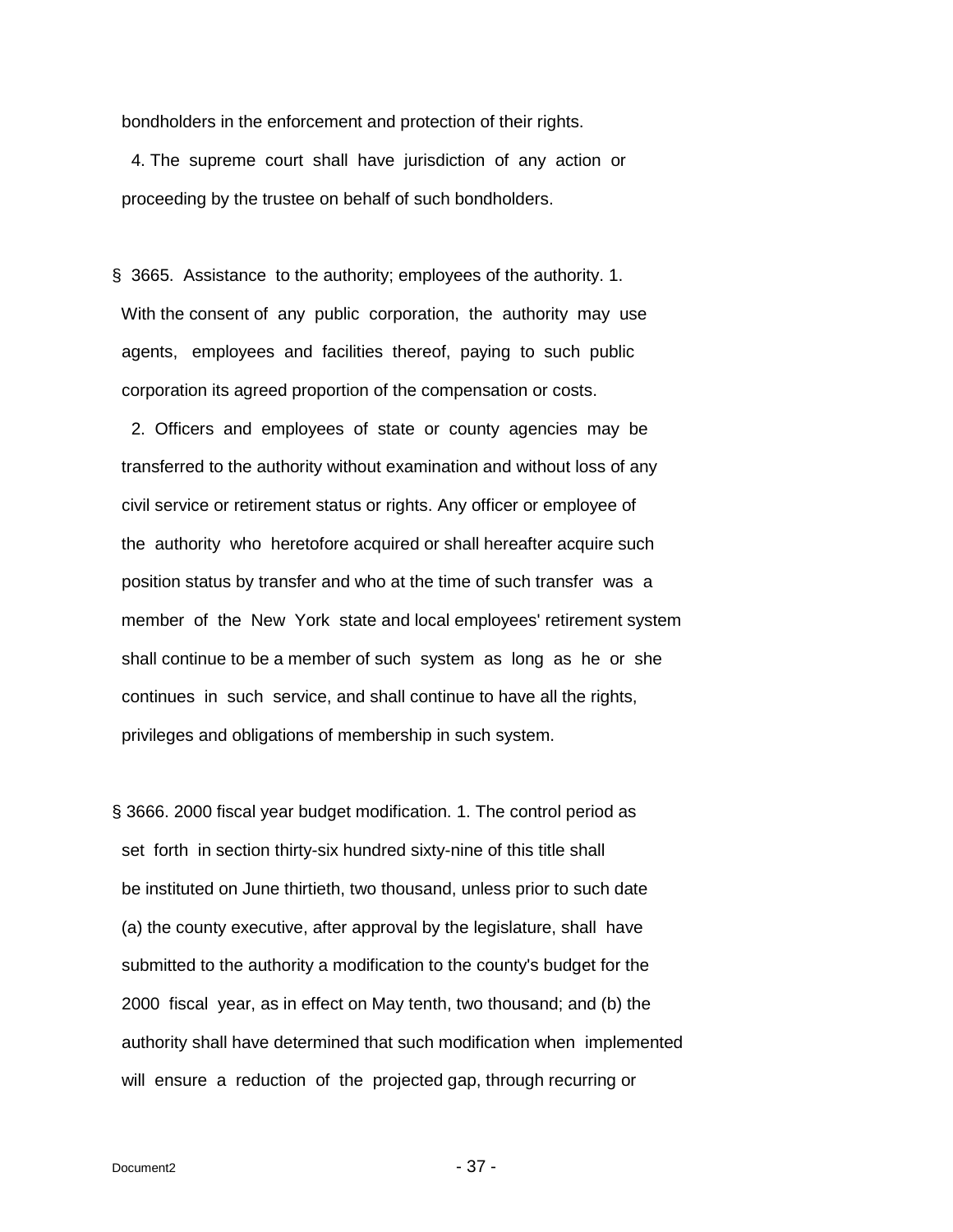bondholders in the enforcement and protection of their rights.

4. The supreme court shall have jurisdiction of any action or proceeding by the trustee on behalf of such bondholders.

§ 3665. Assistance to the authority; employees of the authority. 1. With the consent of any public corporation, the authority may use agents, employees and facilities thereof, paying to such public corporation its agreed proportion of the compensation or costs.

2. Officers and employees of state or county agencies may be transferred to the authority without examination and without loss of any civil service or retirement status or rights. Any officer or employee of the authority who heretofore acquired or shall hereafter acquire such position status by transfer and who at the time of such transfer was a member of the New York state and local employees' retirement system shall continue to be a member of such system as long as he or she continues in such service, and shall continue to have all the rights, privileges and obligations of membership in such system.

§ 3666. 2000 fiscal year budget modification. 1. The control period as set forth in section thirty-six hundred sixty-nine of this title shall be instituted on June thirtieth, two thousand, unless prior to such date (a) the county executive, after approval by the legislature, shall have submitted to the authority a modification to the county's budget for the 2000 fiscal year, as in effect on May tenth, two thousand; and (b) the authority shall have determined that such modification when implemented will ensure a reduction of the projected gap, through recurring or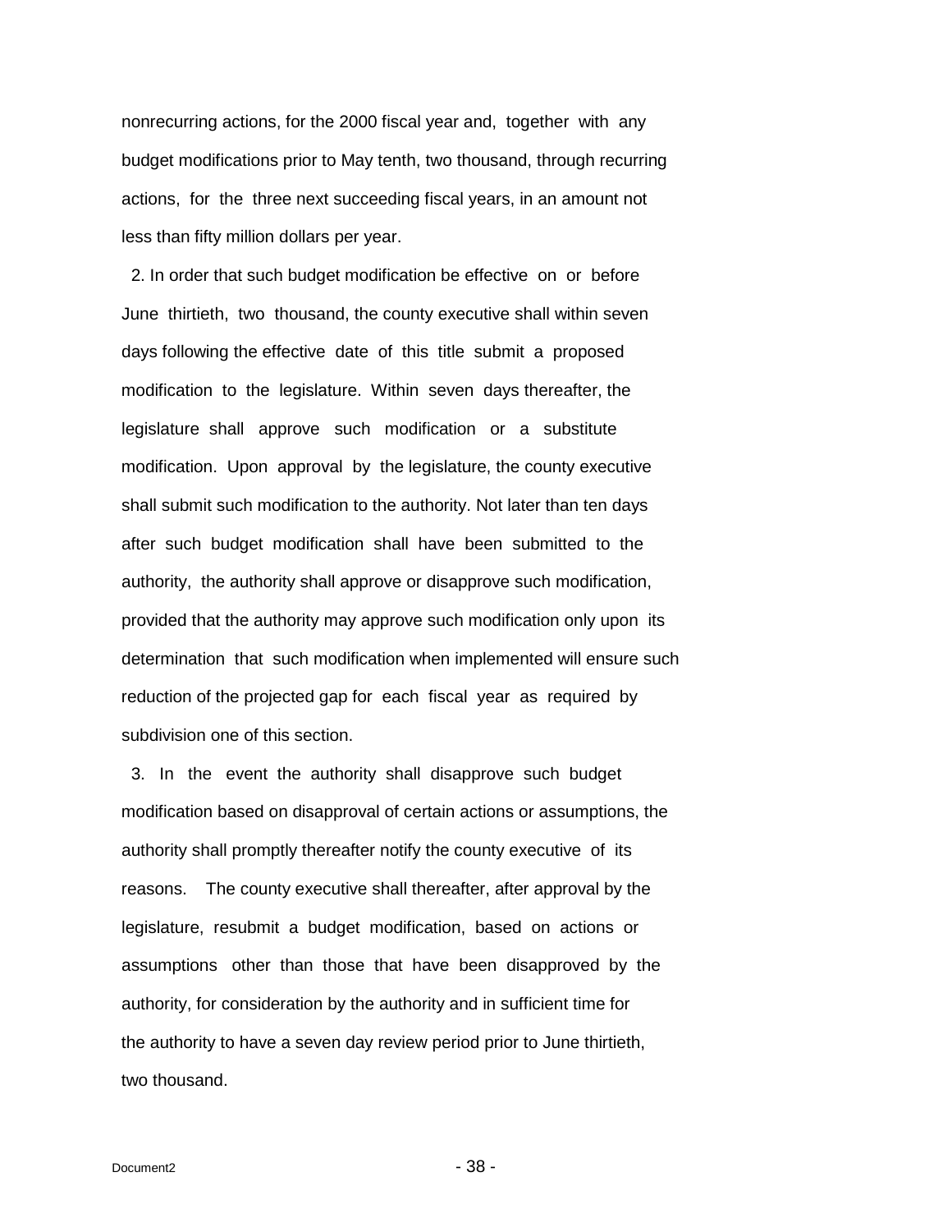nonrecurring actions, for the 2000 fiscal year and, together with any budget modifications prior to May tenth, two thousand, through recurring actions, for the three next succeeding fiscal years, in an amount not less than fifty million dollars per year.

2. In order that such budget modification be effective on or before June thirtieth, two thousand, the county executive shall within seven days following the effective date of this title submit a proposed modification to the legislature. Within seven days thereafter, the legislature shall approve such modification or a substitute modification. Upon approval by the legislature, the county executive shall submit such modification to the authority. Not later than ten days after such budget modification shall have been submitted to the authority, the authority shall approve or disapprove such modification, provided that the authority may approve such modification only upon its determination that such modification when implemented will ensure such reduction of the projected gap for each fiscal year as required by subdivision one of this section.

3. In the event the authority shall disapprove such budget modification based on disapproval of certain actions or assumptions, the authority shall promptly thereafter notify the county executive of its reasons. The county executive shall thereafter, after approval by the legislature, resubmit a budget modification, based on actions or assumptions other than those that have been disapproved by the authority, for consideration by the authority and in sufficient time for the authority to have a seven day review period prior to June thirtieth, two thousand.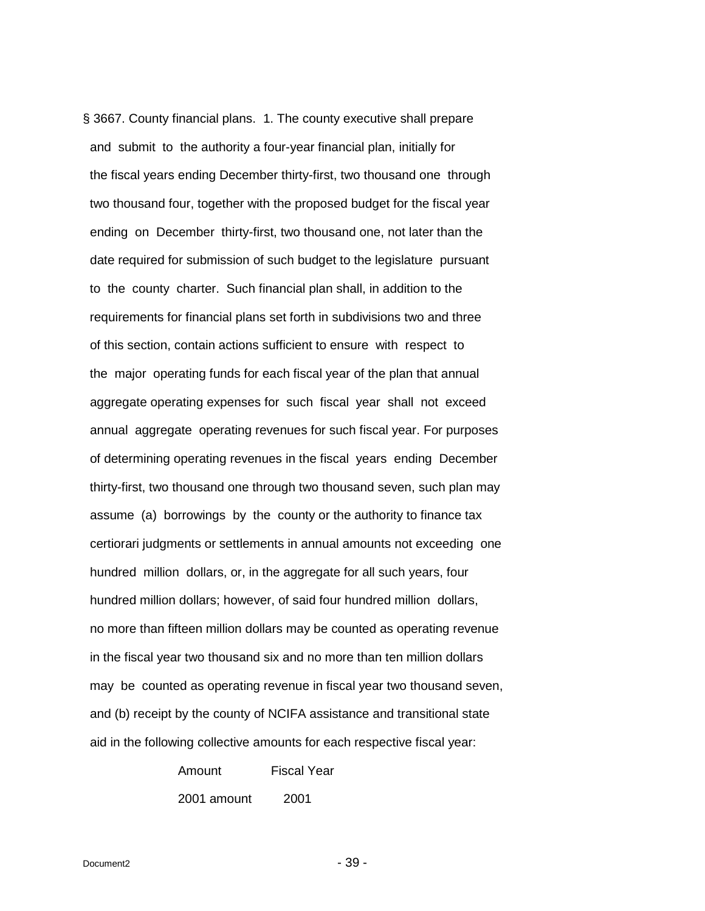§ 3667. County financial plans. 1. The county executive shall prepare and submit to the authority a four-year financial plan, initially for the fiscal years ending December thirty-first, two thousand one through two thousand four, together with the proposed budget for the fiscal year ending on December thirty-first, two thousand one, not later than the date required for submission of such budget to the legislature pursuant to the county charter. Such financial plan shall, in addition to the requirements for financial plans set forth in subdivisions two and three of this section, contain actions sufficient to ensure with respect to the major operating funds for each fiscal year of the plan that annual aggregate operating expenses for such fiscal year shall not exceed annual aggregate operating revenues for such fiscal year. For purposes of determining operating revenues in the fiscal years ending December thirty-first, two thousand one through two thousand seven, such plan may assume (a) borrowings by the county or the authority to finance tax certiorari judgments or settlements in annual amounts not exceeding one hundred million dollars, or, in the aggregate for all such years, four hundred million dollars; however, of said four hundred million dollars, no more than fifteen million dollars may be counted as operating revenue in the fiscal year two thousand six and no more than ten million dollars may be counted as operating revenue in fiscal year two thousand seven, and (b) receipt by the county of NCIFA assistance and transitional state aid in the following collective amounts for each respective fiscal year:

| Amount | Fiscal Year |
|---|---|
| 2001 amount | 2001 |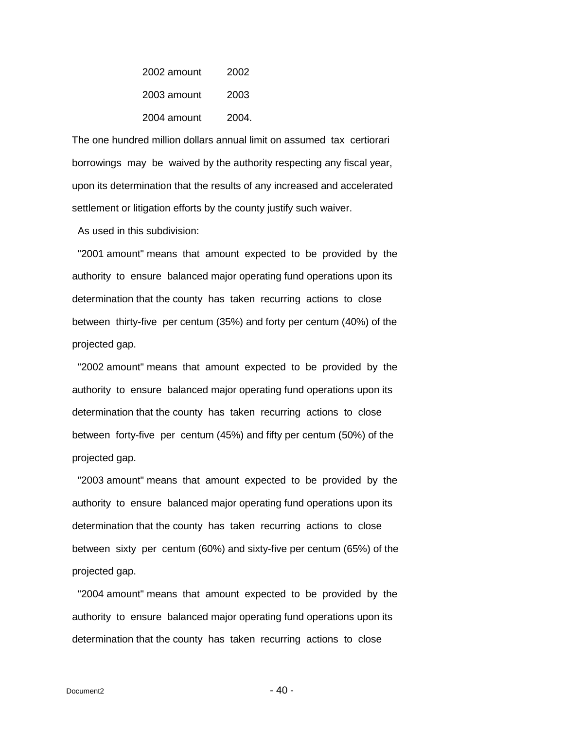| | |
|---|---|
| 2002 amount | 2002 |
| 2003 amount | 2003 |
| 2004 amount | 2004. |

The one hundred million dollars annual limit on assumed tax certiorari borrowings may be waived by the authority respecting any fiscal year, upon its determination that the results of any increased and accelerated settlement or litigation efforts by the county justify such waiver.

As used in this subdivision:

"2001 amount" means that amount expected to be provided by the authority to ensure balanced major operating fund operations upon its determination that the county has taken recurring actions to close between thirty-five per centum (35%) and forty per centum (40%) of the projected gap.

"2002 amount" means that amount expected to be provided by the authority to ensure balanced major operating fund operations upon its determination that the county has taken recurring actions to close between forty-five per centum (45%) and fifty per centum (50%) of the projected gap.

"2003 amount" means that amount expected to be provided by the authority to ensure balanced major operating fund operations upon its determination that the county has taken recurring actions to close between sixty per centum (60%) and sixty-five per centum (65%) of the projected gap.

"2004 amount" means that amount expected to be provided by the authority to ensure balanced major operating fund operations upon its determination that the county has taken recurring actions to close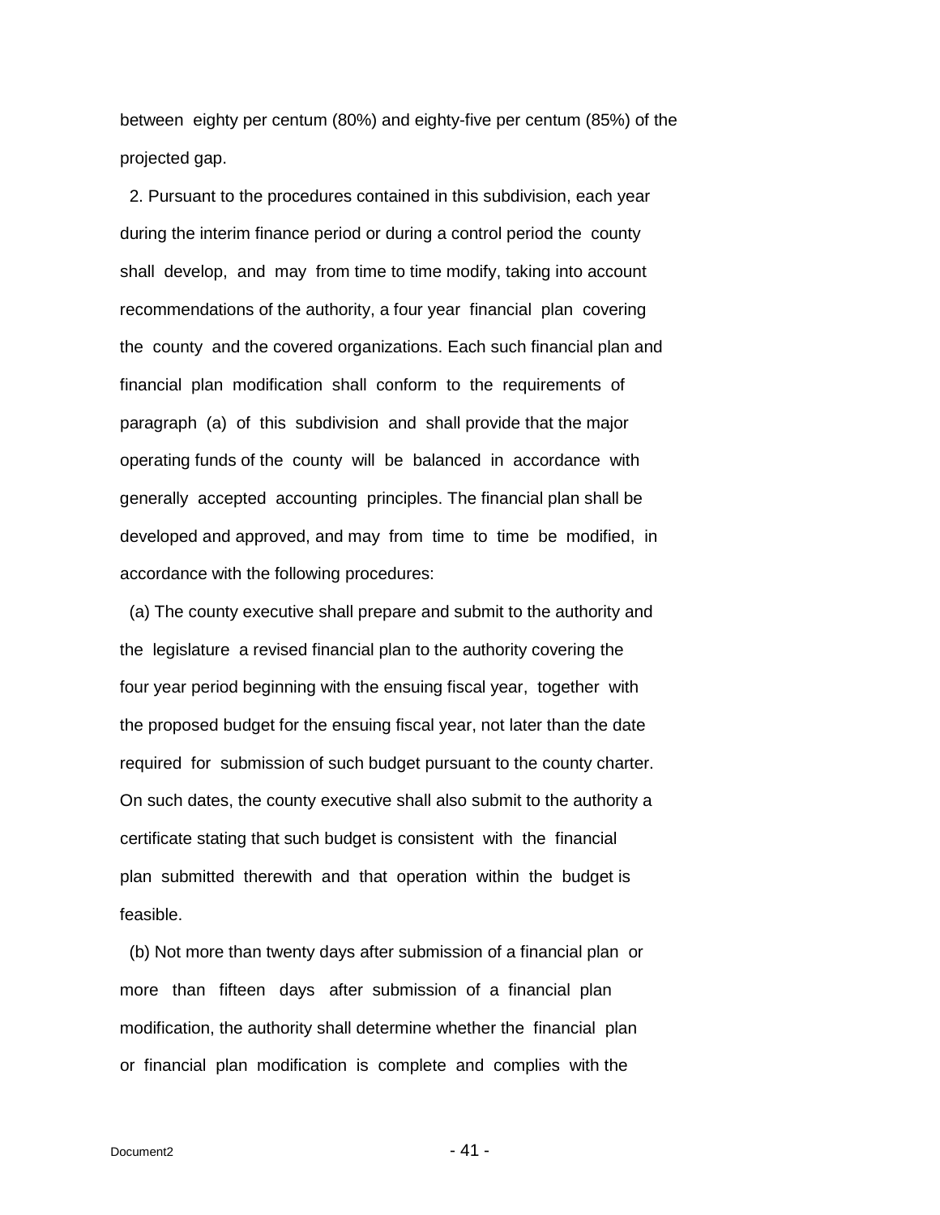between eighty per centum (80%) and eighty-five per centum (85%) of the projected gap.

2. Pursuant to the procedures contained in this subdivision, each year during the interim finance period or during a control period the county shall develop, and may from time to time modify, taking into account recommendations of the authority, a four year financial plan covering the county and the covered organizations. Each such financial plan and financial plan modification shall conform to the requirements of paragraph (a) of this subdivision and shall provide that the major operating funds of the county will be balanced in accordance with generally accepted accounting principles. The financial plan shall be developed and approved, and may from time to time be modified, in accordance with the following procedures:

(a) The county executive shall prepare and submit to the authority and the legislature a revised financial plan to the authority covering the four year period beginning with the ensuing fiscal year, together with the proposed budget for the ensuing fiscal year, not later than the date required for submission of such budget pursuant to the county charter. On such dates, the county executive shall also submit to the authority a certificate stating that such budget is consistent with the financial plan submitted therewith and that operation within the budget is feasible.

(b) Not more than twenty days after submission of a financial plan or more than fifteen days after submission of a financial plan modification, the authority shall determine whether the financial plan or financial plan modification is complete and complies with the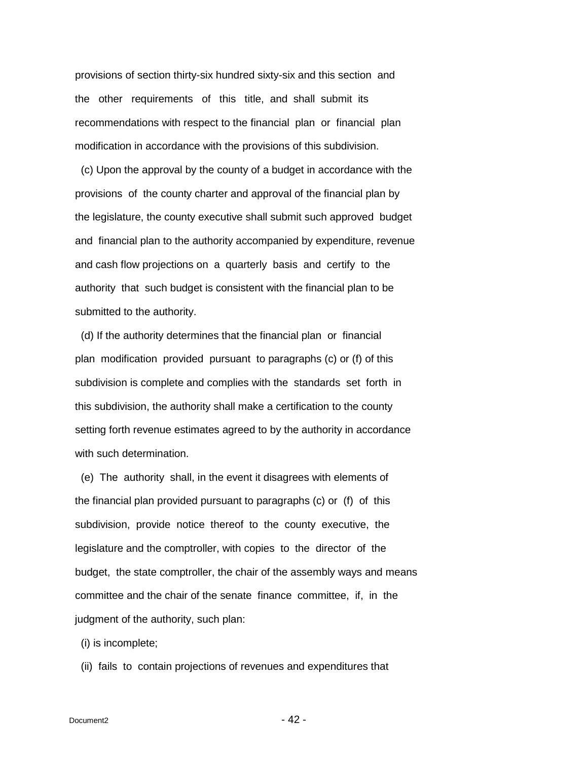provisions of section thirty-six hundred sixty-six and this section and the other requirements of this title, and shall submit its recommendations with respect to the financial plan or financial plan modification in accordance with the provisions of this subdivision.

(c) Upon the approval by the county of a budget in accordance with the provisions of the county charter and approval of the financial plan by the legislature, the county executive shall submit such approved budget and financial plan to the authority accompanied by expenditure, revenue and cash flow projections on a quarterly basis and certify to the authority that such budget is consistent with the financial plan to be submitted to the authority.

(d) If the authority determines that the financial plan or financial plan modification provided pursuant to paragraphs (c) or (f) of this subdivision is complete and complies with the standards set forth in this subdivision, the authority shall make a certification to the county setting forth revenue estimates agreed to by the authority in accordance with such determination.

(e) The authority shall, in the event it disagrees with elements of the financial plan provided pursuant to paragraphs (c) or (f) of this subdivision, provide notice thereof to the county executive, the legislature and the comptroller, with copies to the director of the budget, the state comptroller, the chair of the assembly ways and means committee and the chair of the senate finance committee, if, in the judgment of the authority, such plan:

(i) is incomplete;

(ii) fails to contain projections of revenues and expenditures that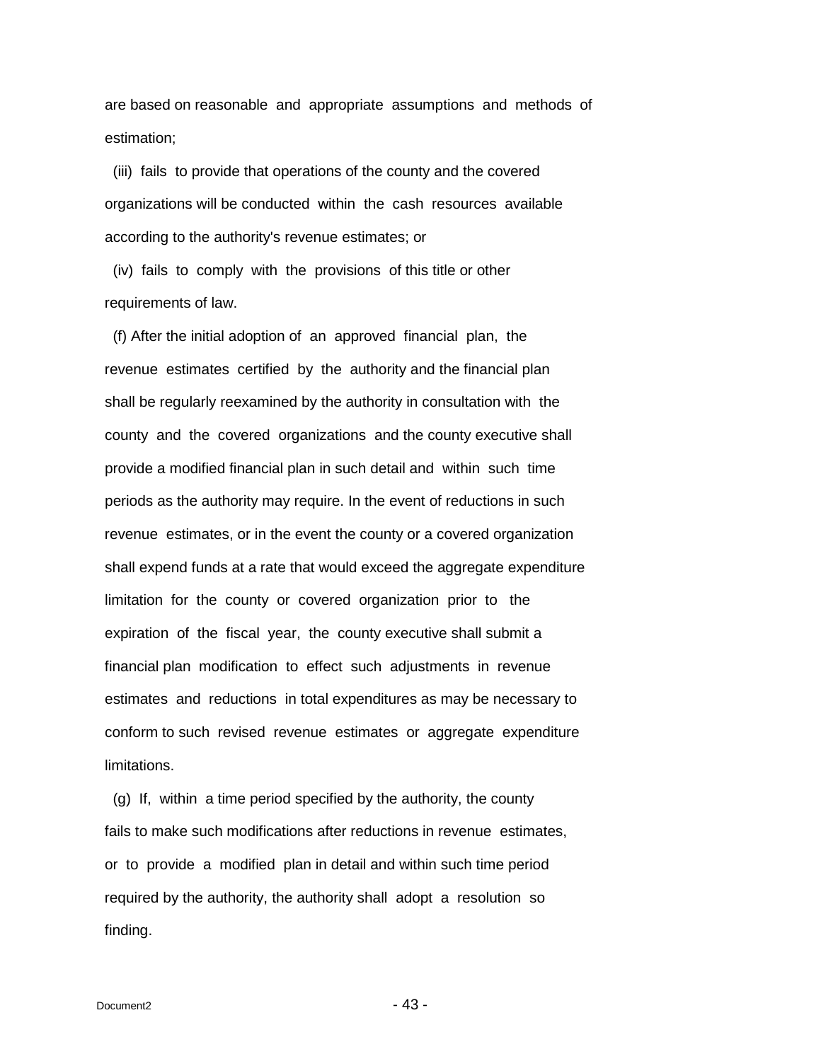are based on reasonable and appropriate assumptions and methods of estimation;

(iii) fails to provide that operations of the county and the covered organizations will be conducted within the cash resources available according to the authority's revenue estimates; or

(iv) fails to comply with the provisions of this title or other requirements of law.

(f) After the initial adoption of an approved financial plan, the revenue estimates certified by the authority and the financial plan shall be regularly reexamined by the authority in consultation with the county and the covered organizations and the county executive shall provide a modified financial plan in such detail and within such time periods as the authority may require. In the event of reductions in such revenue estimates, or in the event the county or a covered organization shall expend funds at a rate that would exceed the aggregate expenditure limitation for the county or covered organization prior to the expiration of the fiscal year, the county executive shall submit a financial plan modification to effect such adjustments in revenue estimates and reductions in total expenditures as may be necessary to conform to such revised revenue estimates or aggregate expenditure limitations.

(g) If, within a time period specified by the authority, the county fails to make such modifications after reductions in revenue estimates, or to provide a modified plan in detail and within such time period required by the authority, the authority shall adopt a resolution so finding.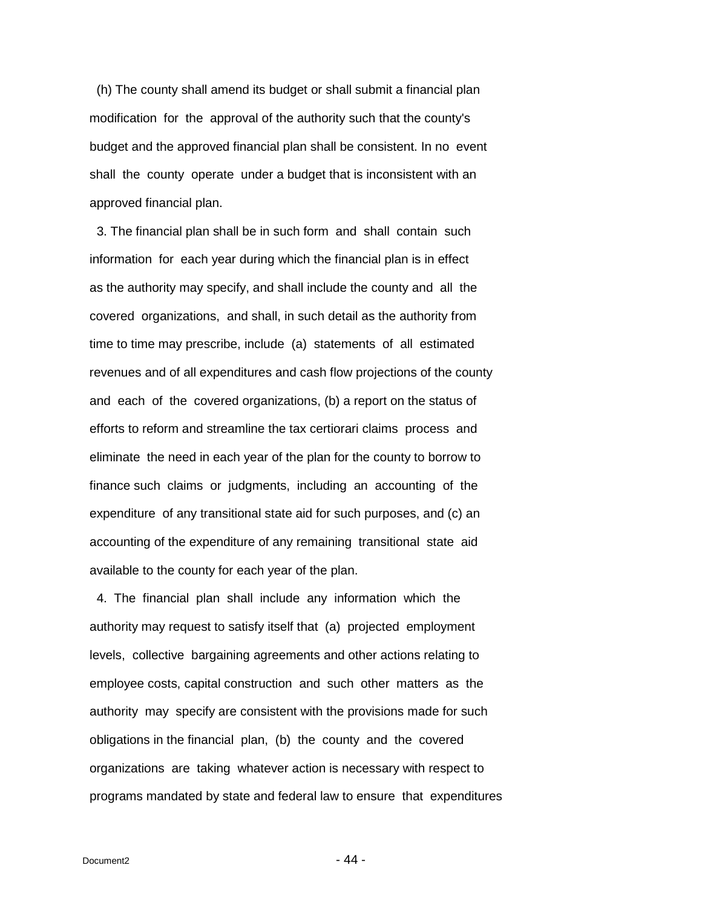(h) The county shall amend its budget or shall submit a financial plan modification for the approval of the authority such that the county's budget and the approved financial plan shall be consistent. In no event shall the county operate under a budget that is inconsistent with an approved financial plan.

3. The financial plan shall be in such form and shall contain such information for each year during which the financial plan is in effect as the authority may specify, and shall include the county and all the covered organizations, and shall, in such detail as the authority from time to time may prescribe, include (a) statements of all estimated revenues and of all expenditures and cash flow projections of the county and each of the covered organizations, (b) a report on the status of efforts to reform and streamline the tax certiorari claims process and eliminate the need in each year of the plan for the county to borrow to finance such claims or judgments, including an accounting of the expenditure of any transitional state aid for such purposes, and (c) an accounting of the expenditure of any remaining transitional state aid available to the county for each year of the plan.

4. The financial plan shall include any information which the authority may request to satisfy itself that (a) projected employment levels, collective bargaining agreements and other actions relating to employee costs, capital construction and such other matters as the authority may specify are consistent with the provisions made for such obligations in the financial plan, (b) the county and the covered organizations are taking whatever action is necessary with respect to programs mandated by state and federal law to ensure that expenditures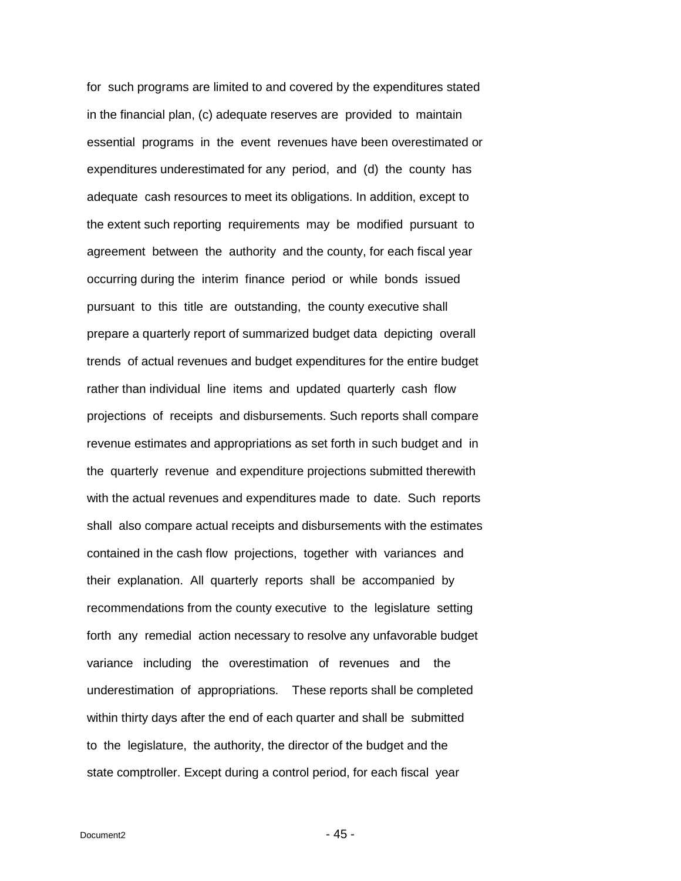for such programs are limited to and covered by the expenditures stated in the financial plan, (c) adequate reserves are provided to maintain essential programs in the event revenues have been overestimated or expenditures underestimated for any period, and (d) the county has adequate cash resources to meet its obligations. In addition, except to the extent such reporting requirements may be modified pursuant to agreement between the authority and the county, for each fiscal year occurring during the interim finance period or while bonds issued pursuant to this title are outstanding, the county executive shall prepare a quarterly report of summarized budget data depicting overall trends of actual revenues and budget expenditures for the entire budget rather than individual line items and updated quarterly cash flow projections of receipts and disbursements. Such reports shall compare revenue estimates and appropriations as set forth in such budget and in the quarterly revenue and expenditure projections submitted therewith with the actual revenues and expenditures made to date. Such reports shall also compare actual receipts and disbursements with the estimates contained in the cash flow projections, together with variances and their explanation. All quarterly reports shall be accompanied by recommendations from the county executive to the legislature setting forth any remedial action necessary to resolve any unfavorable budget variance including the overestimation of revenues and the underestimation of appropriations. These reports shall be completed within thirty days after the end of each quarter and shall be submitted to the legislature, the authority, the director of the budget and the state comptroller. Except during a control period, for each fiscal year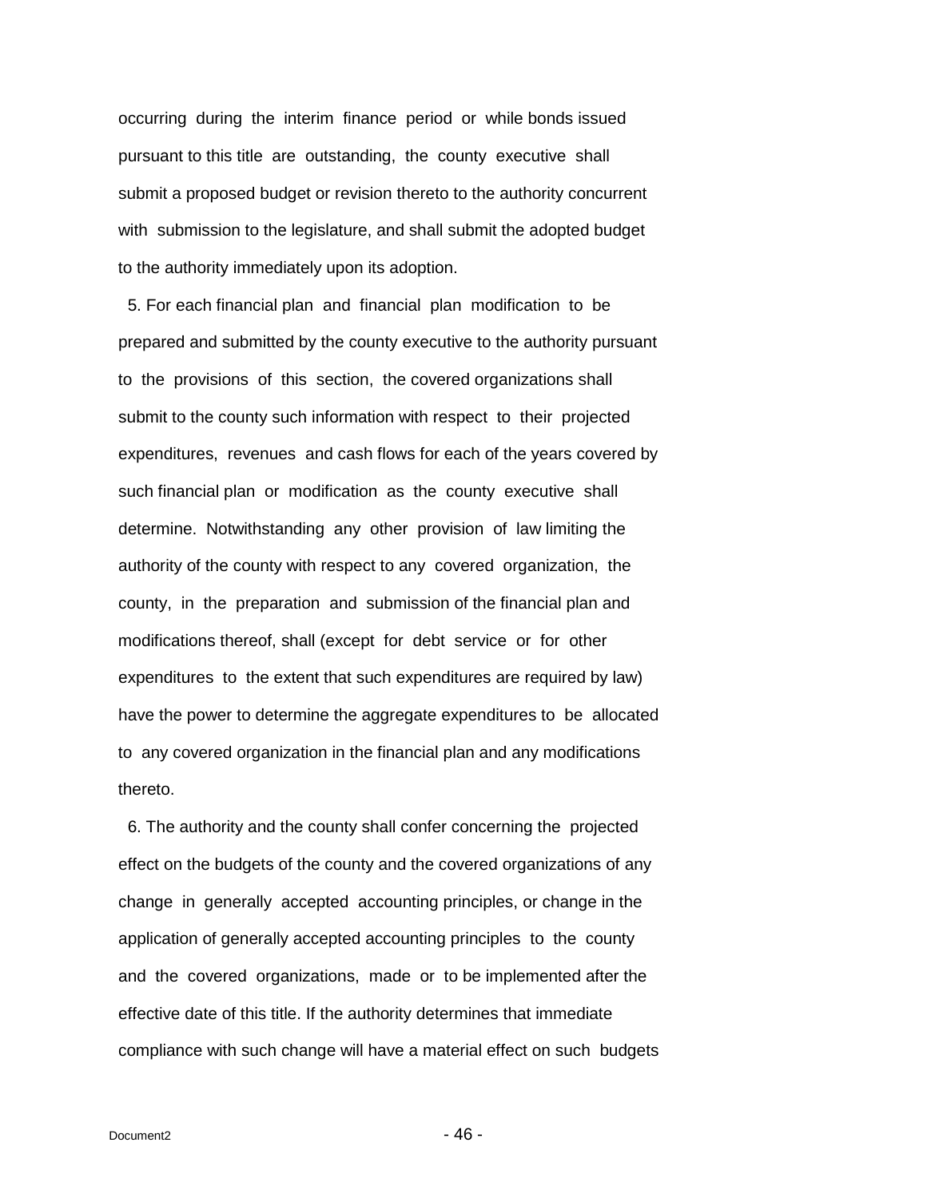occurring during the interim finance period or while bonds issued pursuant to this title are outstanding, the county executive shall submit a proposed budget or revision thereto to the authority concurrent with submission to the legislature, and shall submit the adopted budget to the authority immediately upon its adoption.

5. For each financial plan and financial plan modification to be prepared and submitted by the county executive to the authority pursuant to the provisions of this section, the covered organizations shall submit to the county such information with respect to their projected expenditures, revenues and cash flows for each of the years covered by such financial plan or modification as the county executive shall determine. Notwithstanding any other provision of law limiting the authority of the county with respect to any covered organization, the county, in the preparation and submission of the financial plan and modifications thereof, shall (except for debt service or for other expenditures to the extent that such expenditures are required by law) have the power to determine the aggregate expenditures to be allocated to any covered organization in the financial plan and any modifications thereto.

6. The authority and the county shall confer concerning the projected effect on the budgets of the county and the covered organizations of any change in generally accepted accounting principles, or change in the application of generally accepted accounting principles to the county and the covered organizations, made or to be implemented after the effective date of this title. If the authority determines that immediate compliance with such change will have a material effect on such budgets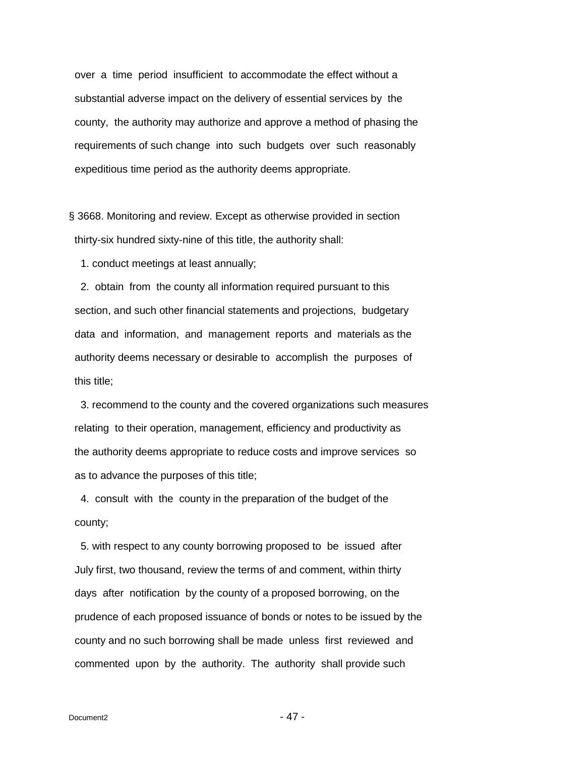over a time period insufficient to accommodate the effect without a substantial adverse impact on the delivery of essential services by the county, the authority may authorize and approve a method of phasing the requirements of such change into such budgets over such reasonably expeditious time period as the authority deems appropriate.

§ 3668. Monitoring and review. Except as otherwise provided in section thirty-six hundred sixty-nine of this title, the authority shall:

1. conduct meetings at least annually;

2. obtain from the county all information required pursuant to this section, and such other financial statements and projections, budgetary data and information, and management reports and materials as the authority deems necessary or desirable to accomplish the purposes of this title;

3. recommend to the county and the covered organizations such measures relating to their operation, management, efficiency and productivity as the authority deems appropriate to reduce costs and improve services so as to advance the purposes of this title;

4. consult with the county in the preparation of the budget of the county;

5. with respect to any county borrowing proposed to be issued after July first, two thousand, review the terms of and comment, within thirty days after notification by the county of a proposed borrowing, on the prudence of each proposed issuance of bonds or notes to be issued by the county and no such borrowing shall be made unless first reviewed and commented upon by the authority. The authority shall provide such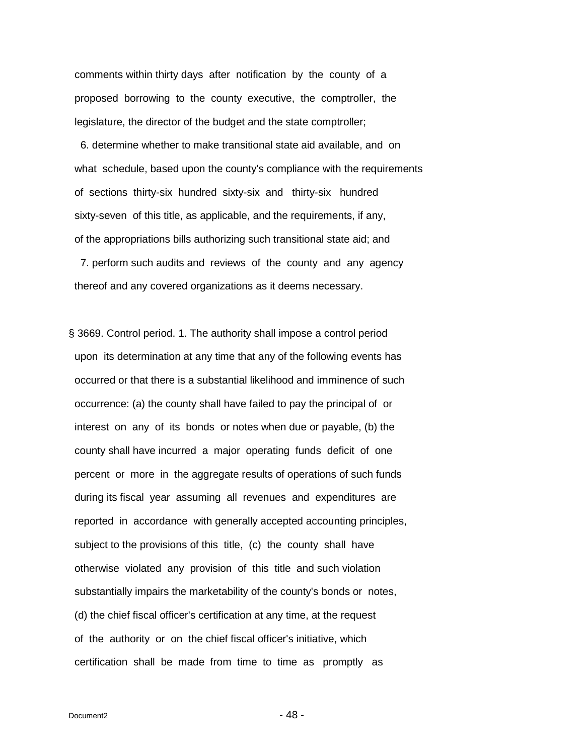comments within thirty days after notification by the county of a proposed borrowing to the county executive, the comptroller, the legislature, the director of the budget and the state comptroller;

6. determine whether to make transitional state aid available, and on what schedule, based upon the county's compliance with the requirements of sections thirty-six hundred sixty-six and thirty-six hundred sixty-seven of this title, as applicable, and the requirements, if any, of the appropriations bills authorizing such transitional state aid; and

7. perform such audits and reviews of the county and any agency thereof and any covered organizations as it deems necessary.

§ 3669. Control period. 1. The authority shall impose a control period upon its determination at any time that any of the following events has occurred or that there is a substantial likelihood and imminence of such occurrence: (a) the county shall have failed to pay the principal of or interest on any of its bonds or notes when due or payable, (b) the county shall have incurred a major operating funds deficit of one percent or more in the aggregate results of operations of such funds during its fiscal year assuming all revenues and expenditures are reported in accordance with generally accepted accounting principles, subject to the provisions of this title, (c) the county shall have otherwise violated any provision of this title and such violation substantially impairs the marketability of the county's bonds or notes, (d) the chief fiscal officer's certification at any time, at the request of the authority or on the chief fiscal officer's initiative, which certification shall be made from time to time as promptly as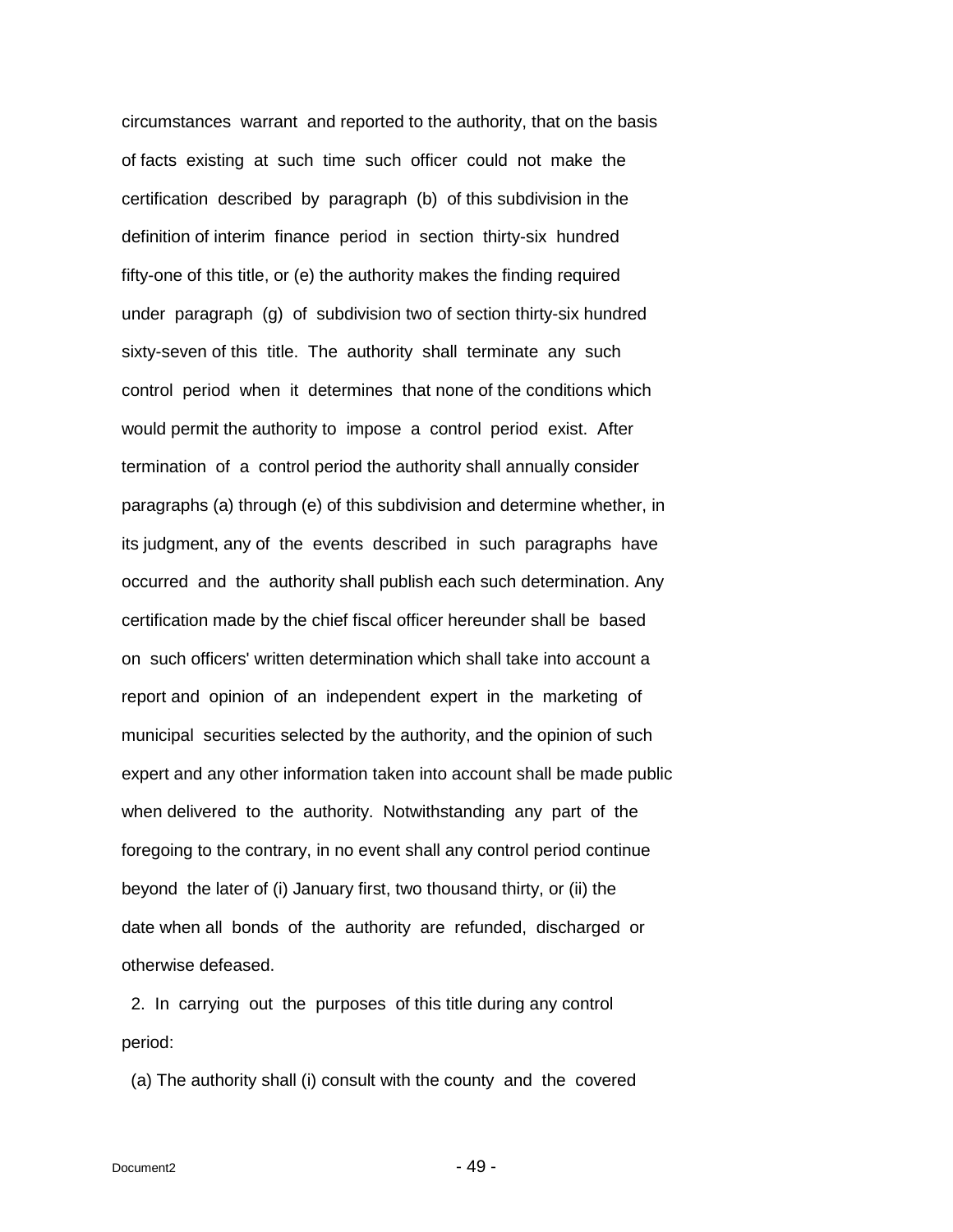circumstances warrant and reported to the authority, that on the basis of facts existing at such time such officer could not make the certification described by paragraph (b) of this subdivision in the definition of interim finance period in section thirty-six hundred fifty-one of this title, or (e) the authority makes the finding required under paragraph (g) of subdivision two of section thirty-six hundred sixty-seven of this title. The authority shall terminate any such control period when it determines that none of the conditions which would permit the authority to impose a control period exist. After termination of a control period the authority shall annually consider paragraphs (a) through (e) of this subdivision and determine whether, in its judgment, any of the events described in such paragraphs have occurred and the authority shall publish each such determination. Any certification made by the chief fiscal officer hereunder shall be based on such officers' written determination which shall take into account a report and opinion of an independent expert in the marketing of municipal securities selected by the authority, and the opinion of such expert and any other information taken into account shall be made public when delivered to the authority. Notwithstanding any part of the foregoing to the contrary, in no event shall any control period continue beyond the later of (i) January first, two thousand thirty, or (ii) the date when all bonds of the authority are refunded, discharged or otherwise defeased.

2. In carrying out the purposes of this title during any control period:

(a) The authority shall (i) consult with the county and the covered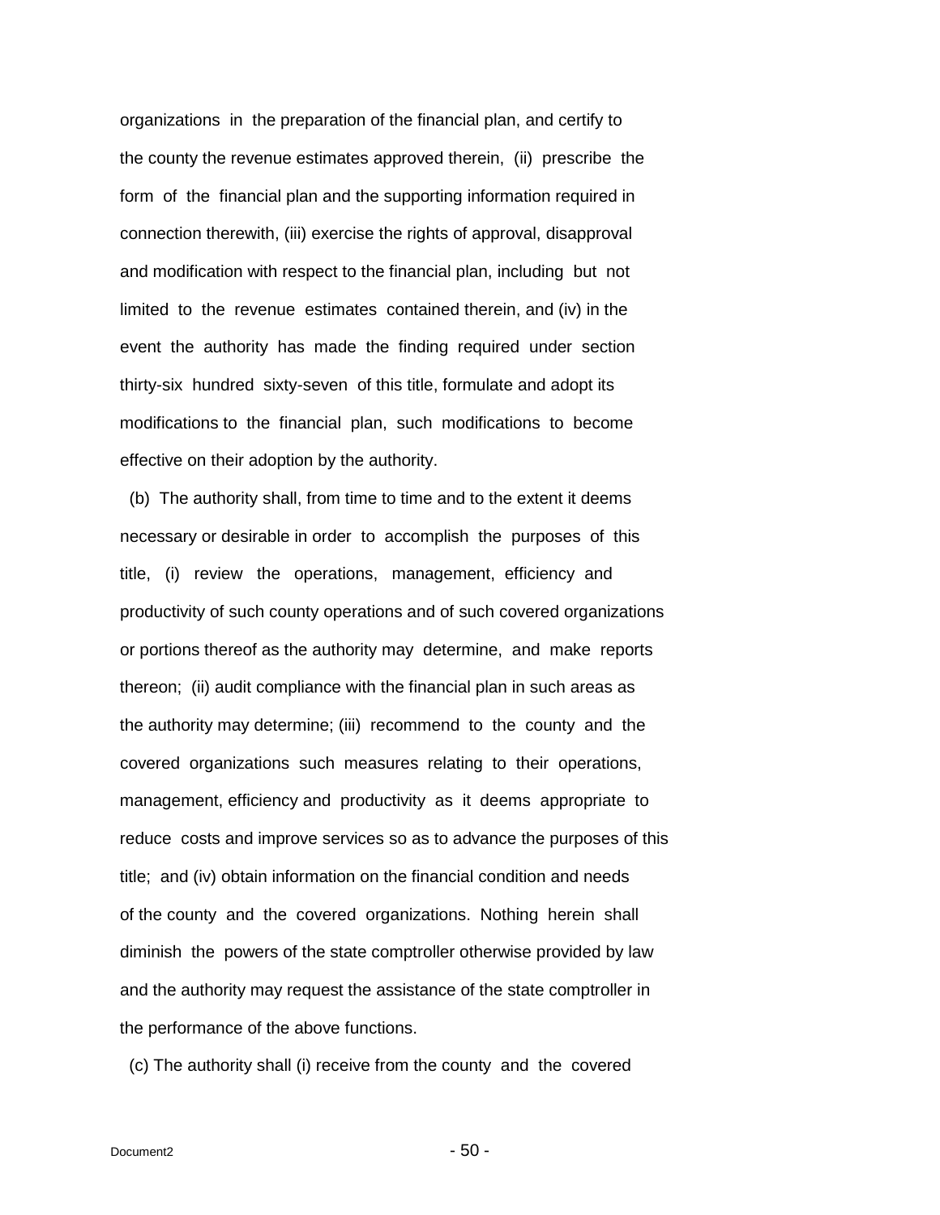organizations in the preparation of the financial plan, and certify to the county the revenue estimates approved therein, (ii) prescribe the form of the financial plan and the supporting information required in connection therewith, (iii) exercise the rights of approval, disapproval and modification with respect to the financial plan, including but not limited to the revenue estimates contained therein, and (iv) in the event the authority has made the finding required under section thirty-six hundred sixty-seven of this title, formulate and adopt its modifications to the financial plan, such modifications to become effective on their adoption by the authority.

(b) The authority shall, from time to time and to the extent it deems necessary or desirable in order to accomplish the purposes of this title, (i) review the operations, management, efficiency and productivity of such county operations and of such covered organizations or portions thereof as the authority may determine, and make reports thereon; (ii) audit compliance with the financial plan in such areas as the authority may determine; (iii) recommend to the county and the covered organizations such measures relating to their operations, management, efficiency and productivity as it deems appropriate to reduce costs and improve services so as to advance the purposes of this title; and (iv) obtain information on the financial condition and needs of the county and the covered organizations. Nothing herein shall diminish the powers of the state comptroller otherwise provided by law and the authority may request the assistance of the state comptroller in the performance of the above functions.

(c) The authority shall (i) receive from the county and the covered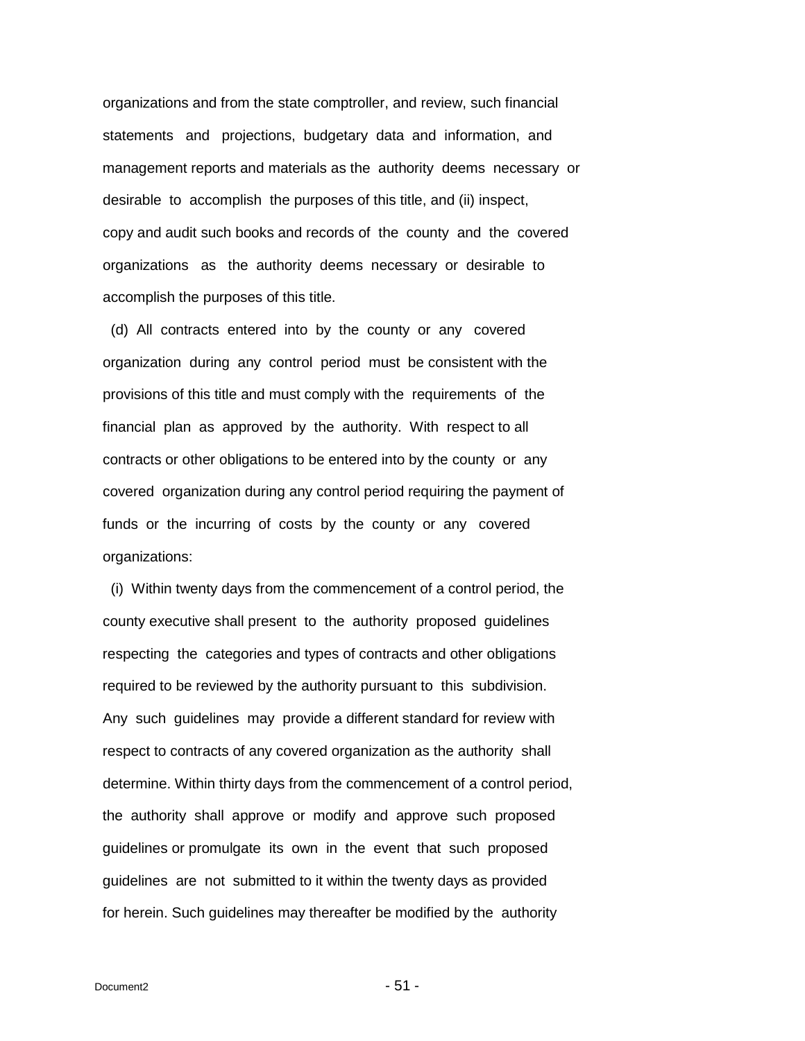organizations and from the state comptroller, and review, such financial statements and projections, budgetary data and information, and management reports and materials as the authority deems necessary or desirable to accomplish the purposes of this title, and (ii) inspect, copy and audit such books and records of the county and the covered organizations as the authority deems necessary or desirable to accomplish the purposes of this title.

(d) All contracts entered into by the county or any covered organization during any control period must be consistent with the provisions of this title and must comply with the requirements of the financial plan as approved by the authority. With respect to all contracts or other obligations to be entered into by the county or any covered organization during any control period requiring the payment of funds or the incurring of costs by the county or any covered organizations:

(i) Within twenty days from the commencement of a control period, the county executive shall present to the authority proposed guidelines respecting the categories and types of contracts and other obligations required to be reviewed by the authority pursuant to this subdivision. Any such guidelines may provide a different standard for review with respect to contracts of any covered organization as the authority shall determine. Within thirty days from the commencement of a control period, the authority shall approve or modify and approve such proposed guidelines or promulgate its own in the event that such proposed guidelines are not submitted to it within the twenty days as provided for herein. Such guidelines may thereafter be modified by the authority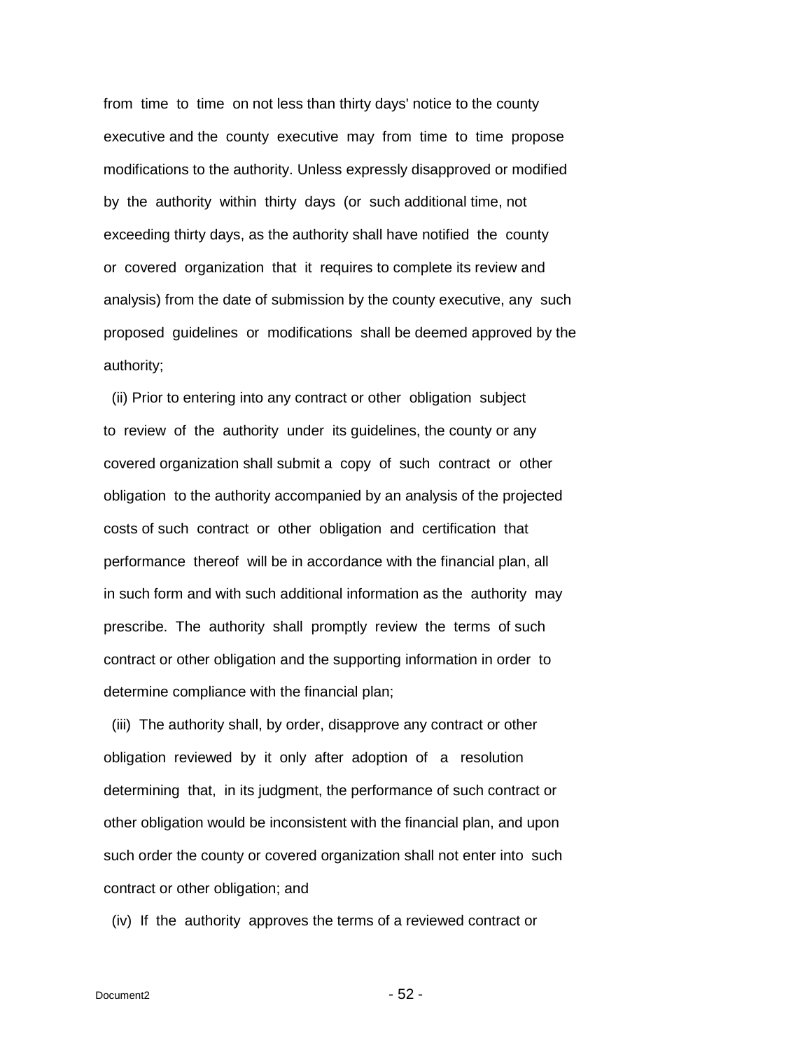from time to time on not less than thirty days' notice to the county executive and the county executive may from time to time propose modifications to the authority. Unless expressly disapproved or modified by the authority within thirty days (or such additional time, not exceeding thirty days, as the authority shall have notified the county or covered organization that it requires to complete its review and analysis) from the date of submission by the county executive, any such proposed guidelines or modifications shall be deemed approved by the authority;

(ii) Prior to entering into any contract or other obligation subject to review of the authority under its guidelines, the county or any covered organization shall submit a copy of such contract or other obligation to the authority accompanied by an analysis of the projected costs of such contract or other obligation and certification that performance thereof will be in accordance with the financial plan, all in such form and with such additional information as the authority may prescribe. The authority shall promptly review the terms of such contract or other obligation and the supporting information in order to determine compliance with the financial plan;

(iii) The authority shall, by order, disapprove any contract or other obligation reviewed by it only after adoption of a resolution determining that, in its judgment, the performance of such contract or other obligation would be inconsistent with the financial plan, and upon such order the county or covered organization shall not enter into such contract or other obligation; and

(iv) If the authority approves the terms of a reviewed contract or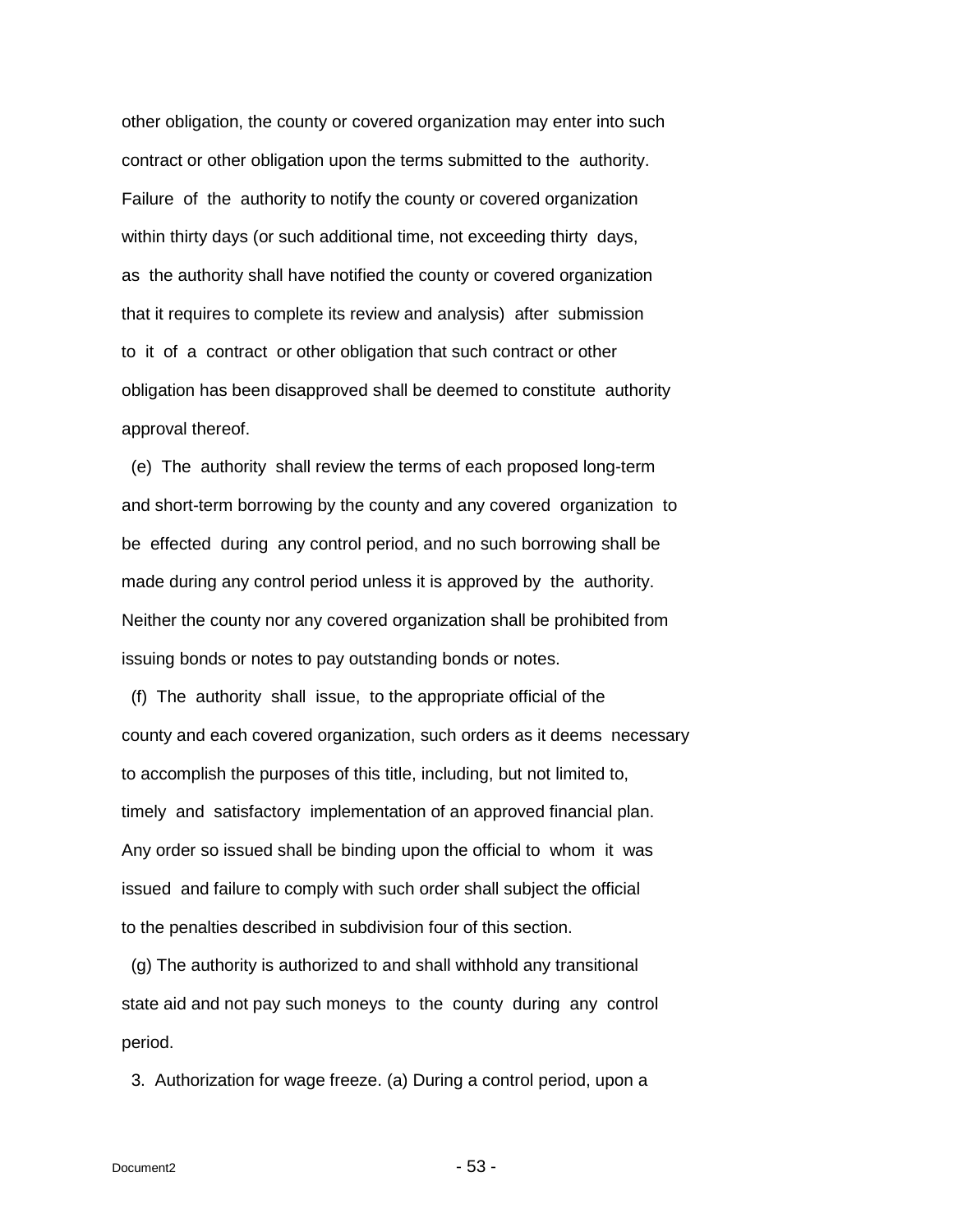other obligation, the county or covered organization may enter into such contract or other obligation upon the terms submitted to the authority. Failure of the authority to notify the county or covered organization within thirty days (or such additional time, not exceeding thirty days, as the authority shall have notified the county or covered organization that it requires to complete its review and analysis) after submission to it of a contract or other obligation that such contract or other obligation has been disapproved shall be deemed to constitute authority approval thereof.

(e) The authority shall review the terms of each proposed long-term and short-term borrowing by the county and any covered organization to be effected during any control period, and no such borrowing shall be made during any control period unless it is approved by the authority. Neither the county nor any covered organization shall be prohibited from issuing bonds or notes to pay outstanding bonds or notes.

(f) The authority shall issue, to the appropriate official of the county and each covered organization, such orders as it deems necessary to accomplish the purposes of this title, including, but not limited to, timely and satisfactory implementation of an approved financial plan. Any order so issued shall be binding upon the official to whom it was issued and failure to comply with such order shall subject the official to the penalties described in subdivision four of this section.

(g) The authority is authorized to and shall withhold any transitional state aid and not pay such moneys to the county during any control period.

3. Authorization for wage freeze. (a) During a control period, upon a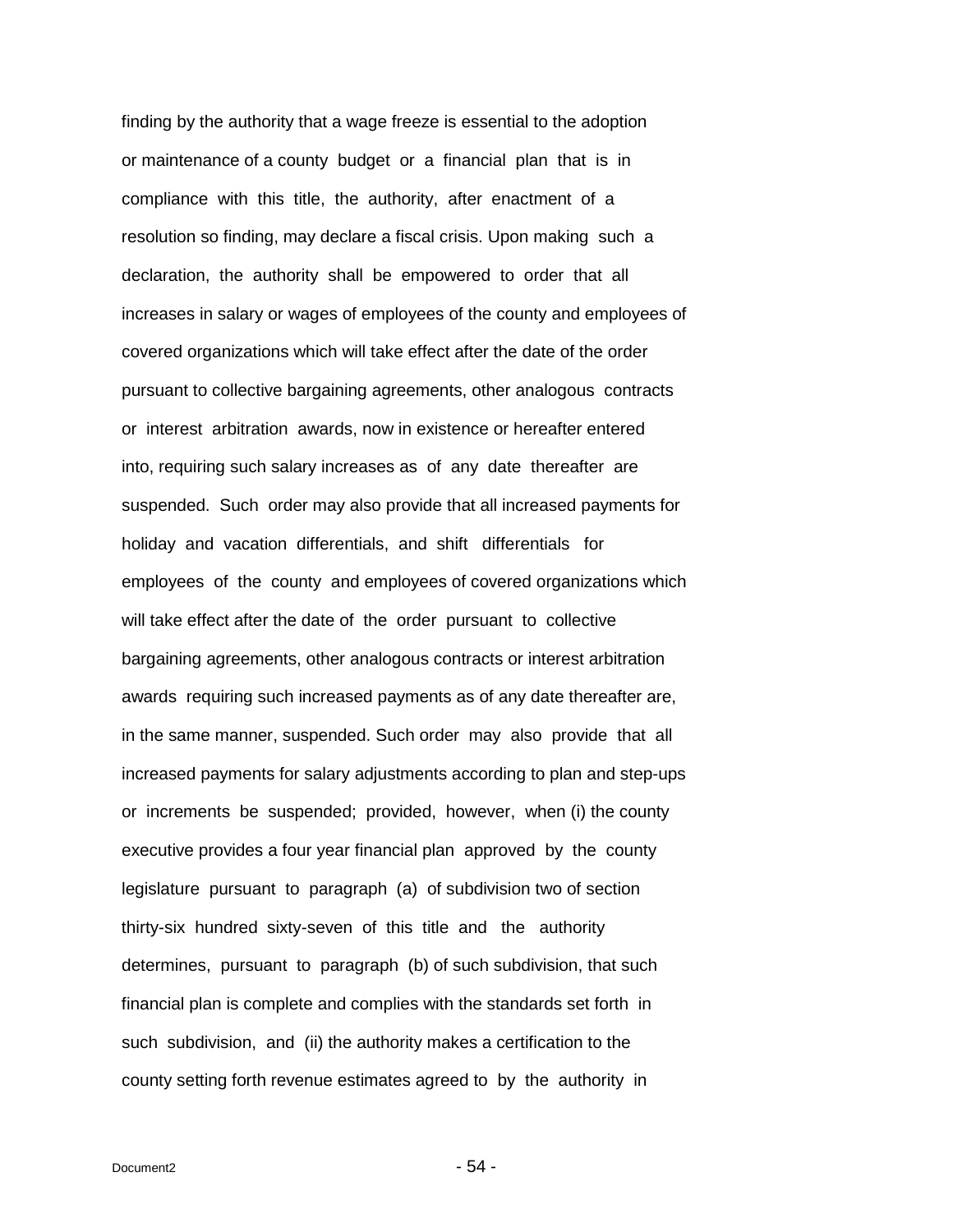finding by the authority that a wage freeze is essential to the adoption or maintenance of a county budget or a financial plan that is in compliance with this title, the authority, after enactment of a resolution so finding, may declare a fiscal crisis. Upon making such a declaration, the authority shall be empowered to order that all increases in salary or wages of employees of the county and employees of covered organizations which will take effect after the date of the order pursuant to collective bargaining agreements, other analogous contracts or interest arbitration awards, now in existence or hereafter entered into, requiring such salary increases as of any date thereafter are suspended. Such order may also provide that all increased payments for holiday and vacation differentials, and shift differentials for employees of the county and employees of covered organizations which will take effect after the date of the order pursuant to collective bargaining agreements, other analogous contracts or interest arbitration awards requiring such increased payments as of any date thereafter are, in the same manner, suspended. Such order may also provide that all increased payments for salary adjustments according to plan and step-ups or increments be suspended; provided, however, when (i) the county executive provides a four year financial plan approved by the county legislature pursuant to paragraph (a) of subdivision two of section thirty-six hundred sixty-seven of this title and the authority determines, pursuant to paragraph (b) of such subdivision, that such financial plan is complete and complies with the standards set forth in such subdivision, and (ii) the authority makes a certification to the county setting forth revenue estimates agreed to by the authority in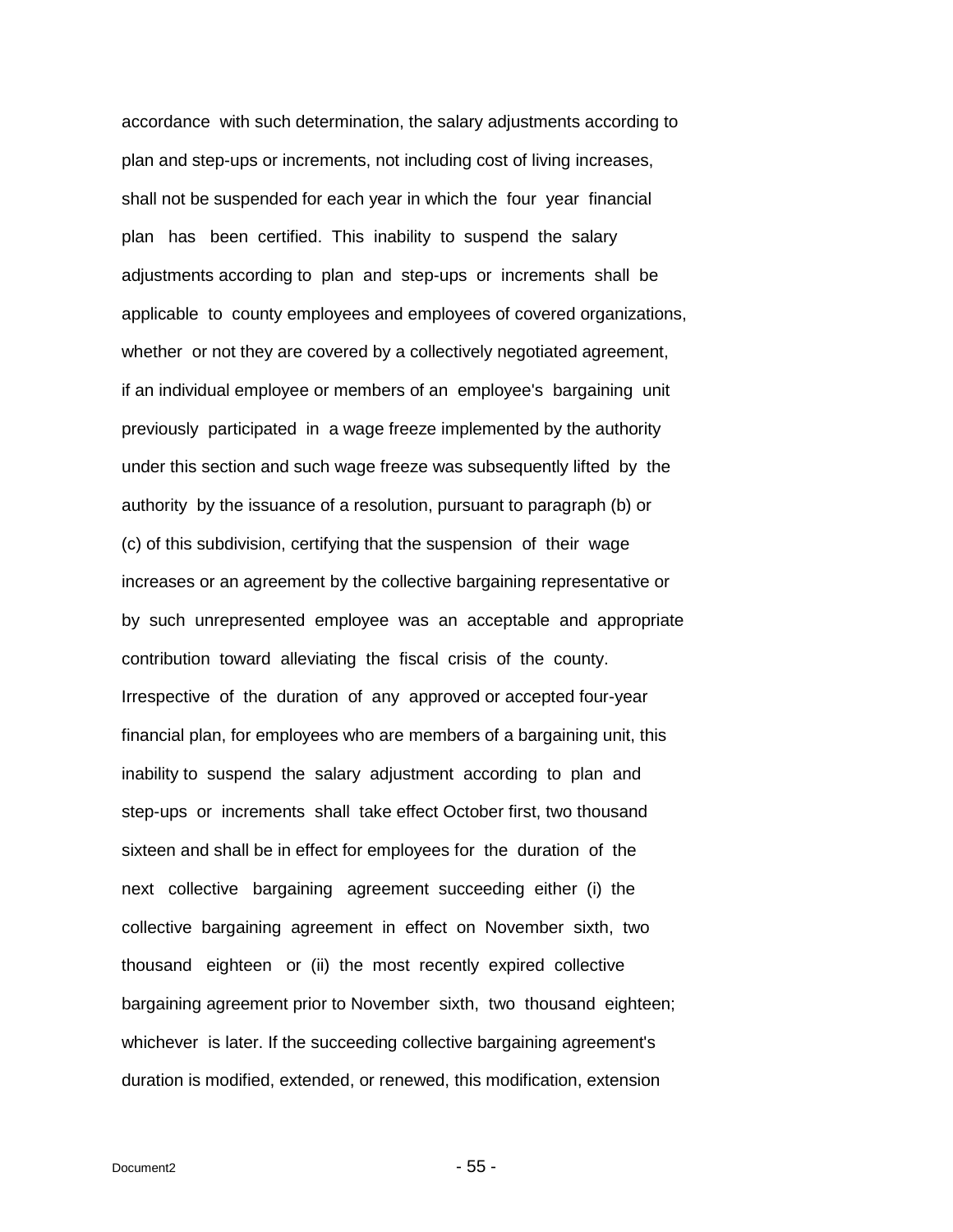accordance with such determination, the salary adjustments according to plan and step-ups or increments, not including cost of living increases, shall not be suspended for each year in which the four year financial plan has been certified. This inability to suspend the salary adjustments according to plan and step-ups or increments shall be applicable to county employees and employees of covered organizations, whether or not they are covered by a collectively negotiated agreement, if an individual employee or members of an employee's bargaining unit previously participated in a wage freeze implemented by the authority under this section and such wage freeze was subsequently lifted by the authority by the issuance of a resolution, pursuant to paragraph (b) or (c) of this subdivision, certifying that the suspension of their wage increases or an agreement by the collective bargaining representative or by such unrepresented employee was an acceptable and appropriate contribution toward alleviating the fiscal crisis of the county. Irrespective of the duration of any approved or accepted four-year financial plan, for employees who are members of a bargaining unit, this inability to suspend the salary adjustment according to plan and step-ups or increments shall take effect October first, two thousand sixteen and shall be in effect for employees for the duration of the next collective bargaining agreement succeeding either (i) the collective bargaining agreement in effect on November sixth, two thousand eighteen or (ii) the most recently expired collective bargaining agreement prior to November sixth, two thousand eighteen; whichever is later. If the succeeding collective bargaining agreement's duration is modified, extended, or renewed, this modification, extension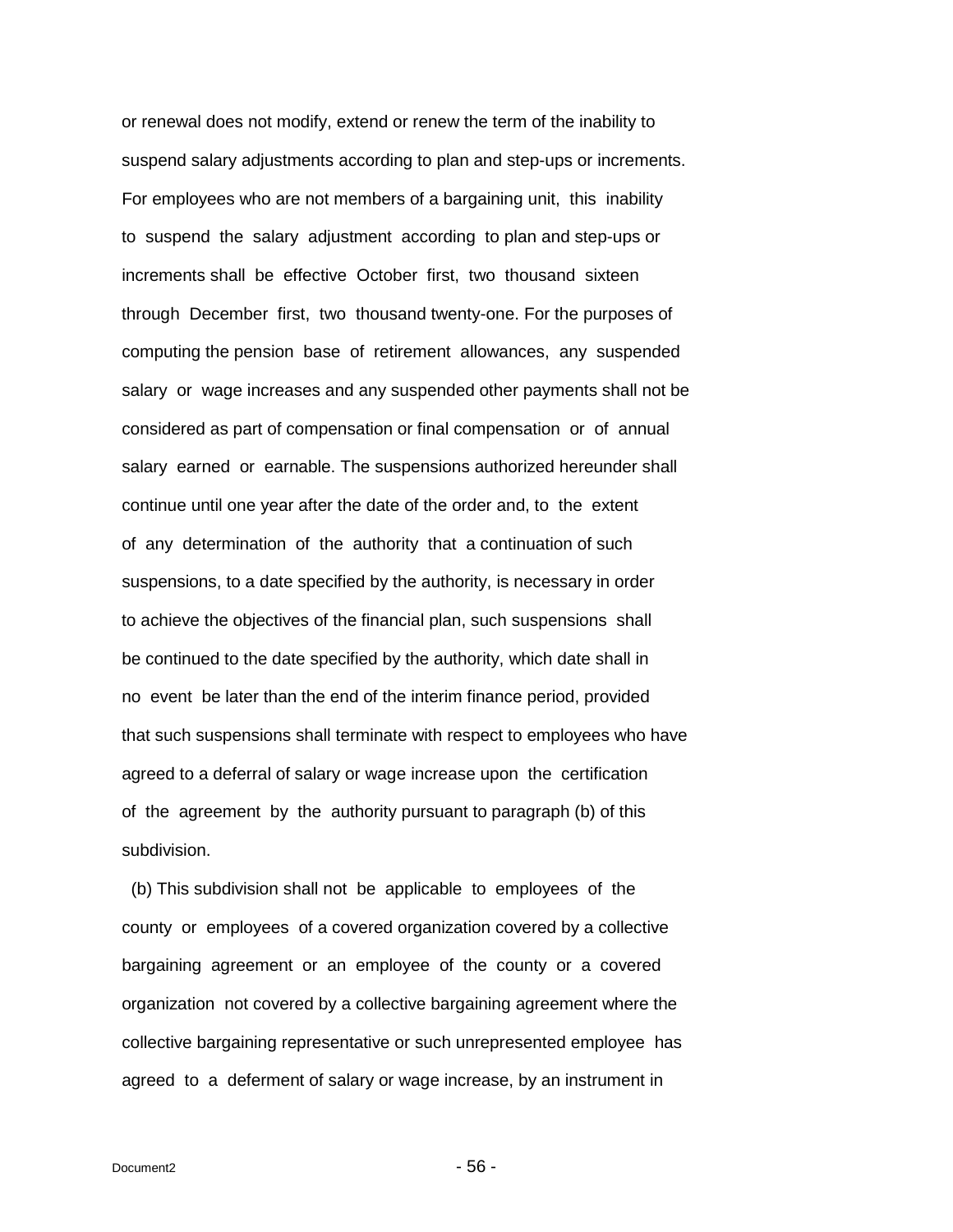or renewal does not modify, extend or renew the term of the inability to suspend salary adjustments according to plan and step-ups or increments. For employees who are not members of a bargaining unit, this inability to suspend the salary adjustment according to plan and step-ups or increments shall be effective October first, two thousand sixteen through December first, two thousand twenty-one. For the purposes of computing the pension base of retirement allowances, any suspended salary or wage increases and any suspended other payments shall not be considered as part of compensation or final compensation or of annual salary earned or earnable. The suspensions authorized hereunder shall continue until one year after the date of the order and, to the extent of any determination of the authority that a continuation of such suspensions, to a date specified by the authority, is necessary in order to achieve the objectives of the financial plan, such suspensions shall be continued to the date specified by the authority, which date shall in no event be later than the end of the interim finance period, provided that such suspensions shall terminate with respect to employees who have agreed to a deferral of salary or wage increase upon the certification of the agreement by the authority pursuant to paragraph (b) of this subdivision.

(b) This subdivision shall not be applicable to employees of the county or employees of a covered organization covered by a collective bargaining agreement or an employee of the county or a covered organization not covered by a collective bargaining agreement where the collective bargaining representative or such unrepresented employee has agreed to a deferment of salary or wage increase, by an instrument in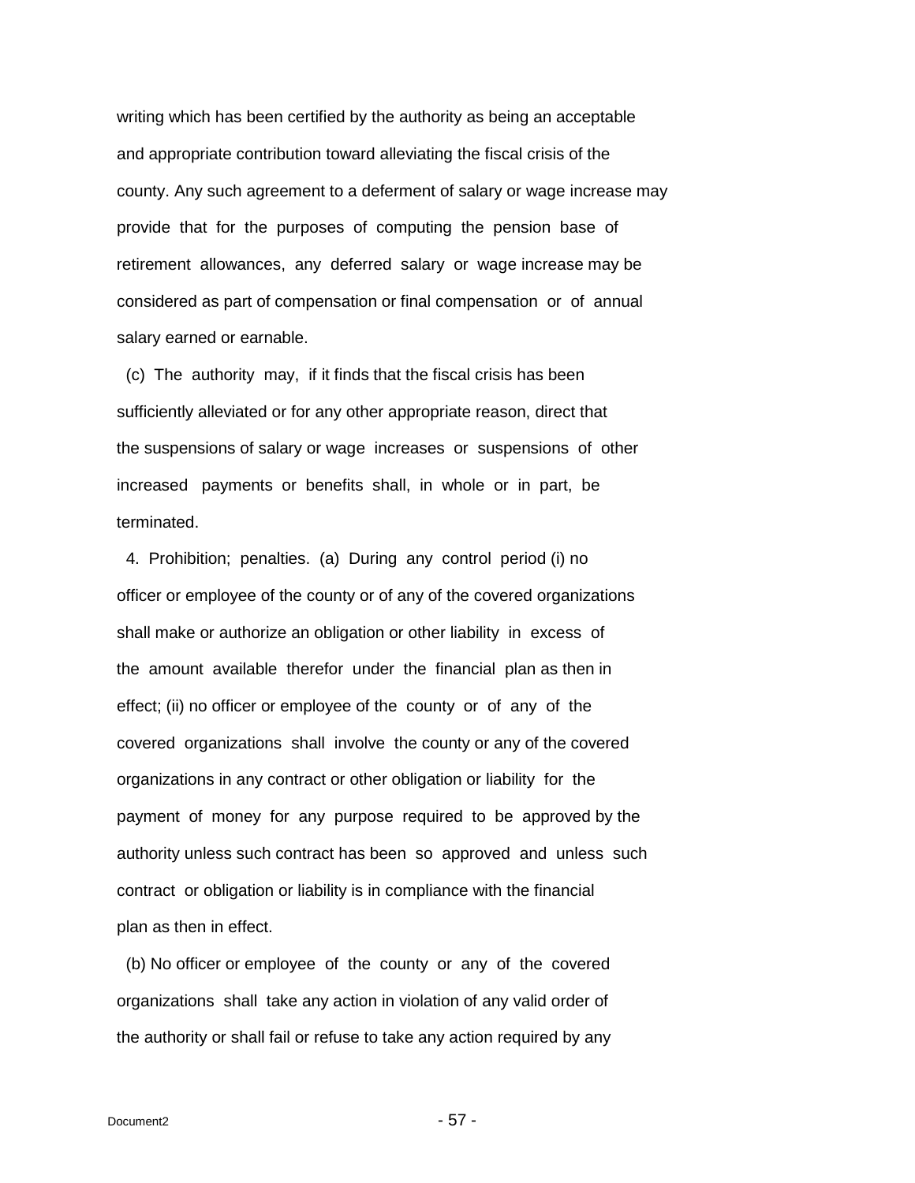writing which has been certified by the authority as being an acceptable and appropriate contribution toward alleviating the fiscal crisis of the county. Any such agreement to a deferment of salary or wage increase may provide that for the purposes of computing the pension base of retirement allowances, any deferred salary or wage increase may be considered as part of compensation or final compensation or of annual salary earned or earnable.

(c) The authority may, if it finds that the fiscal crisis has been sufficiently alleviated or for any other appropriate reason, direct that the suspensions of salary or wage increases or suspensions of other increased payments or benefits shall, in whole or in part, be terminated.

4. Prohibition; penalties. (a) During any control period (i) no officer or employee of the county or of any of the covered organizations shall make or authorize an obligation or other liability in excess of the amount available therefor under the financial plan as then in effect; (ii) no officer or employee of the county or of any of the covered organizations shall involve the county or any of the covered organizations in any contract or other obligation or liability for the payment of money for any purpose required to be approved by the authority unless such contract has been so approved and unless such contract or obligation or liability is in compliance with the financial plan as then in effect.

(b) No officer or employee of the county or any of the covered organizations shall take any action in violation of any valid order of the authority or shall fail or refuse to take any action required by any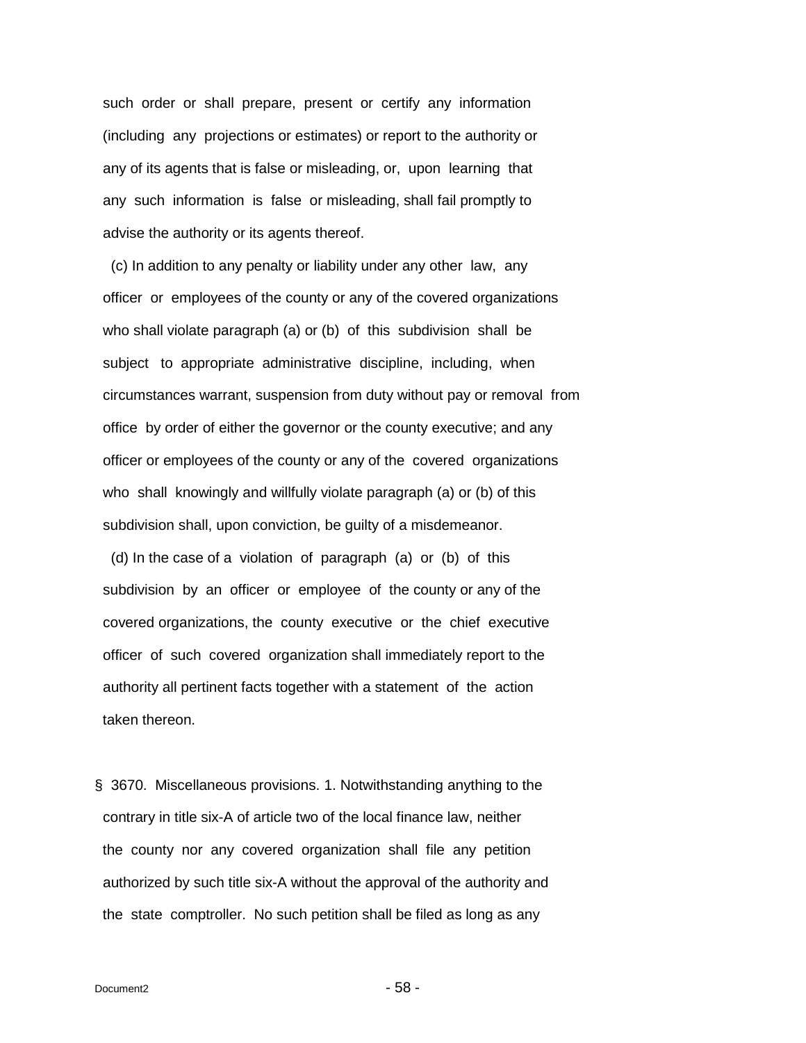such order or shall prepare, present or certify any information (including any projections or estimates) or report to the authority or any of its agents that is false or misleading, or, upon learning that any such information is false or misleading, shall fail promptly to advise the authority or its agents thereof.

(c) In addition to any penalty or liability under any other law, any officer or employees of the county or any of the covered organizations who shall violate paragraph (a) or (b) of this subdivision shall be subject to appropriate administrative discipline, including, when circumstances warrant, suspension from duty without pay or removal from office by order of either the governor or the county executive; and any officer or employees of the county or any of the covered organizations who shall knowingly and willfully violate paragraph (a) or (b) of this subdivision shall, upon conviction, be guilty of a misdemeanor.

(d) In the case of a violation of paragraph (a) or (b) of this subdivision by an officer or employee of the county or any of the covered organizations, the county executive or the chief executive officer of such covered organization shall immediately report to the authority all pertinent facts together with a statement of the action taken thereon.

§ 3670. Miscellaneous provisions. 1. Notwithstanding anything to the contrary in title six-A of article two of the local finance law, neither the county nor any covered organization shall file any petition authorized by such title six-A without the approval of the authority and the state comptroller. No such petition shall be filed as long as any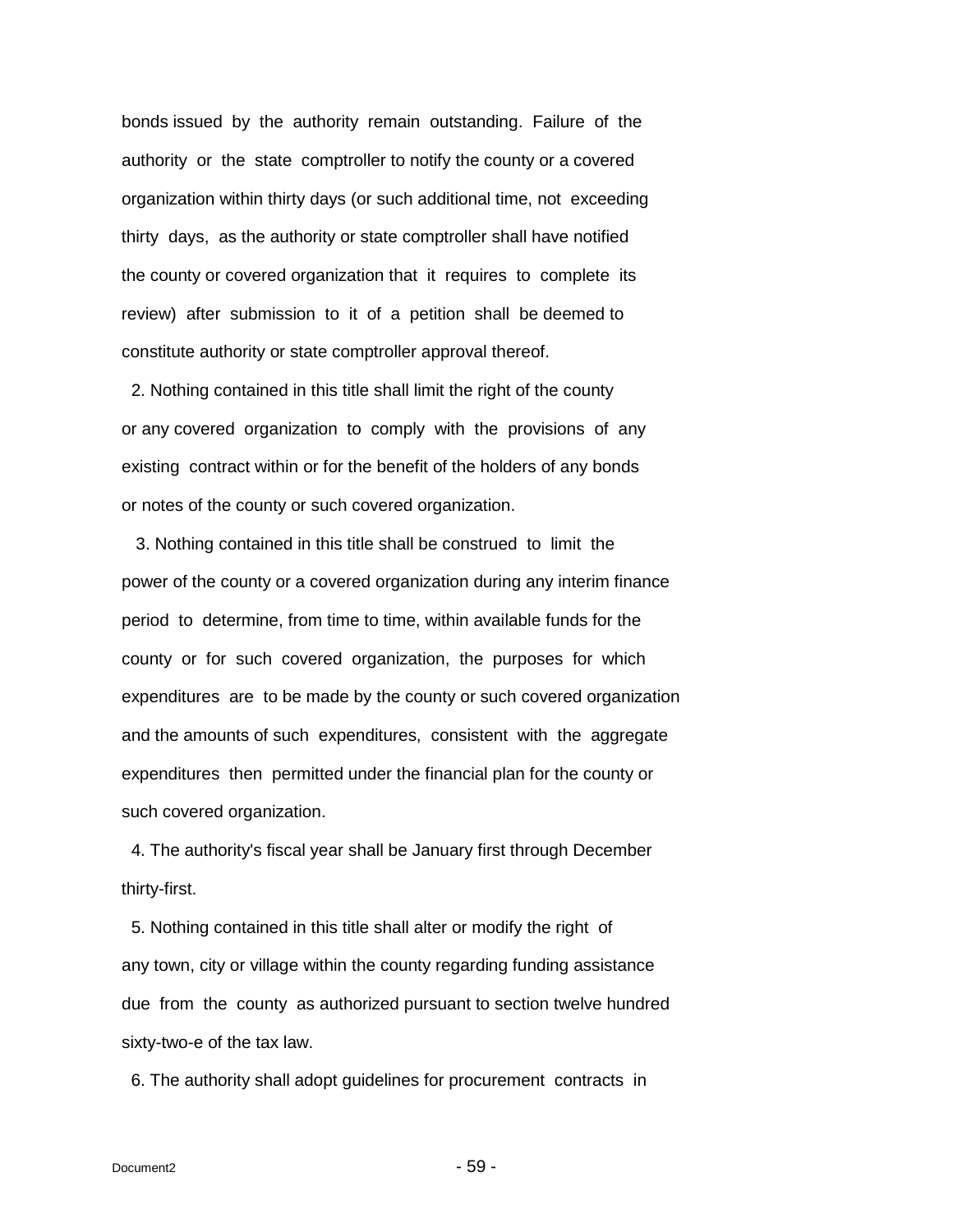bonds issued by the authority remain outstanding. Failure of the authority or the state comptroller to notify the county or a covered organization within thirty days (or such additional time, not exceeding thirty days, as the authority or state comptroller shall have notified the county or covered organization that it requires to complete its review) after submission to it of a petition shall be deemed to constitute authority or state comptroller approval thereof.

2. Nothing contained in this title shall limit the right of the county or any covered organization to comply with the provisions of any existing contract within or for the benefit of the holders of any bonds or notes of the county or such covered organization.

3. Nothing contained in this title shall be construed to limit the power of the county or a covered organization during any interim finance period to determine, from time to time, within available funds for the county or for such covered organization, the purposes for which expenditures are to be made by the county or such covered organization and the amounts of such expenditures, consistent with the aggregate expenditures then permitted under the financial plan for the county or such covered organization.

4. The authority's fiscal year shall be January first through December thirty-first.

5. Nothing contained in this title shall alter or modify the right of any town, city or village within the county regarding funding assistance due from the county as authorized pursuant to section twelve hundred sixty-two-e of the tax law.

6. The authority shall adopt guidelines for procurement contracts in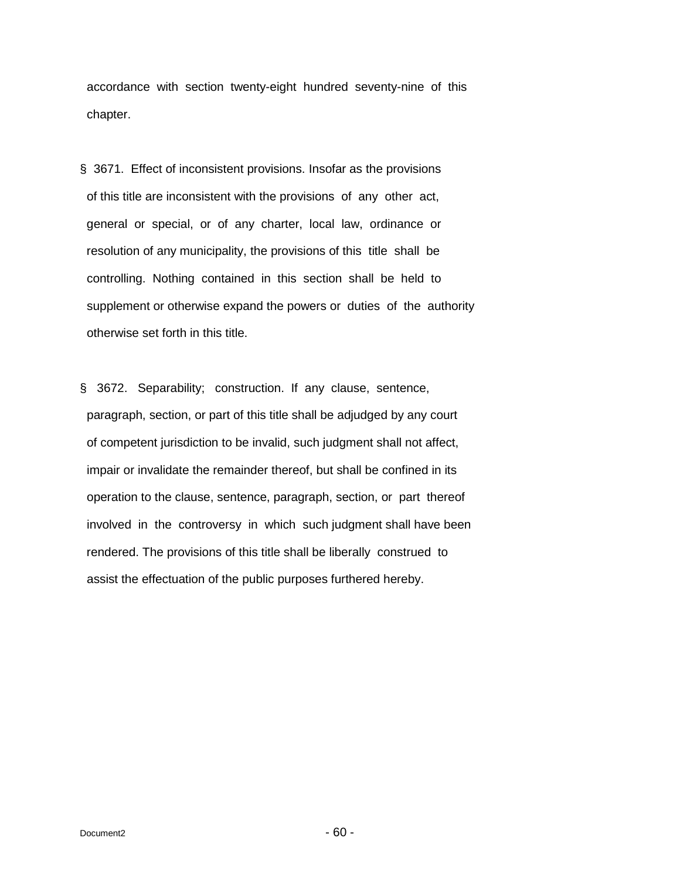accordance with section twenty-eight hundred seventy-nine of this chapter.

§ 3671. Effect of inconsistent provisions. Insofar as the provisions of this title are inconsistent with the provisions of any other act, general or special, or of any charter, local law, ordinance or resolution of any municipality, the provisions of this title shall be controlling. Nothing contained in this section shall be held to supplement or otherwise expand the powers or duties of the authority otherwise set forth in this title.

§ 3672. Separability; construction. If any clause, sentence, paragraph, section, or part of this title shall be adjudged by any court of competent jurisdiction to be invalid, such judgment shall not affect, impair or invalidate the remainder thereof, but shall be confined in its operation to the clause, sentence, paragraph, section, or part thereof involved in the controversy in which such judgment shall have been rendered. The provisions of this title shall be liberally construed to assist the effectuation of the public purposes furthered hereby.